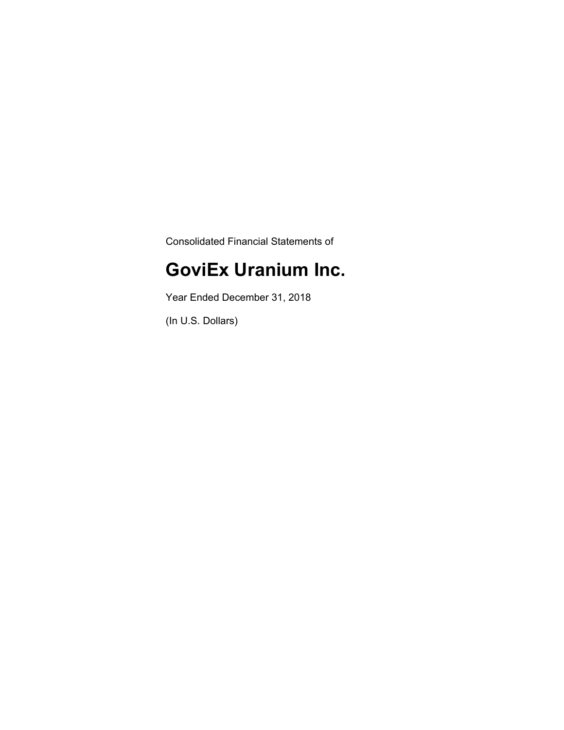Consolidated Financial Statements of

# GoviEx Uranium Inc.

Year Ended December 31, 2018

(In U.S. Dollars)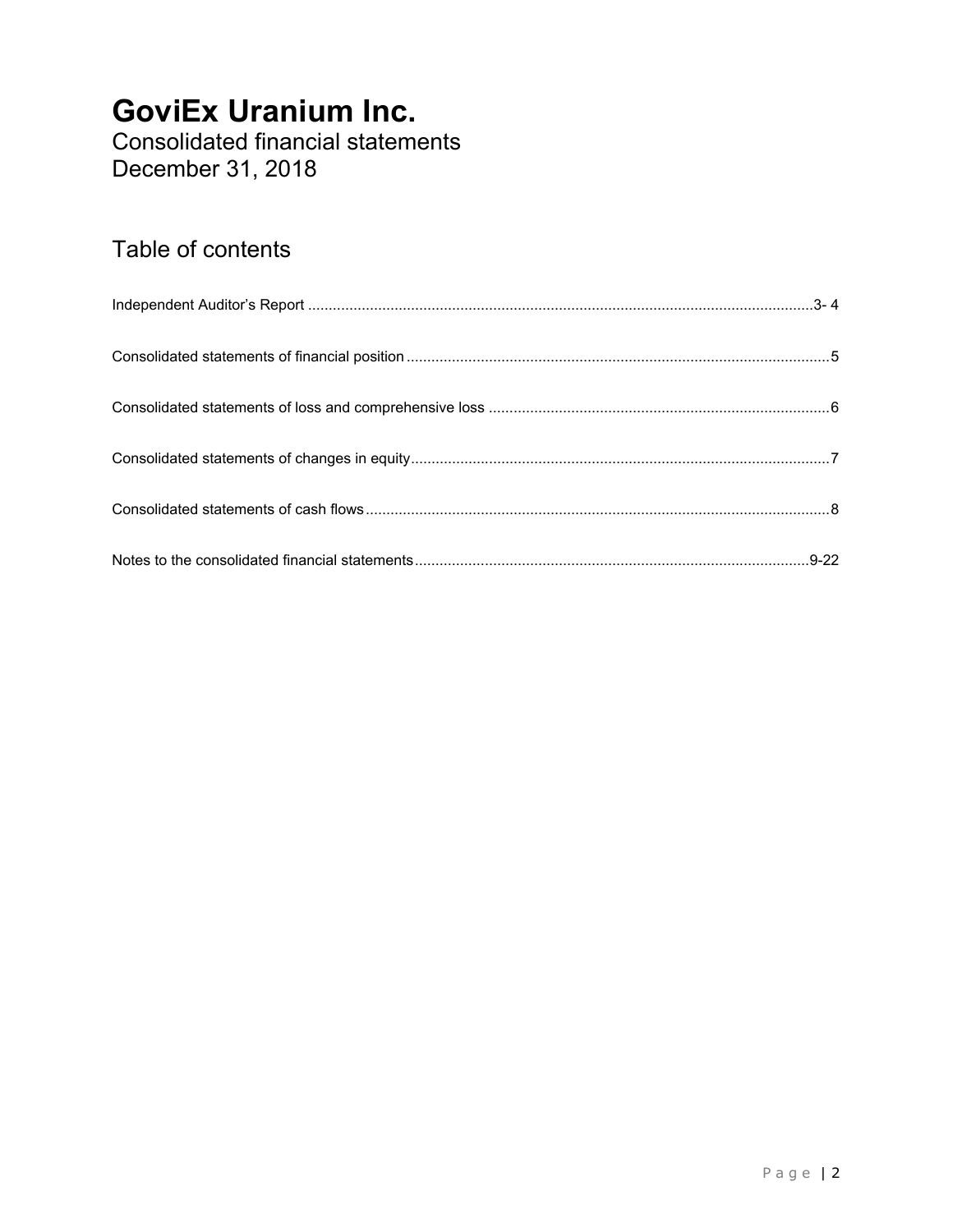# GoviEx Uranium Inc.

Consolidated financial statements
December 31, 2018

## Table of contents

Independent Auditor's Report ....................................................................................................................3- 4

Consolidated statements of financial position ....................................................................................................5

Consolidated statements of loss and comprehensive loss ..................................................................................6

Consolidated statements of changes in equity....................................................................................................7

Consolidated statements of cash flows ...............................................................................................................8

Notes to the consolidated financial statements ..............................................................................................9-22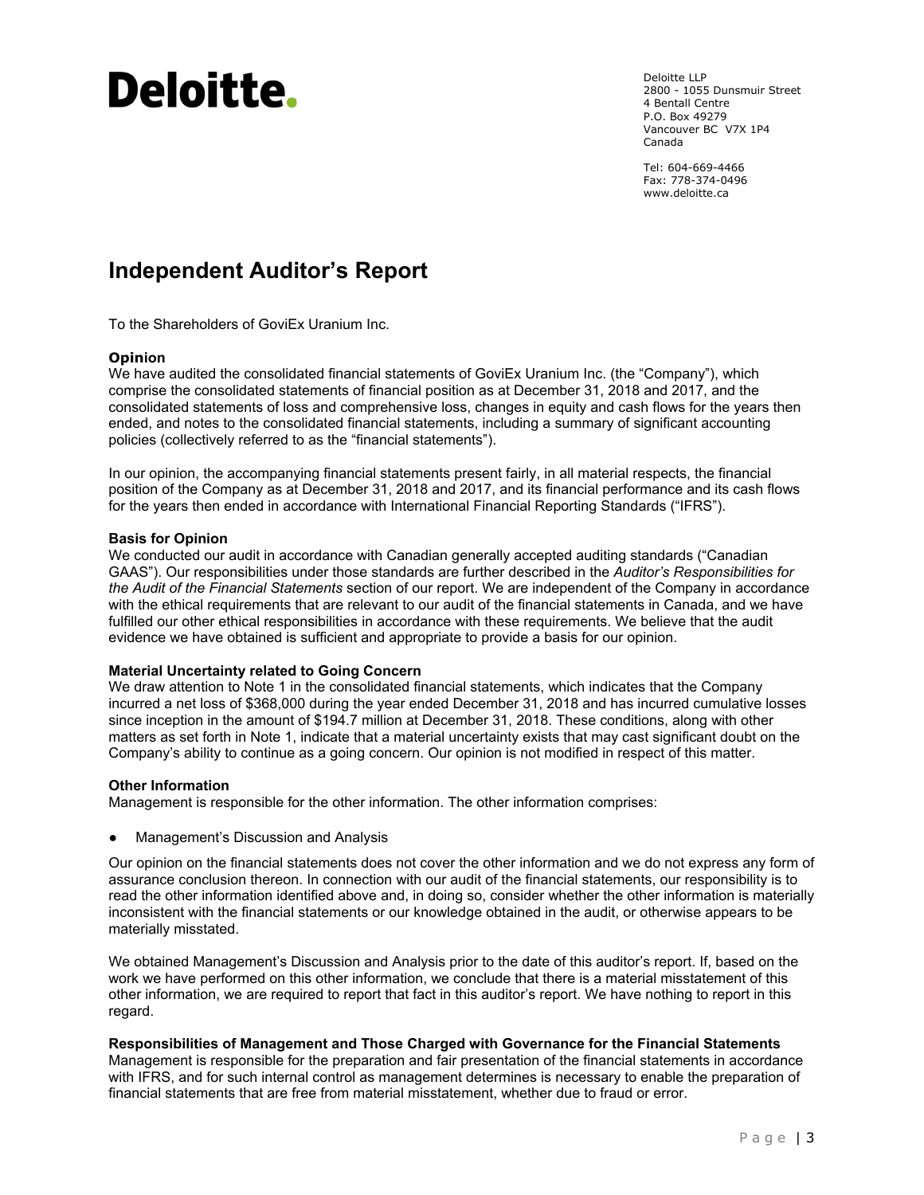# Deloitte.

Deloitte LLP
2800 - 1055 Dunsmuir Street
4 Bentall Centre
P.O. Box 49279
Vancouver BC V7X 1P4
Canada

Tel: 604-669-4466
Fax: 778-374-0496
www.deloitte.ca

## Independent Auditor's Report

To the Shareholders of GoviEx Uranium Inc.

**Opinion**

We have audited the consolidated financial statements of GoviEx Uranium Inc. (the "Company"), which comprise the consolidated statements of financial position as at December 31, 2018 and 2017, and the consolidated statements of loss and comprehensive loss, changes in equity and cash flows for the years then ended, and notes to the consolidated financial statements, including a summary of significant accounting policies (collectively referred to as the "financial statements").

In our opinion, the accompanying financial statements present fairly, in all material respects, the financial position of the Company as at December 31, 2018 and 2017, and its financial performance and its cash flows for the years then ended in accordance with International Financial Reporting Standards ("IFRS").

**Basis for Opinion**

We conducted our audit in accordance with Canadian generally accepted auditing standards ("Canadian GAAS"). Our responsibilities under those standards are further described in the *Auditor's Responsibilities for the Audit of the Financial Statements* section of our report. We are independent of the Company in accordance with the ethical requirements that are relevant to our audit of the financial statements in Canada, and we have fulfilled our other ethical responsibilities in accordance with these requirements. We believe that the audit evidence we have obtained is sufficient and appropriate to provide a basis for our opinion.

**Material Uncertainty related to Going Concern**

We draw attention to Note 1 in the consolidated financial statements, which indicates that the Company incurred a net loss of $368,000 during the year ended December 31, 2018 and has incurred cumulative losses since inception in the amount of $194.7 million at December 31, 2018. These conditions, along with other matters as set forth in Note 1, indicate that a material uncertainty exists that may cast significant doubt on the Company's ability to continue as a going concern. Our opinion is not modified in respect of this matter.

**Other Information**

Management is responsible for the other information. The other information comprises:

- Management's Discussion and Analysis

Our opinion on the financial statements does not cover the other information and we do not express any form of assurance conclusion thereon. In connection with our audit of the financial statements, our responsibility is to read the other information identified above and, in doing so, consider whether the other information is materially inconsistent with the financial statements or our knowledge obtained in the audit, or otherwise appears to be materially misstated.

We obtained Management's Discussion and Analysis prior to the date of this auditor's report. If, based on the work we have performed on this other information, we conclude that there is a material misstatement of this other information, we are required to report that fact in this auditor's report. We have nothing to report in this regard.

**Responsibilities of Management and Those Charged with Governance for the Financial Statements**

Management is responsible for the preparation and fair presentation of the financial statements in accordance with IFRS, and for such internal control as management determines is necessary to enable the preparation of financial statements that are free from material misstatement, whether due to fraud or error.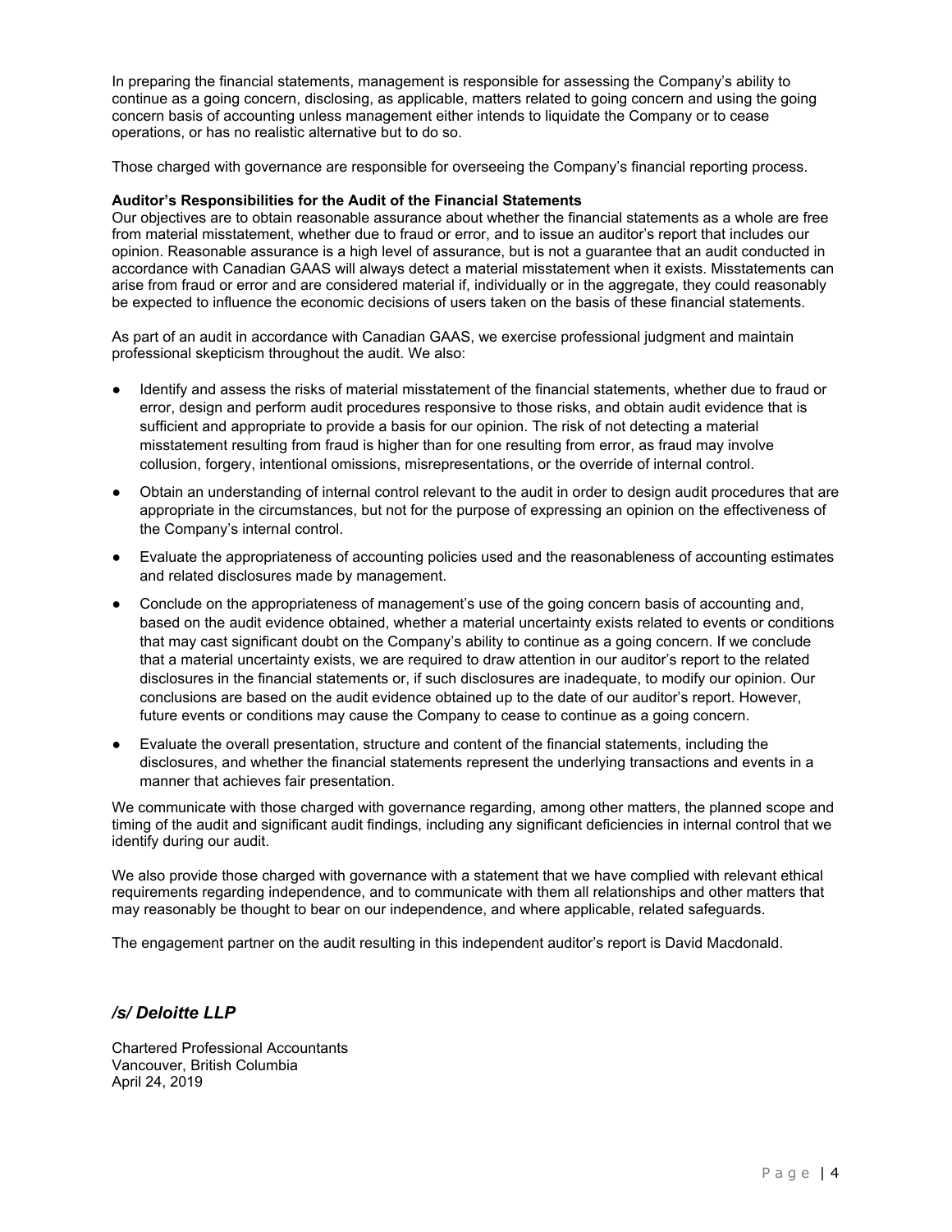In preparing the financial statements, management is responsible for assessing the Company's ability to continue as a going concern, disclosing, as applicable, matters related to going concern and using the going concern basis of accounting unless management either intends to liquidate the Company or to cease operations, or has no realistic alternative but to do so.

Those charged with governance are responsible for overseeing the Company's financial reporting process.

**Auditor's Responsibilities for the Audit of the Financial Statements**

Our objectives are to obtain reasonable assurance about whether the financial statements as a whole are free from material misstatement, whether due to fraud or error, and to issue an auditor's report that includes our opinion. Reasonable assurance is a high level of assurance, but is not a guarantee that an audit conducted in accordance with Canadian GAAS will always detect a material misstatement when it exists. Misstatements can arise from fraud or error and are considered material if, individually or in the aggregate, they could reasonably be expected to influence the economic decisions of users taken on the basis of these financial statements.

As part of an audit in accordance with Canadian GAAS, we exercise professional judgment and maintain professional skepticism throughout the audit. We also:

- Identify and assess the risks of material misstatement of the financial statements, whether due to fraud or error, design and perform audit procedures responsive to those risks, and obtain audit evidence that is sufficient and appropriate to provide a basis for our opinion. The risk of not detecting a material misstatement resulting from fraud is higher than for one resulting from error, as fraud may involve collusion, forgery, intentional omissions, misrepresentations, or the override of internal control.
- Obtain an understanding of internal control relevant to the audit in order to design audit procedures that are appropriate in the circumstances, but not for the purpose of expressing an opinion on the effectiveness of the Company's internal control.
- Evaluate the appropriateness of accounting policies used and the reasonableness of accounting estimates and related disclosures made by management.
- Conclude on the appropriateness of management's use of the going concern basis of accounting and, based on the audit evidence obtained, whether a material uncertainty exists related to events or conditions that may cast significant doubt on the Company's ability to continue as a going concern. If we conclude that a material uncertainty exists, we are required to draw attention in our auditor's report to the related disclosures in the financial statements or, if such disclosures are inadequate, to modify our opinion. Our conclusions are based on the audit evidence obtained up to the date of our auditor's report. However, future events or conditions may cause the Company to cease to continue as a going concern.
- Evaluate the overall presentation, structure and content of the financial statements, including the disclosures, and whether the financial statements represent the underlying transactions and events in a manner that achieves fair presentation.

We communicate with those charged with governance regarding, among other matters, the planned scope and timing of the audit and significant audit findings, including any significant deficiencies in internal control that we identify during our audit.

We also provide those charged with governance with a statement that we have complied with relevant ethical requirements regarding independence, and to communicate with them all relationships and other matters that may reasonably be thought to bear on our independence, and where applicable, related safeguards.

The engagement partner on the audit resulting in this independent auditor's report is David Macdonald.

***/s/ Deloitte LLP***

Chartered Professional Accountants
Vancouver, British Columbia
April 24, 2019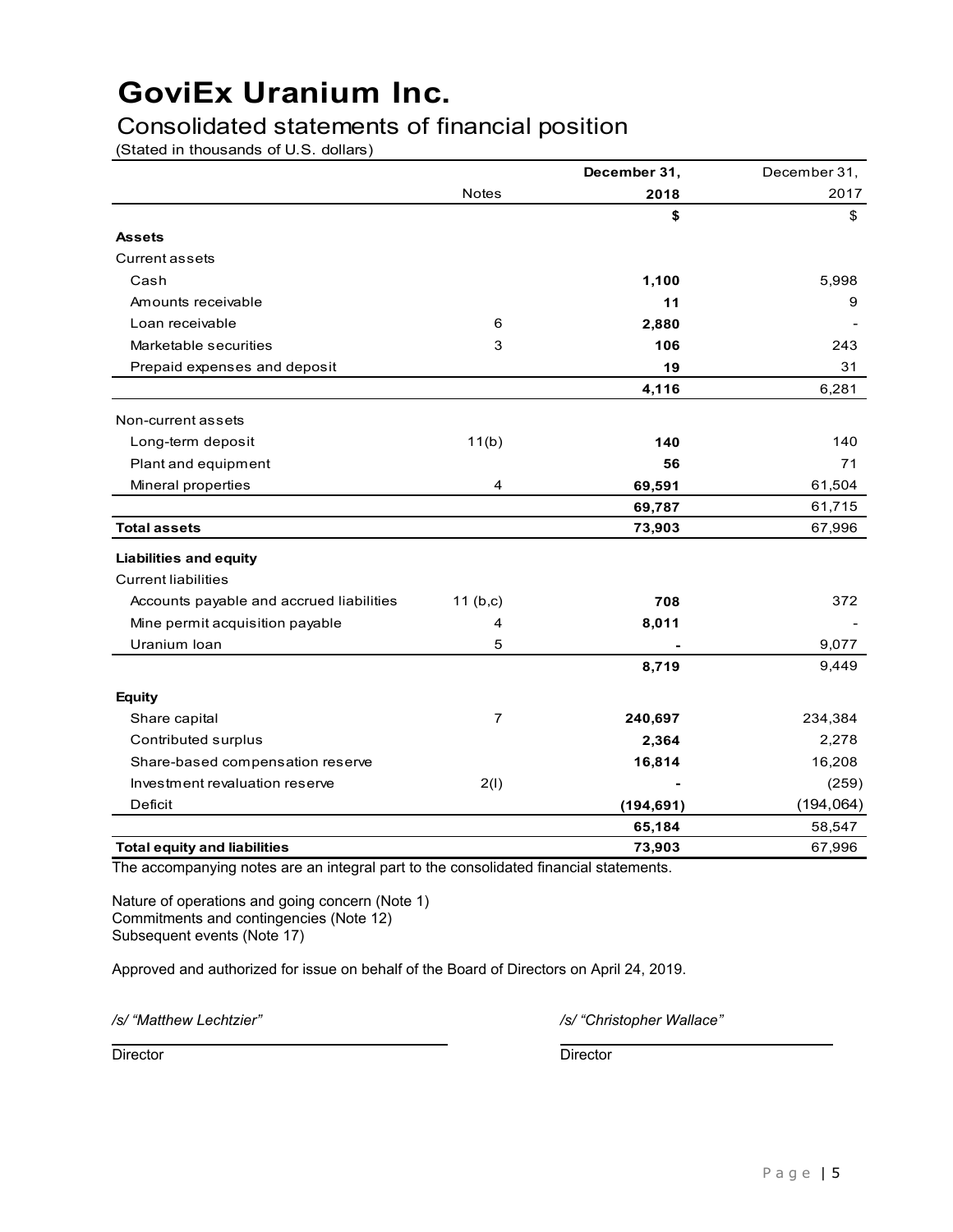# GoviEx Uranium Inc.

## Consolidated statements of financial position

(Stated in thousands of U.S. dollars)

| | Notes | December 31, 2018 | December 31, 2017 |
|---|---|---|---|
| | | **$** | $ |
| **Assets** | | | |
| Current assets | | | |
| Cash | | **1,100** | 5,998 |
| Amounts receivable | | **11** | 9 |
| Loan receivable | 6 | **2,880** | - |
| Marketable securities | 3 | **106** | 243 |
| Prepaid expenses and deposit | | **19** | 31 |
| | | **4,116** | 6,281 |
| Non-current assets | | | |
| Long-term deposit | 11(b) | **140** | 140 |
| Plant and equipment | | **56** | 71 |
| Mineral properties | 4 | **69,591** | 61,504 |
| | | **69,787** | 61,715 |
| **Total assets** | | **73,903** | 67,996 |
| **Liabilities and equity** | | | |
| Current liabilities | | | |
| Accounts payable and accrued liabilities | 11 (b,c) | **708** | 372 |
| Mine permit acquisition payable | 4 | **8,011** | - |
| Uranium loan | 5 | **-** | 9,077 |
| | | **8,719** | 9,449 |
| **Equity** | | | |
| Share capital | 7 | **240,697** | 234,384 |
| Contributed surplus | | **2,364** | 2,278 |
| Share-based compensation reserve | | **16,814** | 16,208 |
| Investment revaluation reserve | 2(l) | **-** | (259) |
| Deficit | | **(194,691)** | (194,064) |
| | | **65,184** | 58,547 |
| **Total equity and liabilities** | | **73,903** | 67,996 |

The accompanying notes are an integral part to the consolidated financial statements.

Nature of operations and going concern (Note 1)
Commitments and contingencies (Note 12)
Subsequent events (Note 17)

Approved and authorized for issue on behalf of the Board of Directors on April 24, 2019.

*/s/ "Matthew Lechtzier"*
Director

*/s/ "Christopher Wallace"*
Director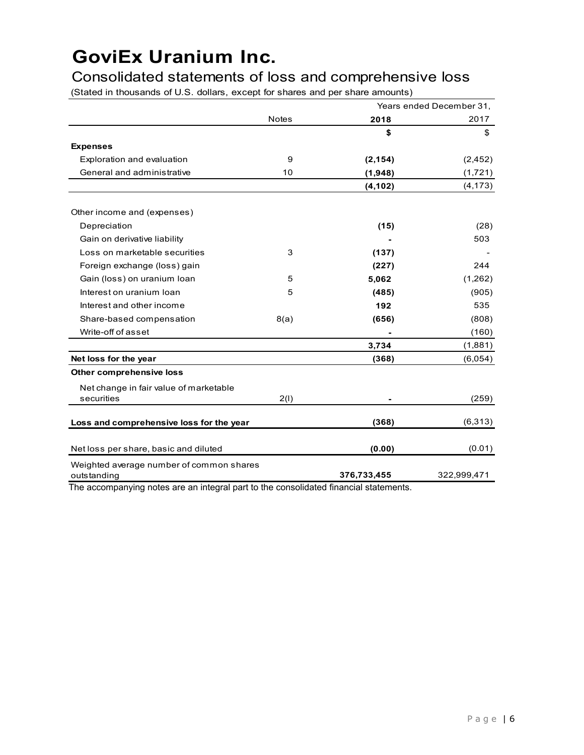# GoviEx Uranium Inc.

## Consolidated statements of loss and comprehensive loss

(Stated in thousands of U.S. dollars, except for shares and per share amounts)

| | Notes | Years ended December 31, 2018 | 2017 |
|---|---|---|---|
| | | **$** | $ |
| **Expenses** | | | |
| Exploration and evaluation | 9 | **(2,154)** | (2,452) |
| General and administrative | 10 | **(1,948)** | (1,721) |
| | | **(4,102)** | (4,173) |
| Other income and (expenses) | | | |
| Depreciation | | **(15)** | (28) |
| Gain on derivative liability | | **-** | 503 |
| Loss on marketable securities | 3 | **(137)** | - |
| Foreign exchange (loss) gain | | **(227)** | 244 |
| Gain (loss) on uranium loan | 5 | **5,062** | (1,262) |
| Interest on uranium loan | 5 | **(485)** | (905) |
| Interest and other income | | **192** | 535 |
| Share-based compensation | 8(a) | **(656)** | (808) |
| Write-off of asset | | **-** | (160) |
| | | **3,734** | (1,881) |
| **Net loss for the year** | | **(368)** | (6,054) |
| **Other comprehensive loss** | | | |
| Net change in fair value of marketable securities | 2(l) | **-** | (259) |
| **Loss and comprehensive loss for the year** | | **(368)** | (6,313) |
| Net loss per share, basic and diluted | | **(0.00)** | (0.01) |
| Weighted average number of common shares outstanding | | **376,733,455** | 322,999,471 |

The accompanying notes are an integral part to the consolidated financial statements.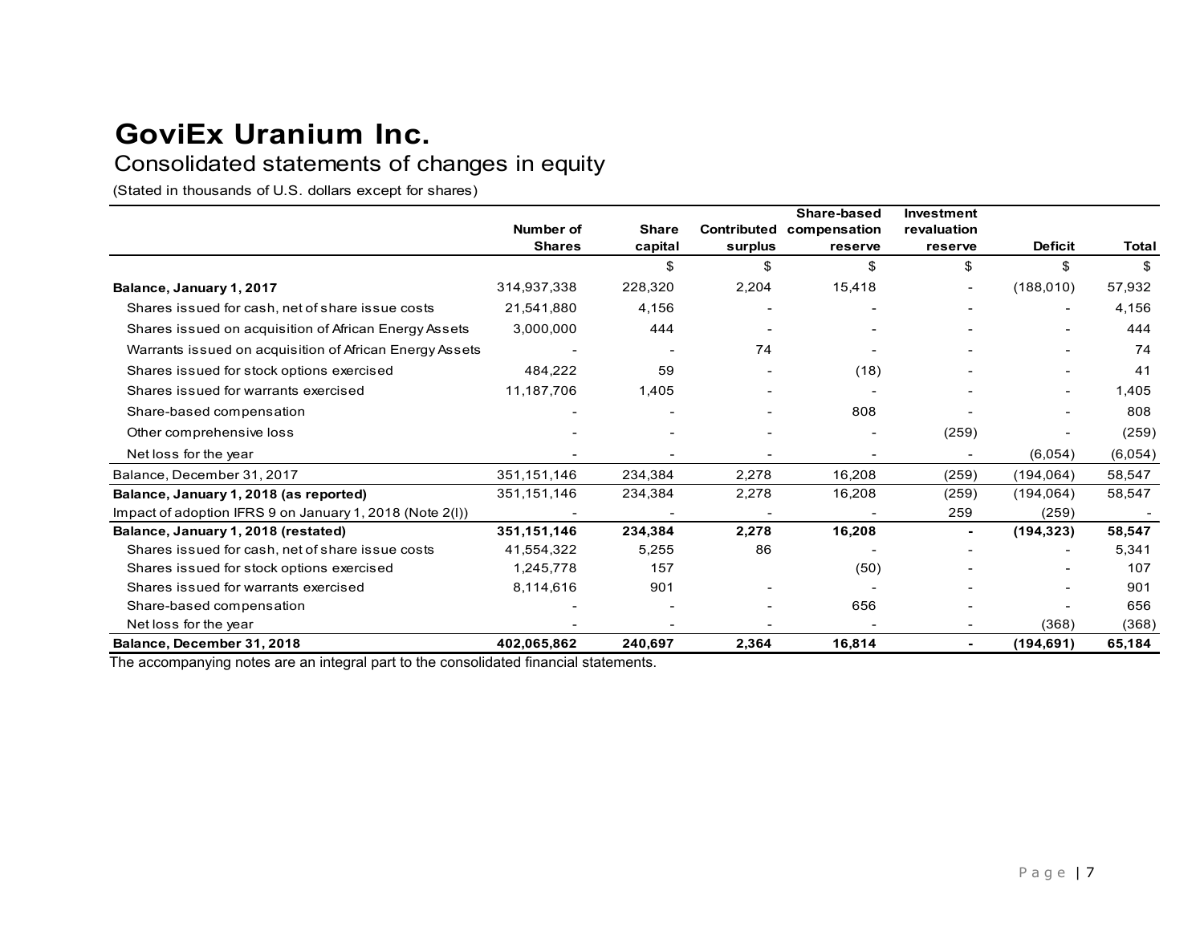# GoviEx Uranium Inc.

## Consolidated statements of changes in equity

(Stated in thousands of U.S. dollars except for shares)

| | Number of Shares | Share capital | Contributed surplus | Share-based compensation reserve | Investment revaluation reserve | Deficit | Total |
|---|---|---|---|---|---|---|---|
| | | $ | $ | $ | $ | $ | $ |
| **Balance, January 1, 2017** | 314,937,338 | 228,320 | 2,204 | 15,418 | - | (188,010) | 57,932 |
| Shares issued for cash, net of share issue costs | 21,541,880 | 4,156 | - | - | - | - | 4,156 |
| Shares issued on acquisition of African Energy Assets | 3,000,000 | 444 | - | - | - | - | 444 |
| Warrants issued on acquisition of African Energy Assets | - | - | 74 | - | - | - | 74 |
| Shares issued for stock options exercised | 484,222 | 59 | - | (18) | - | - | 41 |
| Shares issued for warrants exercised | 11,187,706 | 1,405 | - | - | - | - | 1,405 |
| Share-based compensation | - | - | - | 808 | - | - | 808 |
| Other comprehensive loss | - | - | - | - | (259) | - | (259) |
| Net loss for the year | - | - | - | - | - | (6,054) | (6,054) |
| Balance, December 31, 2017 | 351,151,146 | 234,384 | 2,278 | 16,208 | (259) | (194,064) | 58,547 |
| **Balance, January 1, 2018 (as reported)** | 351,151,146 | 234,384 | 2,278 | 16,208 | (259) | (194,064) | 58,547 |
| Impact of adoption IFRS 9 on January 1, 2018 (Note 2(l)) | - | - | - | - | 259 | (259) | - |
| **Balance, January 1, 2018 (restated)** | **351,151,146** | **234,384** | **2,278** | **16,208** | **-** | **(194,323)** | **58,547** |
| Shares issued for cash, net of share issue costs | 41,554,322 | 5,255 | 86 | - | - | - | 5,341 |
| Shares issued for stock options exercised | 1,245,778 | 157 | | (50) | - | - | 107 |
| Shares issued for warrants exercised | 8,114,616 | 901 | - | - | - | - | 901 |
| Share-based compensation | - | - | - | 656 | - | - | 656 |
| Net loss for the year | - | - | - | - | - | (368) | (368) |
| **Balance, December 31, 2018** | **402,065,862** | **240,697** | **2,364** | **16,814** | **-** | **(194,691)** | **65,184** |

The accompanying notes are an integral part to the consolidated financial statements.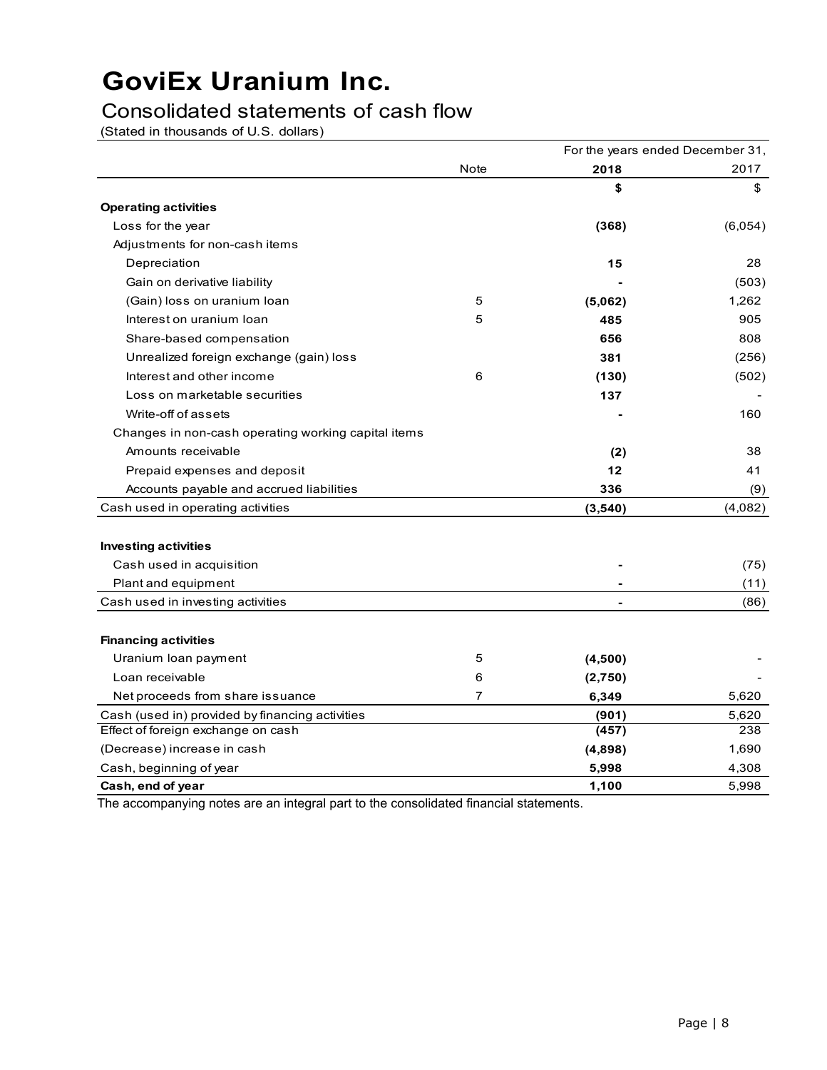# GoviEx Uranium Inc.

## Consolidated statements of cash flow

(Stated in thousands of U.S. dollars)

| | Note | For the years ended December 31, 2018 | 2017 |
|---|---|---|---|
| | | **$** | $ |
| **Operating activities** | | | |
| Loss for the year | | **(368)** | (6,054) |
| Adjustments for non-cash items | | | |
| Depreciation | | **15** | 28 |
| Gain on derivative liability | | **-** | (503) |
| (Gain) loss on uranium loan | 5 | **(5,062)** | 1,262 |
| Interest on uranium loan | 5 | **485** | 905 |
| Share-based compensation | | **656** | 808 |
| Unrealized foreign exchange (gain) loss | | **381** | (256) |
| Interest and other income | 6 | **(130)** | (502) |
| Loss on marketable securities | | **137** | - |
| Write-off of assets | | **-** | 160 |
| Changes in non-cash operating working capital items | | | |
| Amounts receivable | | **(2)** | 38 |
| Prepaid expenses and deposit | | **12** | 41 |
| Accounts payable and accrued liabilities | | **336** | (9) |
| Cash used in operating activities | | **(3,540)** | (4,082) |
| | | | |
| **Investing activities** | | | |
| Cash used in acquisition | | **-** | (75) |
| Plant and equipment | | **-** | (11) |
| Cash used in investing activities | | **-** | (86) |
| | | | |
| **Financing activities** | | | |
| Uranium loan payment | 5 | **(4,500)** | - |
| Loan receivable | 6 | **(2,750)** | - |
| Net proceeds from share issuance | 7 | **6,349** | 5,620 |
| Cash (used in) provided by financing activities | | **(901)** | 5,620 |
| Effect of foreign exchange on cash | | **(457)** | 238 |
| (Decrease) increase in cash | | **(4,898)** | 1,690 |
| Cash, beginning of year | | **5,998** | 4,308 |
| **Cash, end of year** | | **1,100** | 5,998 |

The accompanying notes are an integral part to the consolidated financial statements.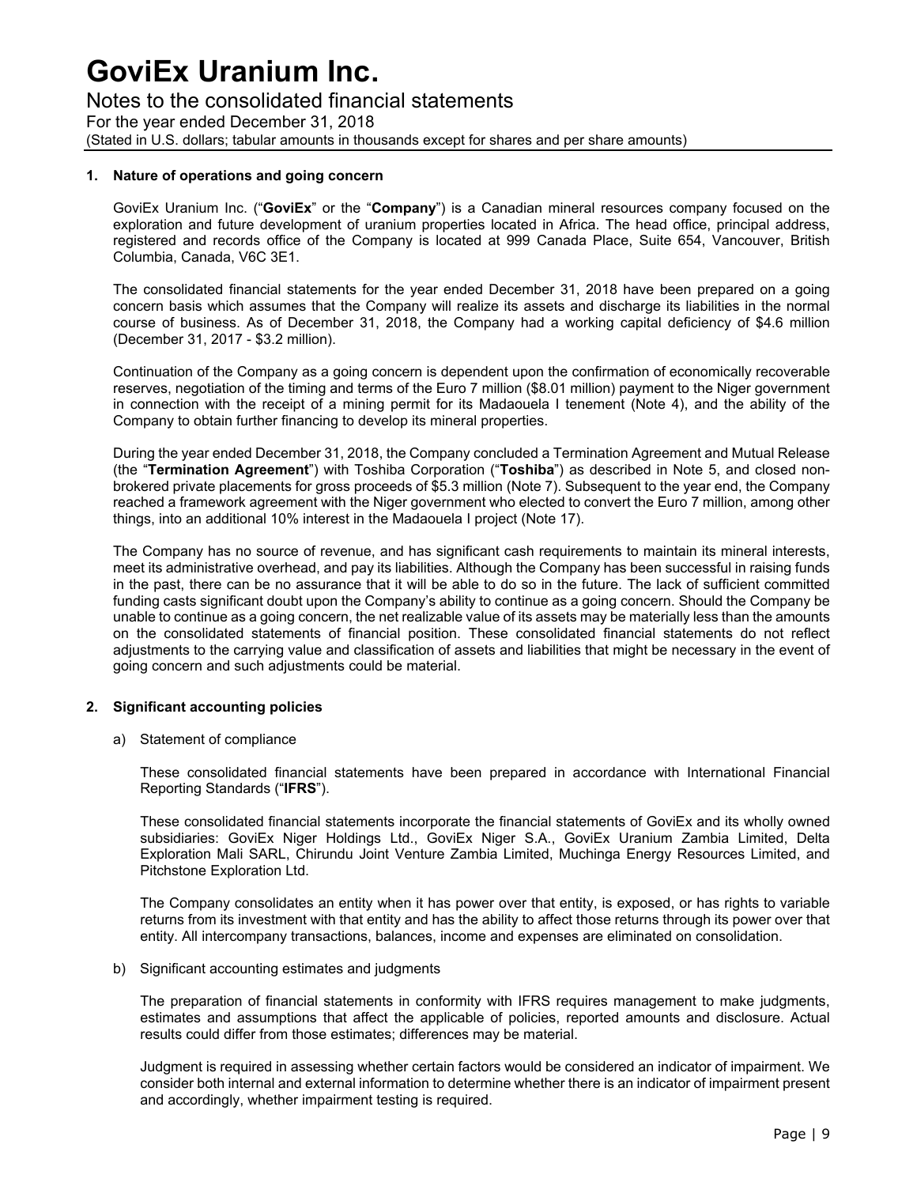## 1. Nature of operations and going concern

GoviEx Uranium Inc. ("**GoviEx**" or the "**Company**") is a Canadian mineral resources company focused on the exploration and future development of uranium properties located in Africa. The head office, principal address, registered and records office of the Company is located at 999 Canada Place, Suite 654, Vancouver, British Columbia, Canada, V6C 3E1.

The consolidated financial statements for the year ended December 31, 2018 have been prepared on a going concern basis which assumes that the Company will realize its assets and discharge its liabilities in the normal course of business. As of December 31, 2018, the Company had a working capital deficiency of $4.6 million (December 31, 2017 - $3.2 million).

Continuation of the Company as a going concern is dependent upon the confirmation of economically recoverable reserves, negotiation of the timing and terms of the Euro 7 million ($8.01 million) payment to the Niger government in connection with the receipt of a mining permit for its Madaouela I tenement (Note 4), and the ability of the Company to obtain further financing to develop its mineral properties.

During the year ended December 31, 2018, the Company concluded a Termination Agreement and Mutual Release (the "**Termination Agreement**") with Toshiba Corporation ("**Toshiba**") as described in Note 5, and closed non-brokered private placements for gross proceeds of $5.3 million (Note 7). Subsequent to the year end, the Company reached a framework agreement with the Niger government who elected to convert the Euro 7 million, among other things, into an additional 10% interest in the Madaouela I project (Note 17).

The Company has no source of revenue, and has significant cash requirements to maintain its mineral interests, meet its administrative overhead, and pay its liabilities. Although the Company has been successful in raising funds in the past, there can be no assurance that it will be able to do so in the future. The lack of sufficient committed funding casts significant doubt upon the Company's ability to continue as a going concern. Should the Company be unable to continue as a going concern, the net realizable value of its assets may be materially less than the amounts on the consolidated statements of financial position. These consolidated financial statements do not reflect adjustments to the carrying value and classification of assets and liabilities that might be necessary in the event of going concern and such adjustments could be material.

## 2. Significant accounting policies

a) Statement of compliance

These consolidated financial statements have been prepared in accordance with International Financial Reporting Standards ("**IFRS**").

These consolidated financial statements incorporate the financial statements of GoviEx and its wholly owned subsidiaries: GoviEx Niger Holdings Ltd., GoviEx Niger S.A., GoviEx Uranium Zambia Limited, Delta Exploration Mali SARL, Chirundu Joint Venture Zambia Limited, Muchinga Energy Resources Limited, and Pitchstone Exploration Ltd.

The Company consolidates an entity when it has power over that entity, is exposed, or has rights to variable returns from its investment with that entity and has the ability to affect those returns through its power over that entity. All intercompany transactions, balances, income and expenses are eliminated on consolidation.

b) Significant accounting estimates and judgments

The preparation of financial statements in conformity with IFRS requires management to make judgments, estimates and assumptions that affect the applicable of policies, reported amounts and disclosure. Actual results could differ from those estimates; differences may be material.

Judgment is required in assessing whether certain factors would be considered an indicator of impairment. We consider both internal and external information to determine whether there is an indicator of impairment present and accordingly, whether impairment testing is required.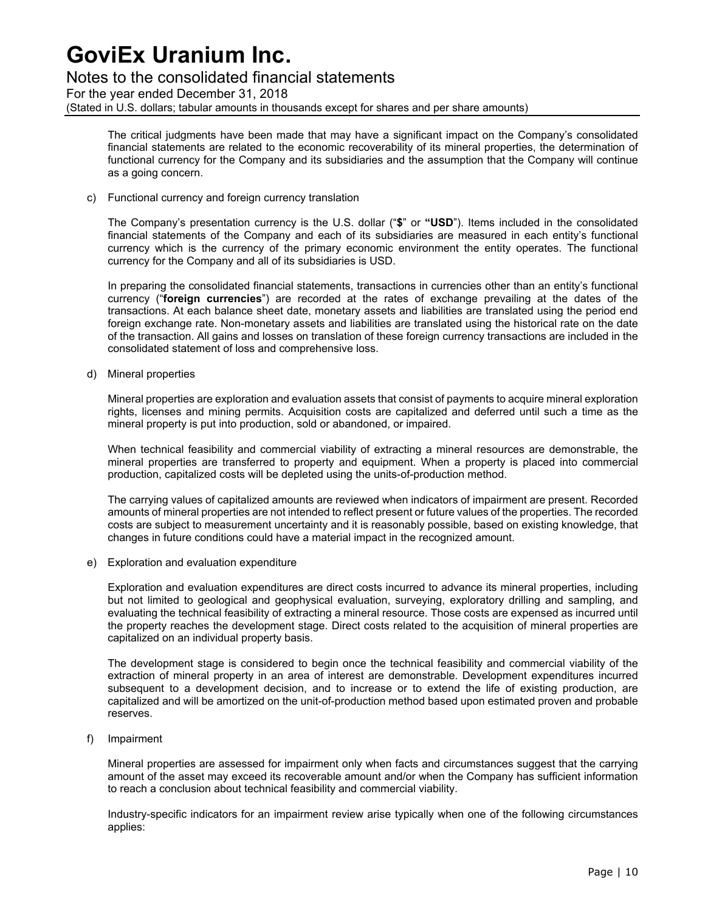The critical judgments have been made that may have a significant impact on the Company's consolidated financial statements are related to the economic recoverability of its mineral properties, the determination of functional currency for the Company and its subsidiaries and the assumption that the Company will continue as a going concern.

c) Functional currency and foreign currency translation

The Company's presentation currency is the U.S. dollar ("**$**" or **"USD"**). Items included in the consolidated financial statements of the Company and each of its subsidiaries are measured in each entity's functional currency which is the currency of the primary economic environment the entity operates. The functional currency for the Company and all of its subsidiaries is USD.

In preparing the consolidated financial statements, transactions in currencies other than an entity's functional currency ("**foreign currencies**") are recorded at the rates of exchange prevailing at the dates of the transactions. At each balance sheet date, monetary assets and liabilities are translated using the period end foreign exchange rate. Non-monetary assets and liabilities are translated using the historical rate on the date of the transaction. All gains and losses on translation of these foreign currency transactions are included in the consolidated statement of loss and comprehensive loss.

d) Mineral properties

Mineral properties are exploration and evaluation assets that consist of payments to acquire mineral exploration rights, licenses and mining permits. Acquisition costs are capitalized and deferred until such a time as the mineral property is put into production, sold or abandoned, or impaired.

When technical feasibility and commercial viability of extracting a mineral resources are demonstrable, the mineral properties are transferred to property and equipment. When a property is placed into commercial production, capitalized costs will be depleted using the units-of-production method.

The carrying values of capitalized amounts are reviewed when indicators of impairment are present. Recorded amounts of mineral properties are not intended to reflect present or future values of the properties. The recorded costs are subject to measurement uncertainty and it is reasonably possible, based on existing knowledge, that changes in future conditions could have a material impact in the recognized amount.

e) Exploration and evaluation expenditure

Exploration and evaluation expenditures are direct costs incurred to advance its mineral properties, including but not limited to geological and geophysical evaluation, surveying, exploratory drilling and sampling, and evaluating the technical feasibility of extracting a mineral resource. Those costs are expensed as incurred until the property reaches the development stage. Direct costs related to the acquisition of mineral properties are capitalized on an individual property basis.

The development stage is considered to begin once the technical feasibility and commercial viability of the extraction of mineral property in an area of interest are demonstrable. Development expenditures incurred subsequent to a development decision, and to increase or to extend the life of existing production, are capitalized and will be amortized on the unit-of-production method based upon estimated proven and probable reserves.

f) Impairment

Mineral properties are assessed for impairment only when facts and circumstances suggest that the carrying amount of the asset may exceed its recoverable amount and/or when the Company has sufficient information to reach a conclusion about technical feasibility and commercial viability.

Industry-specific indicators for an impairment review arise typically when one of the following circumstances applies: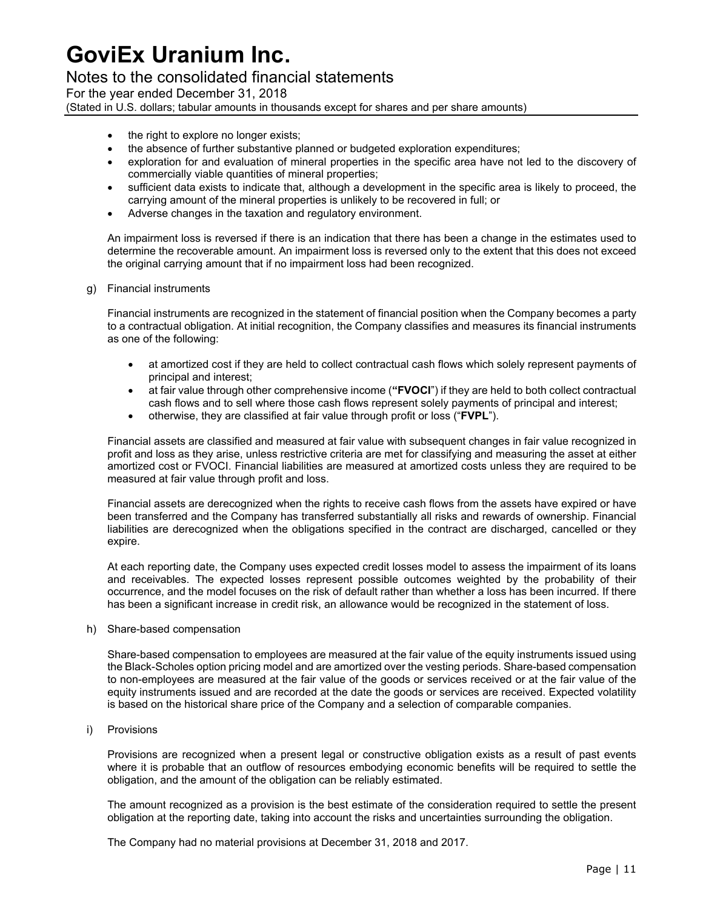- the right to explore no longer exists;
- the absence of further substantive planned or budgeted exploration expenditures;
- exploration for and evaluation of mineral properties in the specific area have not led to the discovery of commercially viable quantities of mineral properties;
- sufficient data exists to indicate that, although a development in the specific area is likely to proceed, the carrying amount of the mineral properties is unlikely to be recovered in full; or
- Adverse changes in the taxation and regulatory environment.

An impairment loss is reversed if there is an indication that there has been a change in the estimates used to determine the recoverable amount. An impairment loss is reversed only to the extent that this does not exceed the original carrying amount that if no impairment loss had been recognized.

g) Financial instruments

Financial instruments are recognized in the statement of financial position when the Company becomes a party to a contractual obligation. At initial recognition, the Company classifies and measures its financial instruments as one of the following:

- at amortized cost if they are held to collect contractual cash flows which solely represent payments of principal and interest;
- at fair value through other comprehensive income (**"FVOCI**") if they are held to both collect contractual cash flows and to sell where those cash flows represent solely payments of principal and interest;
- otherwise, they are classified at fair value through profit or loss ("**FVPL**").

Financial assets are classified and measured at fair value with subsequent changes in fair value recognized in profit and loss as they arise, unless restrictive criteria are met for classifying and measuring the asset at either amortized cost or FVOCI. Financial liabilities are measured at amortized costs unless they are required to be measured at fair value through profit and loss.

Financial assets are derecognized when the rights to receive cash flows from the assets have expired or have been transferred and the Company has transferred substantially all risks and rewards of ownership. Financial liabilities are derecognized when the obligations specified in the contract are discharged, cancelled or they expire.

At each reporting date, the Company uses expected credit losses model to assess the impairment of its loans and receivables. The expected losses represent possible outcomes weighted by the probability of their occurrence, and the model focuses on the risk of default rather than whether a loss has been incurred. If there has been a significant increase in credit risk, an allowance would be recognized in the statement of loss.

h) Share-based compensation

Share-based compensation to employees are measured at the fair value of the equity instruments issued using the Black-Scholes option pricing model and are amortized over the vesting periods. Share-based compensation to non-employees are measured at the fair value of the goods or services received or at the fair value of the equity instruments issued and are recorded at the date the goods or services are received. Expected volatility is based on the historical share price of the Company and a selection of comparable companies.

i) Provisions

Provisions are recognized when a present legal or constructive obligation exists as a result of past events where it is probable that an outflow of resources embodying economic benefits will be required to settle the obligation, and the amount of the obligation can be reliably estimated.

The amount recognized as a provision is the best estimate of the consideration required to settle the present obligation at the reporting date, taking into account the risks and uncertainties surrounding the obligation.

The Company had no material provisions at December 31, 2018 and 2017.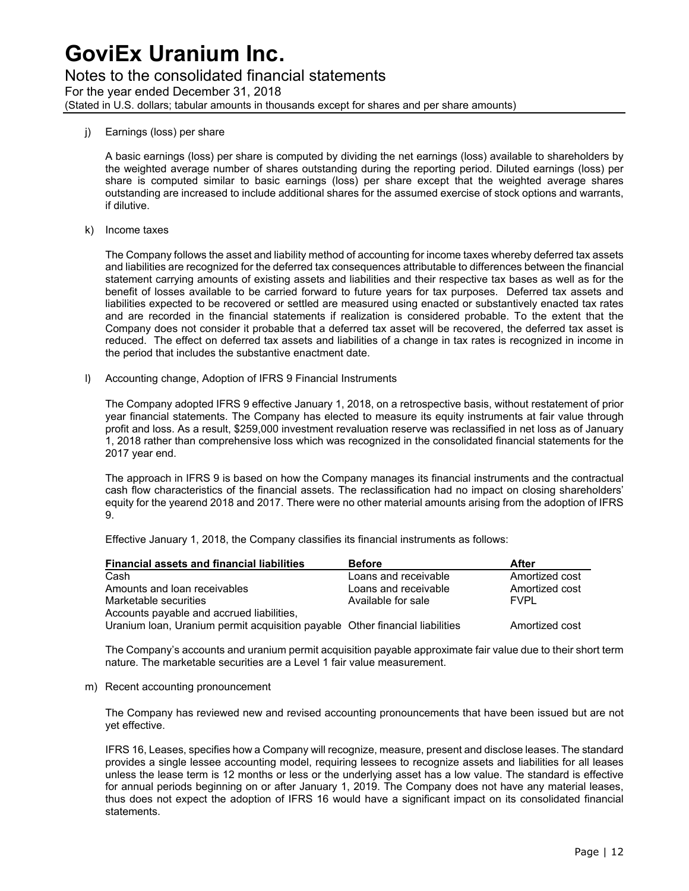j) Earnings (loss) per share

A basic earnings (loss) per share is computed by dividing the net earnings (loss) available to shareholders by the weighted average number of shares outstanding during the reporting period. Diluted earnings (loss) per share is computed similar to basic earnings (loss) per share except that the weighted average shares outstanding are increased to include additional shares for the assumed exercise of stock options and warrants, if dilutive.

k) Income taxes

The Company follows the asset and liability method of accounting for income taxes whereby deferred tax assets and liabilities are recognized for the deferred tax consequences attributable to differences between the financial statement carrying amounts of existing assets and liabilities and their respective tax bases as well as for the benefit of losses available to be carried forward to future years for tax purposes. Deferred tax assets and liabilities expected to be recovered or settled are measured using enacted or substantively enacted tax rates and are recorded in the financial statements if realization is considered probable. To the extent that the Company does not consider it probable that a deferred tax asset will be recovered, the deferred tax asset is reduced. The effect on deferred tax assets and liabilities of a change in tax rates is recognized in income in the period that includes the substantive enactment date.

l) Accounting change, Adoption of IFRS 9 Financial Instruments

The Company adopted IFRS 9 effective January 1, 2018, on a retrospective basis, without restatement of prior year financial statements. The Company has elected to measure its equity instruments at fair value through profit and loss. As a result, $259,000 investment revaluation reserve was reclassified in net loss as of January 1, 2018 rather than comprehensive loss which was recognized in the consolidated financial statements for the 2017 year end.

The approach in IFRS 9 is based on how the Company manages its financial instruments and the contractual cash flow characteristics of the financial assets. The reclassification had no impact on closing shareholders' equity for the yearend 2018 and 2017. There were no other material amounts arising from the adoption of IFRS 9.

Effective January 1, 2018, the Company classifies its financial instruments as follows:

| Financial assets and financial liabilities | Before | After |
|---|---|---|
| Cash | Loans and receivable | Amortized cost |
| Amounts and loan receivables | Loans and receivable | Amortized cost |
| Marketable securities | Available for sale | FVPL |
| Accounts payable and accrued liabilities, Uranium loan, Uranium permit acquisition payable | Other financial liabilities | Amortized cost |

The Company's accounts and uranium permit acquisition payable approximate fair value due to their short term nature. The marketable securities are a Level 1 fair value measurement.

m) Recent accounting pronouncement

The Company has reviewed new and revised accounting pronouncements that have been issued but are not yet effective.

IFRS 16, Leases, specifies how a Company will recognize, measure, present and disclose leases. The standard provides a single lessee accounting model, requiring lessees to recognize assets and liabilities for all leases unless the lease term is 12 months or less or the underlying asset has a low value. The standard is effective for annual periods beginning on or after January 1, 2019. The Company does not have any material leases, thus does not expect the adoption of IFRS 16 would have a significant impact on its consolidated financial statements.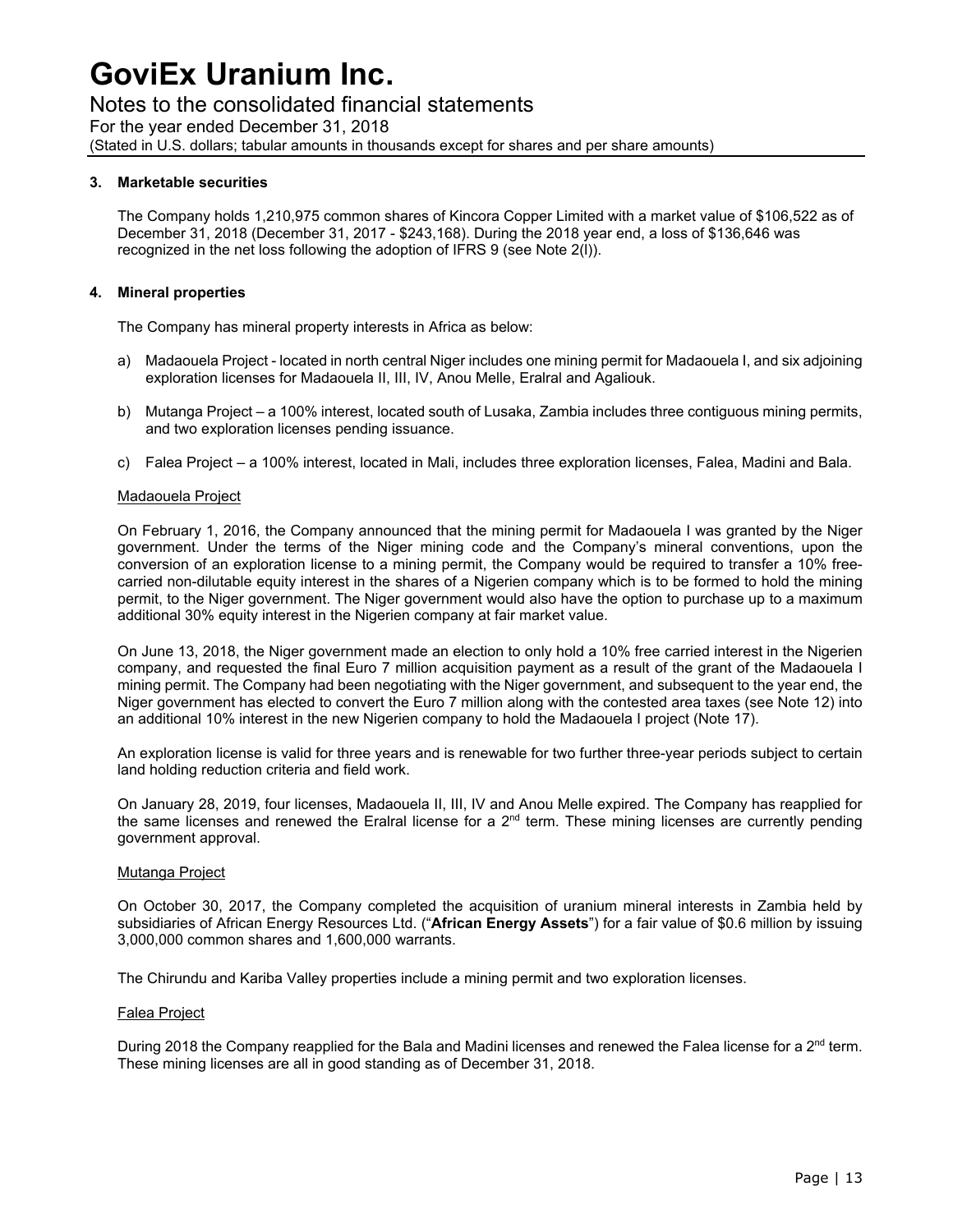# GoviEx Uranium Inc.

Notes to the consolidated financial statements

For the year ended December 31, 2018

(Stated in U.S. dollars; tabular amounts in thousands except for shares and per share amounts)

## 3. Marketable securities

The Company holds 1,210,975 common shares of Kincora Copper Limited with a market value of $106,522 as of December 31, 2018 (December 31, 2017 - $243,168). During the 2018 year end, a loss of $136,646 was recognized in the net loss following the adoption of IFRS 9 (see Note 2(l)).

## 4. Mineral properties

The Company has mineral property interests in Africa as below:

a) Madaouela Project - located in north central Niger includes one mining permit for Madaouela I, and six adjoining exploration licenses for Madaouela II, III, IV, Anou Melle, Eralral and Agaliouk.

b) Mutanga Project – a 100% interest, located south of Lusaka, Zambia includes three contiguous mining permits, and two exploration licenses pending issuance.

c) Falea Project – a 100% interest, located in Mali, includes three exploration licenses, Falea, Madini and Bala.

Madaouela Project

On February 1, 2016, the Company announced that the mining permit for Madaouela I was granted by the Niger government. Under the terms of the Niger mining code and the Company's mineral conventions, upon the conversion of an exploration license to a mining permit, the Company would be required to transfer a 10% free-carried non-dilutable equity interest in the shares of a Nigerien company which is to be formed to hold the mining permit, to the Niger government. The Niger government would also have the option to purchase up to a maximum additional 30% equity interest in the Nigerien company at fair market value.

On June 13, 2018, the Niger government made an election to only hold a 10% free carried interest in the Nigerien company, and requested the final Euro 7 million acquisition payment as a result of the grant of the Madaouela I mining permit. The Company had been negotiating with the Niger government, and subsequent to the year end, the Niger government has elected to convert the Euro 7 million along with the contested area taxes (see Note 12) into an additional 10% interest in the new Nigerien company to hold the Madaouela I project (Note 17).

An exploration license is valid for three years and is renewable for two further three-year periods subject to certain land holding reduction criteria and field work.

On January 28, 2019, four licenses, Madaouela II, III, IV and Anou Melle expired. The Company has reapplied for the same licenses and renewed the Eralral license for a 2nd term. These mining licenses are currently pending government approval.

Mutanga Project

On October 30, 2017, the Company completed the acquisition of uranium mineral interests in Zambia held by subsidiaries of African Energy Resources Ltd. ("**African Energy Assets**") for a fair value of $0.6 million by issuing 3,000,000 common shares and 1,600,000 warrants.

The Chirundu and Kariba Valley properties include a mining permit and two exploration licenses.

Falea Project

During 2018 the Company reapplied for the Bala and Madini licenses and renewed the Falea license for a 2nd term. These mining licenses are all in good standing as of December 31, 2018.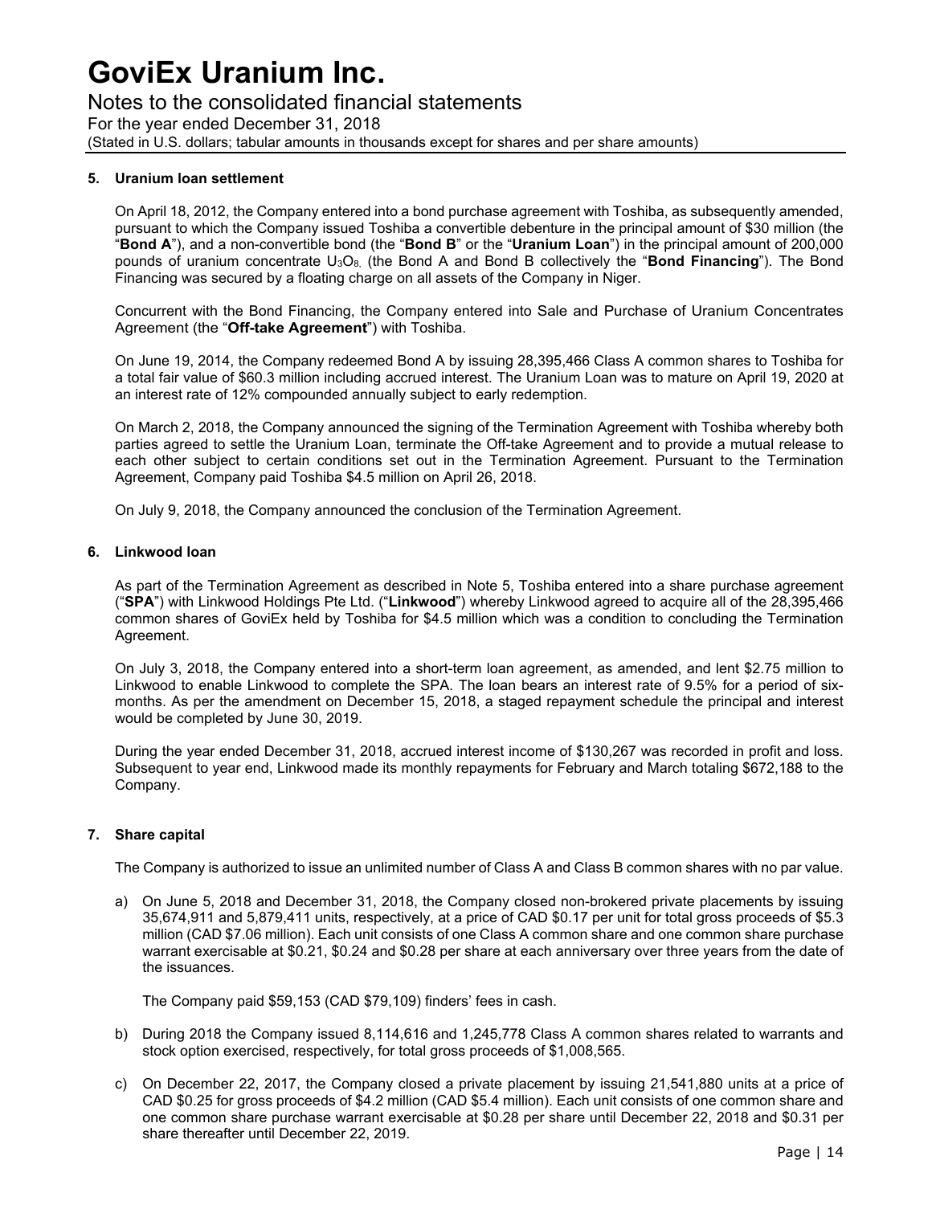# GoviEx Uranium Inc.

Notes to the consolidated financial statements

For the year ended December 31, 2018

(Stated in U.S. dollars; tabular amounts in thousands except for shares and per share amounts)

**5. Uranium loan settlement**

On April 18, 2012, the Company entered into a bond purchase agreement with Toshiba, as subsequently amended, pursuant to which the Company issued Toshiba a convertible debenture in the principal amount of $30 million (the "**Bond A**"), and a non-convertible bond (the "**Bond B**" or the "**Uranium Loan**") in the principal amount of 200,000 pounds of uranium concentrate $U_3O_8$, (the Bond A and Bond B collectively the "**Bond Financing**"). The Bond Financing was secured by a floating charge on all assets of the Company in Niger.

Concurrent with the Bond Financing, the Company entered into Sale and Purchase of Uranium Concentrates Agreement (the "**Off-take Agreement**") with Toshiba.

On June 19, 2014, the Company redeemed Bond A by issuing 28,395,466 Class A common shares to Toshiba for a total fair value of $60.3 million including accrued interest. The Uranium Loan was to mature on April 19, 2020 at an interest rate of 12% compounded annually subject to early redemption.

On March 2, 2018, the Company announced the signing of the Termination Agreement with Toshiba whereby both parties agreed to settle the Uranium Loan, terminate the Off-take Agreement and to provide a mutual release to each other subject to certain conditions set out in the Termination Agreement. Pursuant to the Termination Agreement, Company paid Toshiba $4.5 million on April 26, 2018.

On July 9, 2018, the Company announced the conclusion of the Termination Agreement.

**6. Linkwood loan**

As part of the Termination Agreement as described in Note 5, Toshiba entered into a share purchase agreement ("**SPA**") with Linkwood Holdings Pte Ltd. ("**Linkwood**") whereby Linkwood agreed to acquire all of the 28,395,466 common shares of GoviEx held by Toshiba for $4.5 million which was a condition to concluding the Termination Agreement.

On July 3, 2018, the Company entered into a short-term loan agreement, as amended, and lent $2.75 million to Linkwood to enable Linkwood to complete the SPA. The loan bears an interest rate of 9.5% for a period of six-months. As per the amendment on December 15, 2018, a staged repayment schedule the principal and interest would be completed by June 30, 2019.

During the year ended December 31, 2018, accrued interest income of $130,267 was recorded in profit and loss. Subsequent to year end, Linkwood made its monthly repayments for February and March totaling $672,188 to the Company.

**7. Share capital**

The Company is authorized to issue an unlimited number of Class A and Class B common shares with no par value.

a) On June 5, 2018 and December 31, 2018, the Company closed non-brokered private placements by issuing 35,674,911 and 5,879,411 units, respectively, at a price of CAD $0.17 per unit for total gross proceeds of $5.3 million (CAD $7.06 million). Each unit consists of one Class A common share and one common share purchase warrant exercisable at $0.21, $0.24 and $0.28 per share at each anniversary over three years from the date of the issuances.

   The Company paid $59,153 (CAD $79,109) finders' fees in cash.

b) During 2018 the Company issued 8,114,616 and 1,245,778 Class A common shares related to warrants and stock option exercised, respectively, for total gross proceeds of $1,008,565.

c) On December 22, 2017, the Company closed a private placement by issuing 21,541,880 units at a price of CAD $0.25 for gross proceeds of $4.2 million (CAD $5.4 million). Each unit consists of one common share and one common share purchase warrant exercisable at $0.28 per share until December 22, 2018 and $0.31 per share thereafter until December 22, 2019.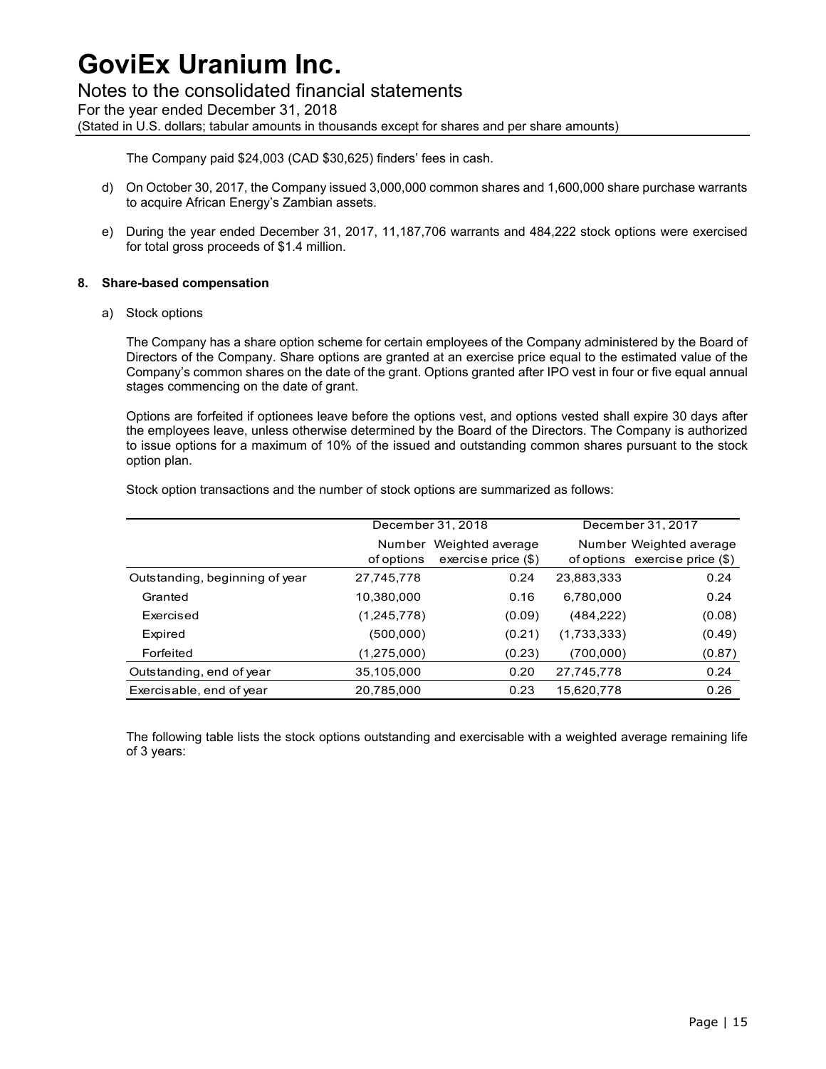The Company paid $24,003 (CAD $30,625) finders' fees in cash.

d) On October 30, 2017, the Company issued 3,000,000 common shares and 1,600,000 share purchase warrants to acquire African Energy's Zambian assets.

e) During the year ended December 31, 2017, 11,187,706 warrants and 484,222 stock options were exercised for total gross proceeds of $1.4 million.

## 8. Share-based compensation

a) Stock options

The Company has a share option scheme for certain employees of the Company administered by the Board of Directors of the Company. Share options are granted at an exercise price equal to the estimated value of the Company's common shares on the date of the grant. Options granted after IPO vest in four or five equal annual stages commencing on the date of grant.

Options are forfeited if optionees leave before the options vest, and options vested shall expire 30 days after the employees leave, unless otherwise determined by the Board of the Directors. The Company is authorized to issue options for a maximum of 10% of the issued and outstanding common shares pursuant to the stock option plan.

Stock option transactions and the number of stock options are summarized as follows:

| | December 31, 2018 | | December 31, 2017 | |
|---|---|---|---|---|
| | Number of options | Weighted average exercise price ($) | Number of options | Weighted average exercise price ($) |
| Outstanding, beginning of year | 27,745,778 | 0.24 | 23,883,333 | 0.24 |
| Granted | 10,380,000 | 0.16 | 6,780,000 | 0.24 |
| Exercised | (1,245,778) | (0.09) | (484,222) | (0.08) |
| Expired | (500,000) | (0.21) | (1,733,333) | (0.49) |
| Forfeited | (1,275,000) | (0.23) | (700,000) | (0.87) |
| Outstanding, end of year | 35,105,000 | 0.20 | 27,745,778 | 0.24 |
| Exercisable, end of year | 20,785,000 | 0.23 | 15,620,778 | 0.26 |

The following table lists the stock options outstanding and exercisable with a weighted average remaining life of 3 years: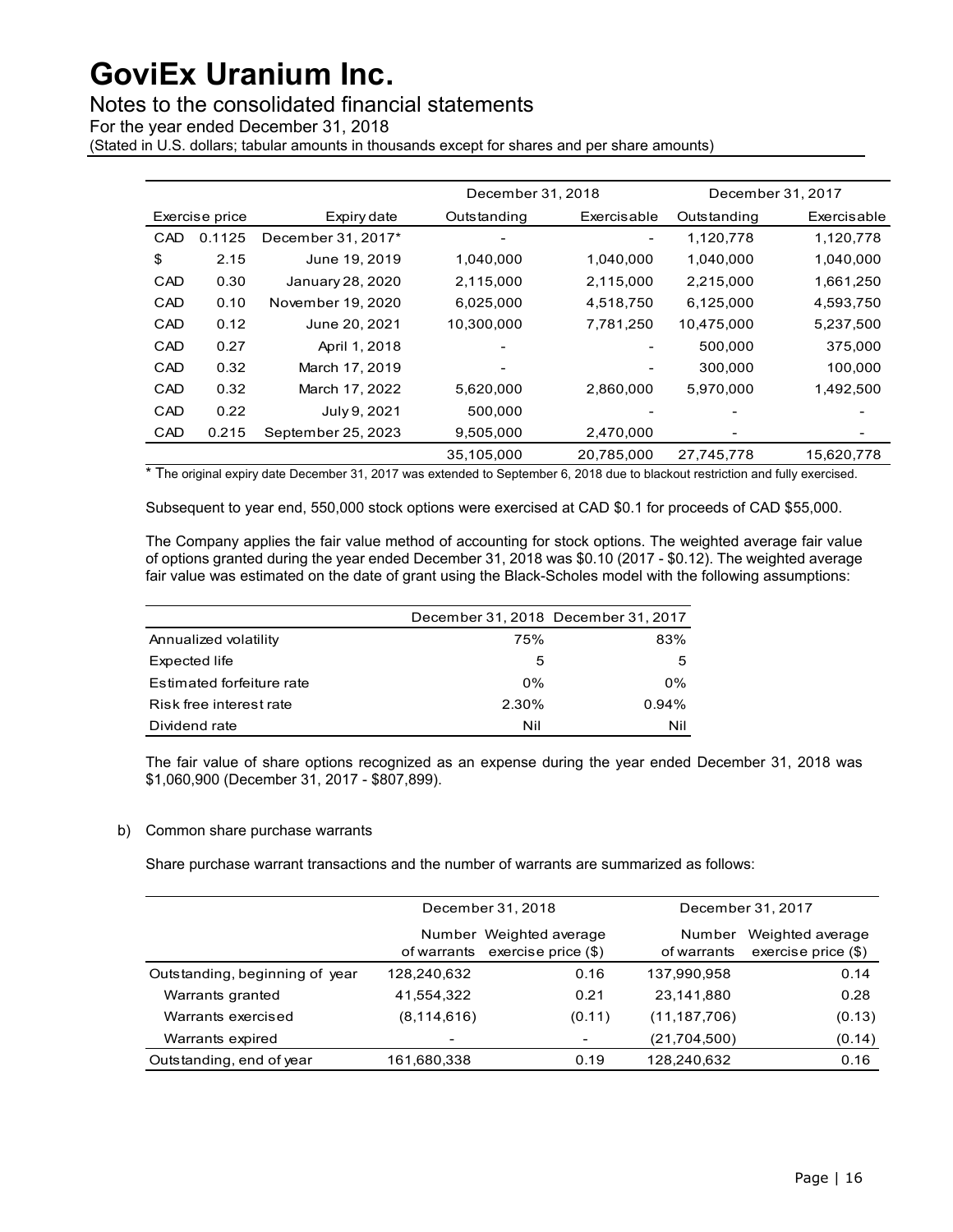# GoviEx Uranium Inc.

Notes to the consolidated financial statements

For the year ended December 31, 2018

(Stated in U.S. dollars; tabular amounts in thousands except for shares and per share amounts)

| Exercise price | | Expiry date | December 31, 2018 Outstanding | December 31, 2018 Exercisable | December 31, 2017 Outstanding | December 31, 2017 Exercisable |
|---|---|---|---|---|---|---|
| CAD | 0.1125 | December 31, 2017* | - | - | 1,120,778 | 1,120,778 |
| $ | 2.15 | June 19, 2019 | 1,040,000 | 1,040,000 | 1,040,000 | 1,040,000 |
| CAD | 0.30 | January 28, 2020 | 2,115,000 | 2,115,000 | 2,215,000 | 1,661,250 |
| CAD | 0.10 | November 19, 2020 | 6,025,000 | 4,518,750 | 6,125,000 | 4,593,750 |
| CAD | 0.12 | June 20, 2021 | 10,300,000 | 7,781,250 | 10,475,000 | 5,237,500 |
| CAD | 0.27 | April 1, 2018 | - | - | 500,000 | 375,000 |
| CAD | 0.32 | March 17, 2019 | - | - | 300,000 | 100,000 |
| CAD | 0.32 | March 17, 2022 | 5,620,000 | 2,860,000 | 5,970,000 | 1,492,500 |
| CAD | 0.22 | July 9, 2021 | 500,000 | - | - | - |
| CAD | 0.215 | September 25, 2023 | 9,505,000 | 2,470,000 | - | - |
| | | | 35,105,000 | 20,785,000 | 27,745,778 | 15,620,778 |

* The original expiry date December 31, 2017 was extended to September 6, 2018 due to blackout restriction and fully exercised.

Subsequent to year end, 550,000 stock options were exercised at CAD $0.1 for proceeds of CAD $55,000.

The Company applies the fair value method of accounting for stock options. The weighted average fair value of options granted during the year ended December 31, 2018 was $0.10 (2017 - $0.12). The weighted average fair value was estimated on the date of grant using the Black-Scholes model with the following assumptions:

| | December 31, 2018 | December 31, 2017 |
|---|---|---|
| Annualized volatility | 75% | 83% |
| Expected life | 5 | 5 |
| Estimated forfeiture rate | 0% | 0% |
| Risk free interest rate | 2.30% | 0.94% |
| Dividend rate | Nil | Nil |

The fair value of share options recognized as an expense during the year ended December 31, 2018 was $1,060,900 (December 31, 2017 - $807,899).

b) Common share purchase warrants

Share purchase warrant transactions and the number of warrants are summarized as follows:

| | December 31, 2018 Number of warrants | December 31, 2018 Weighted average exercise price ($) | December 31, 2017 Number of warrants | December 31, 2017 Weighted average exercise price ($) |
|---|---|---|---|---|
| Outstanding, beginning of year | 128,240,632 | 0.16 | 137,990,958 | 0.14 |
| Warrants granted | 41,554,322 | 0.21 | 23,141,880 | 0.28 |
| Warrants exercised | (8,114,616) | (0.11) | (11,187,706) | (0.13) |
| Warrants expired | - | - | (21,704,500) | (0.14) |
| Outstanding, end of year | 161,680,338 | 0.19 | 128,240,632 | 0.16 |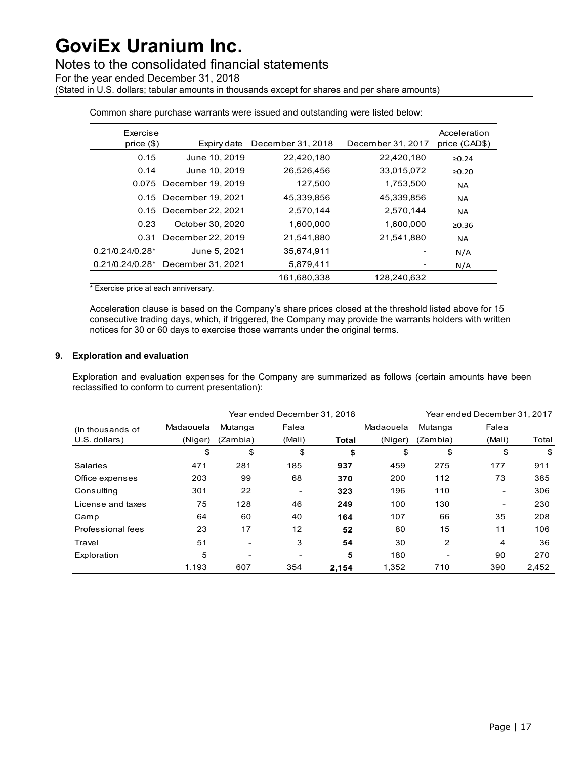Common share purchase warrants were issued and outstanding were listed below:

| Exercise price ($) | Expiry date | December 31, 2018 | December 31, 2017 | Acceleration price (CAD$) |
|---|---|---|---|---|
| 0.15 | June 10, 2019 | 22,420,180 | 22,420,180 | ≥0.24 |
| 0.14 | June 10, 2019 | 26,526,456 | 33,015,072 | ≥0.20 |
| 0.075 | December 19, 2019 | 127,500 | 1,753,500 | NA |
| 0.15 | December 19, 2021 | 45,339,856 | 45,339,856 | NA |
| 0.15 | December 22, 2021 | 2,570,144 | 2,570,144 | NA |
| 0.23 | October 30, 2020 | 1,600,000 | 1,600,000 | ≥0.36 |
| 0.31 | December 22, 2019 | 21,541,880 | 21,541,880 | NA |
| 0.21/0.24/0.28* | June 5, 2021 | 35,674,911 | - | N/A |
| 0.21/0.24/0.28* | December 31, 2021 | 5,879,411 | - | N/A |
| | | 161,680,338 | 128,240,632 | |

* Exercise price at each anniversary.

Acceleration clause is based on the Company's share prices closed at the threshold listed above for 15 consecutive trading days, which, if triggered, the Company may provide the warrants holders with written notices for 30 or 60 days to exercise those warrants under the original terms.

## 9. Exploration and evaluation

Exploration and evaluation expenses for the Company are summarized as follows (certain amounts have been reclassified to conform to current presentation):

| | Year ended December 31, 2018 | | | | Year ended December 31, 2017 | | | |
|---|---|---|---|---|---|---|---|---|
| (In thousands of U.S. dollars) | Madaouela (Niger) | Mutanga (Zambia) | Falea (Mali) | **Total** | Madaouela (Niger) | Mutanga (Zambia) | Falea (Mali) | Total |
| | $ | $ | $ | **$** | $ | $ | $ | $ |
| Salaries | 471 | 281 | 185 | **937** | 459 | 275 | 177 | 911 |
| Office expenses | 203 | 99 | 68 | **370** | 200 | 112 | 73 | 385 |
| Consulting | 301 | 22 | - | **323** | 196 | 110 | - | 306 |
| License and taxes | 75 | 128 | 46 | **249** | 100 | 130 | - | 230 |
| Camp | 64 | 60 | 40 | **164** | 107 | 66 | 35 | 208 |
| Professional fees | 23 | 17 | 12 | **52** | 80 | 15 | 11 | 106 |
| Travel | 51 | - | 3 | **54** | 30 | 2 | 4 | 36 |
| Exploration | 5 | - | - | **5** | 180 | - | 90 | 270 |
| | 1,193 | 607 | 354 | **2,154** | 1,352 | 710 | 390 | 2,452 |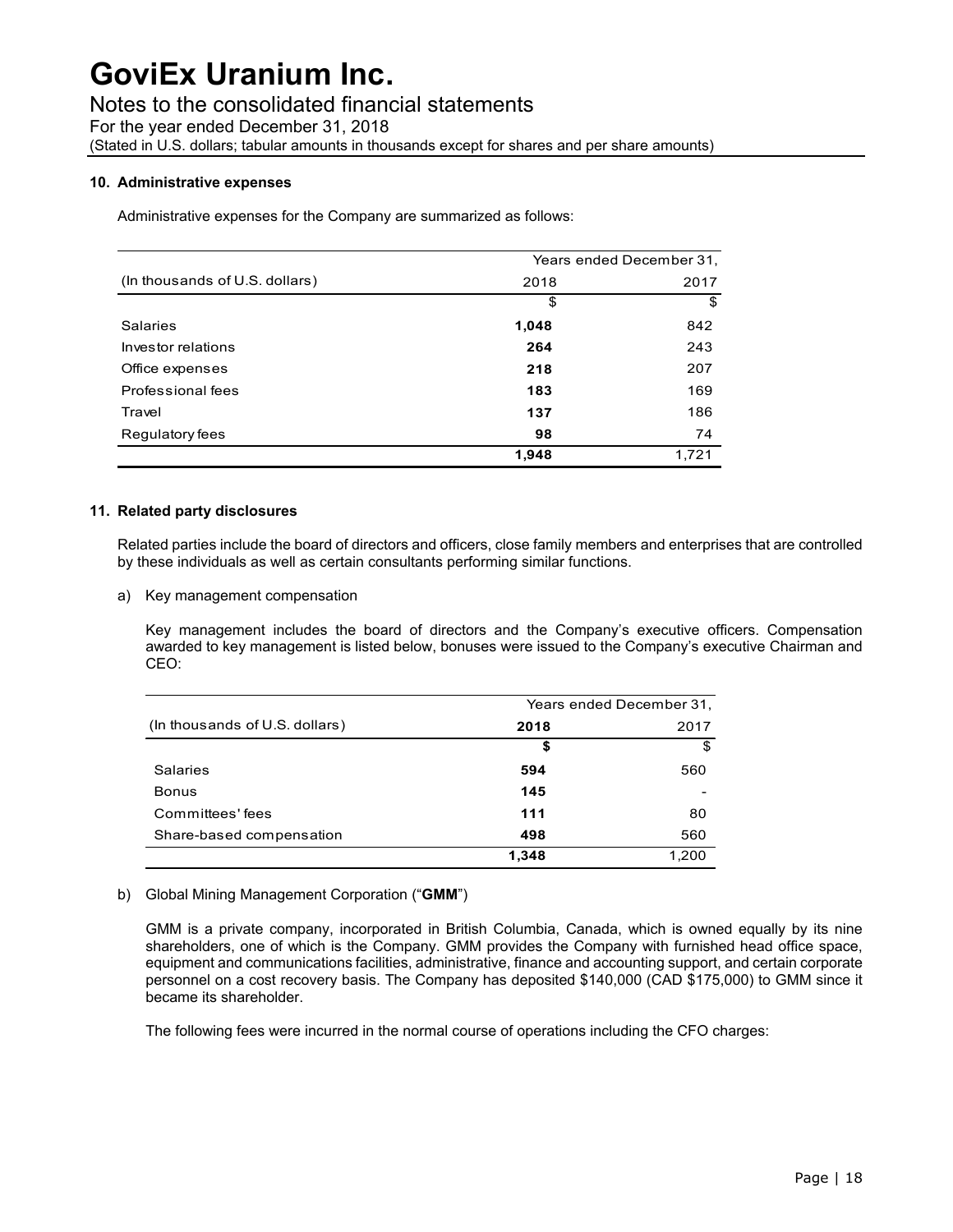# GoviEx Uranium Inc.

Notes to the consolidated financial statements

For the year ended December 31, 2018

(Stated in U.S. dollars; tabular amounts in thousands except for shares and per share amounts)

### 10. Administrative expenses

Administrative expenses for the Company are summarized as follows:

| | Years ended December 31, | |
|---|---|---|
| (In thousands of U.S. dollars) | 2018 | 2017 |
| | $ | $ |
| Salaries | **1,048** | 842 |
| Investor relations | **264** | 243 |
| Office expenses | **218** | 207 |
| Professional fees | **183** | 169 |
| Travel | **137** | 186 |
| Regulatory fees | **98** | 74 |
| | **1,948** | 1,721 |

### 11. Related party disclosures

Related parties include the board of directors and officers, close family members and enterprises that are controlled by these individuals as well as certain consultants performing similar functions.

a) Key management compensation

Key management includes the board of directors and the Company's executive officers. Compensation awarded to key management is listed below, bonuses were issued to the Company's executive Chairman and CEO:

| | Years ended December 31, | |
|---|---|---|
| (In thousands of U.S. dollars) | **2018** | 2017 |
| | **$** | $ |
| Salaries | **594** | 560 |
| Bonus | **145** | - |
| Committees' fees | **111** | 80 |
| Share-based compensation | **498** | 560 |
| | **1,348** | 1,200 |

b) Global Mining Management Corporation ("**GMM**")

GMM is a private company, incorporated in British Columbia, Canada, which is owned equally by its nine shareholders, one of which is the Company. GMM provides the Company with furnished head office space, equipment and communications facilities, administrative, finance and accounting support, and certain corporate personnel on a cost recovery basis. The Company has deposited $140,000 (CAD $175,000) to GMM since it became its shareholder.

The following fees were incurred in the normal course of operations including the CFO charges: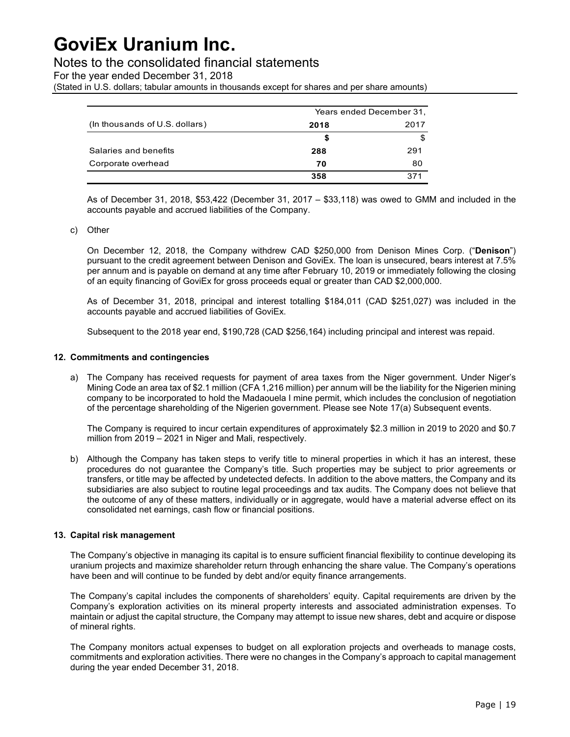| (In thousands of U.S. dollars) | Years ended December 31, 2018 | 2017 |
|---|---|---|
| | **$** | $ |
| Salaries and benefits | **288** | 291 |
| Corporate overhead | **70** | 80 |
| | **358** | 371 |

As of December 31, 2018, $53,422 (December 31, 2017 – $33,118) was owed to GMM and included in the accounts payable and accrued liabilities of the Company.

c) Other

On December 12, 2018, the Company withdrew CAD $250,000 from Denison Mines Corp. ("**Denison**") pursuant to the credit agreement between Denison and GoviEx. The loan is unsecured, bears interest at 7.5% per annum and is payable on demand at any time after February 10, 2019 or immediately following the closing of an equity financing of GoviEx for gross proceeds equal or greater than CAD $2,000,000.

As of December 31, 2018, principal and interest totalling $184,011 (CAD $251,027) was included in the accounts payable and accrued liabilities of GoviEx.

Subsequent to the 2018 year end, $190,728 (CAD $256,164) including principal and interest was repaid.

**12. Commitments and contingencies**

a) The Company has received requests for payment of area taxes from the Niger government. Under Niger's Mining Code an area tax of $2.1 million (CFA 1,216 million) per annum will be the liability for the Nigerien mining company to be incorporated to hold the Madaouela I mine permit, which includes the conclusion of negotiation of the percentage shareholding of the Nigerien government. Please see Note 17(a) Subsequent events.

The Company is required to incur certain expenditures of approximately $2.3 million in 2019 to 2020 and $0.7 million from 2019 – 2021 in Niger and Mali, respectively.

b) Although the Company has taken steps to verify title to mineral properties in which it has an interest, these procedures do not guarantee the Company's title. Such properties may be subject to prior agreements or transfers, or title may be affected by undetected defects. In addition to the above matters, the Company and its subsidiaries are also subject to routine legal proceedings and tax audits. The Company does not believe that the outcome of any of these matters, individually or in aggregate, would have a material adverse effect on its consolidated net earnings, cash flow or financial positions.

**13. Capital risk management**

The Company's objective in managing its capital is to ensure sufficient financial flexibility to continue developing its uranium projects and maximize shareholder return through enhancing the share value. The Company's operations have been and will continue to be funded by debt and/or equity finance arrangements.

The Company's capital includes the components of shareholders' equity. Capital requirements are driven by the Company's exploration activities on its mineral property interests and associated administration expenses. To maintain or adjust the capital structure, the Company may attempt to issue new shares, debt and acquire or dispose of mineral rights.

The Company monitors actual expenses to budget on all exploration projects and overheads to manage costs, commitments and exploration activities. There were no changes in the Company's approach to capital management during the year ended December 31, 2018.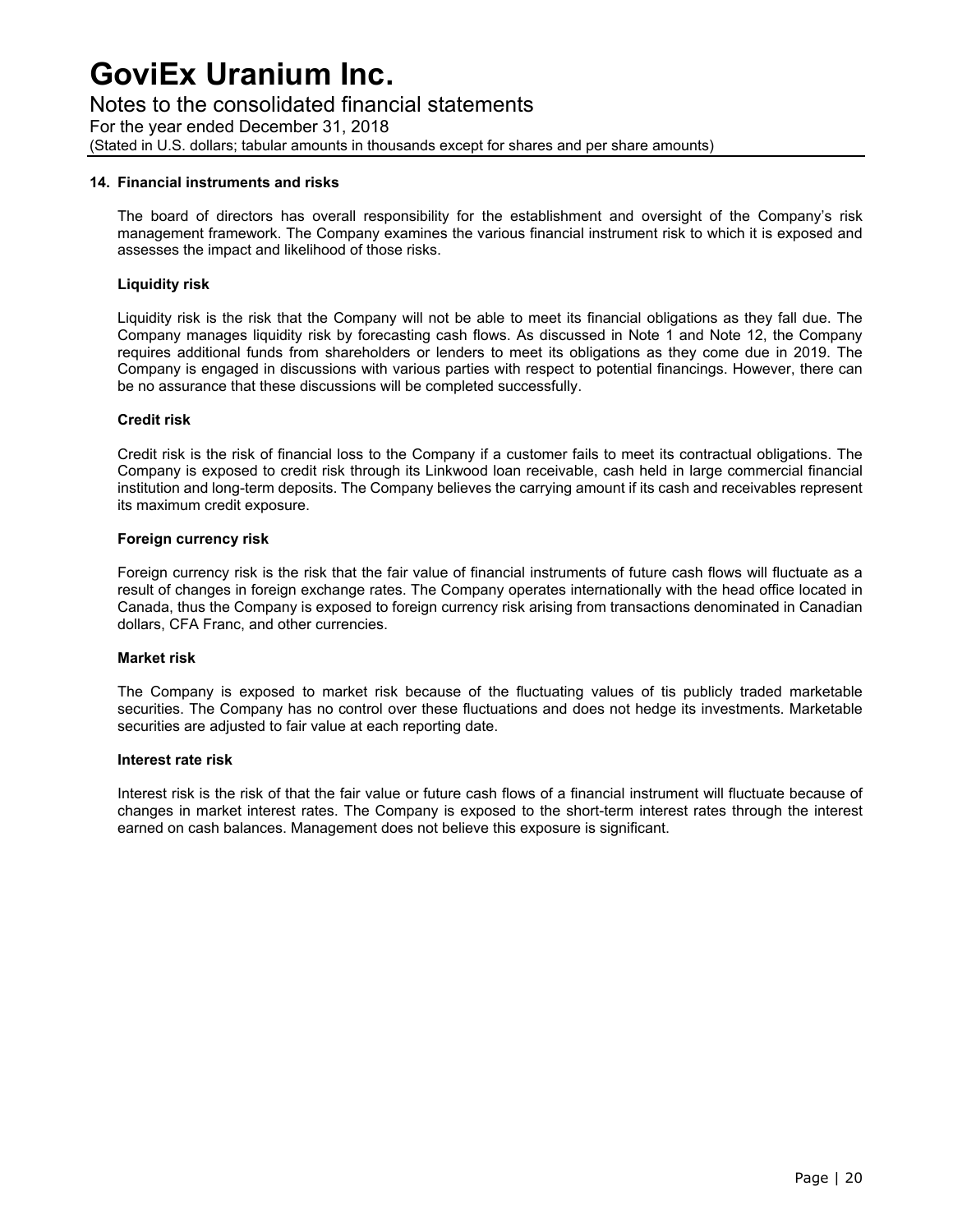### 14. Financial instruments and risks

The board of directors has overall responsibility for the establishment and oversight of the Company's risk management framework. The Company examines the various financial instrument risk to which it is exposed and assesses the impact and likelihood of those risks.

**Liquidity risk**

Liquidity risk is the risk that the Company will not be able to meet its financial obligations as they fall due. The Company manages liquidity risk by forecasting cash flows. As discussed in Note 1 and Note 12, the Company requires additional funds from shareholders or lenders to meet its obligations as they come due in 2019. The Company is engaged in discussions with various parties with respect to potential financings. However, there can be no assurance that these discussions will be completed successfully.

**Credit risk**

Credit risk is the risk of financial loss to the Company if a customer fails to meet its contractual obligations. The Company is exposed to credit risk through its Linkwood loan receivable, cash held in large commercial financial institution and long-term deposits. The Company believes the carrying amount if its cash and receivables represent its maximum credit exposure.

**Foreign currency risk**

Foreign currency risk is the risk that the fair value of financial instruments of future cash flows will fluctuate as a result of changes in foreign exchange rates. The Company operates internationally with the head office located in Canada, thus the Company is exposed to foreign currency risk arising from transactions denominated in Canadian dollars, CFA Franc, and other currencies.

**Market risk**

The Company is exposed to market risk because of the fluctuating values of tis publicly traded marketable securities. The Company has no control over these fluctuations and does not hedge its investments. Marketable securities are adjusted to fair value at each reporting date.

**Interest rate risk**

Interest risk is the risk of that the fair value or future cash flows of a financial instrument will fluctuate because of changes in market interest rates. The Company is exposed to the short-term interest rates through the interest earned on cash balances. Management does not believe this exposure is significant.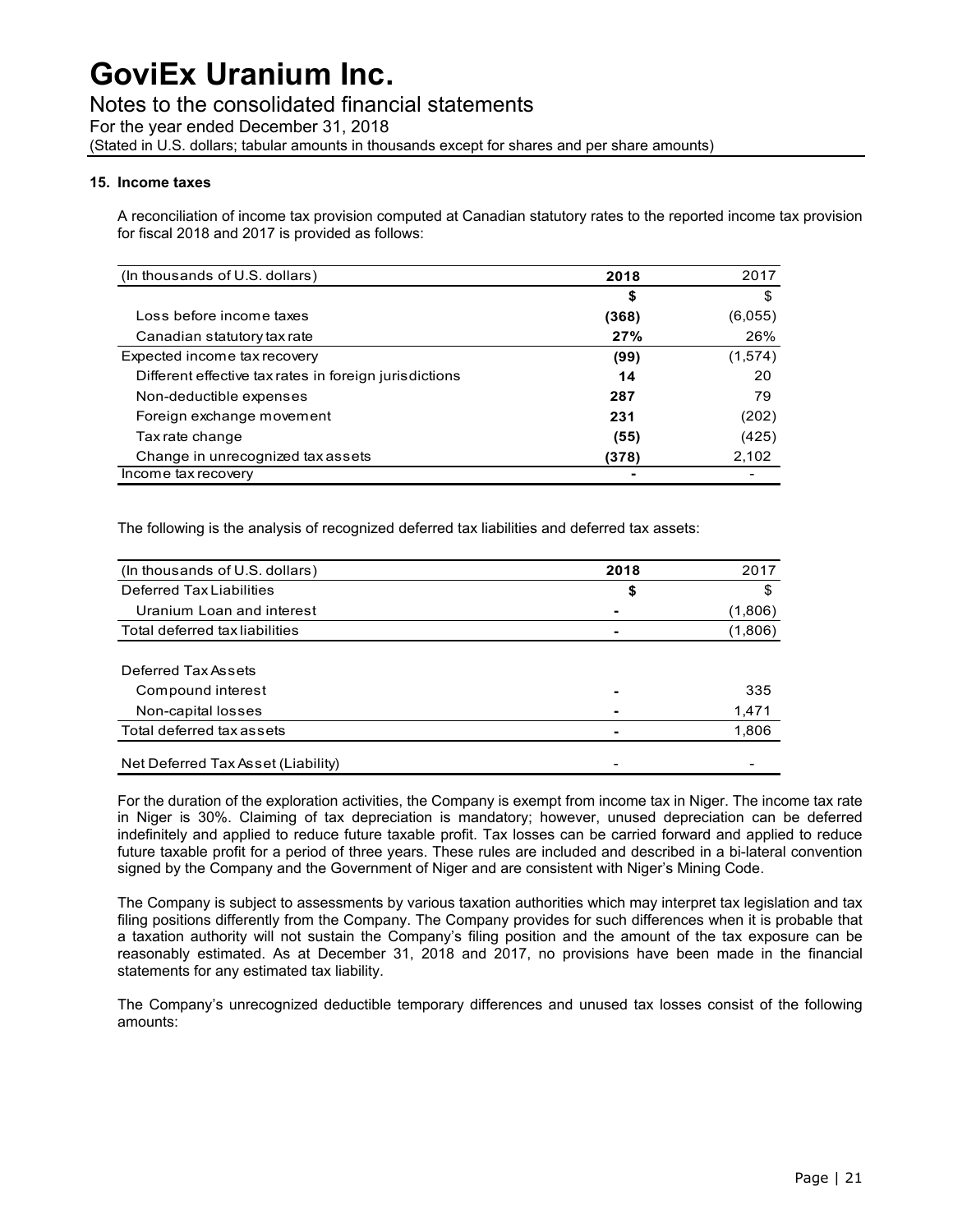# GoviEx Uranium Inc.

Notes to the consolidated financial statements

For the year ended December 31, 2018

(Stated in U.S. dollars; tabular amounts in thousands except for shares and per share amounts)

**15. Income taxes**

A reconciliation of income tax provision computed at Canadian statutory rates to the reported income tax provision for fiscal 2018 and 2017 is provided as follows:

| (In thousands of U.S. dollars) | 2018 | 2017 |
|---|---|---|
| | **$** | $ |
| Loss before income taxes | **(368)** | (6,055) |
| Canadian statutory tax rate | **27%** | 26% |
| Expected income tax recovery | **(99)** | (1,574) |
| Different effective tax rates in foreign jurisdictions | **14** | 20 |
| Non-deductible expenses | **287** | 79 |
| Foreign exchange movement | **231** | (202) |
| Tax rate change | **(55)** | (425) |
| Change in unrecognized tax assets | **(378)** | 2,102 |
| Income tax recovery | **-** | - |

The following is the analysis of recognized deferred tax liabilities and deferred tax assets:

| (In thousands of U.S. dollars) | 2018 | 2017 |
|---|---|---|
| Deferred Tax Liabilities | **$** | $ |
| Uranium Loan and interest | **-** | (1,806) |
| Total deferred tax liabilities | **-** | (1,806) |
| | | |
| Deferred Tax Assets | | |
| Compound interest | **-** | 335 |
| Non-capital losses | **-** | 1,471 |
| Total deferred tax assets | **-** | 1,806 |
| | | |
| Net Deferred Tax Asset (Liability) | - | - |

For the duration of the exploration activities, the Company is exempt from income tax in Niger. The income tax rate in Niger is 30%. Claiming of tax depreciation is mandatory; however, unused depreciation can be deferred indefinitely and applied to reduce future taxable profit. Tax losses can be carried forward and applied to reduce future taxable profit for a period of three years. These rules are included and described in a bi-lateral convention signed by the Company and the Government of Niger and are consistent with Niger's Mining Code.

The Company is subject to assessments by various taxation authorities which may interpret tax legislation and tax filing positions differently from the Company. The Company provides for such differences when it is probable that a taxation authority will not sustain the Company's filing position and the amount of the tax exposure can be reasonably estimated. As at December 31, 2018 and 2017, no provisions have been made in the financial statements for any estimated tax liability.

The Company's unrecognized deductible temporary differences and unused tax losses consist of the following amounts: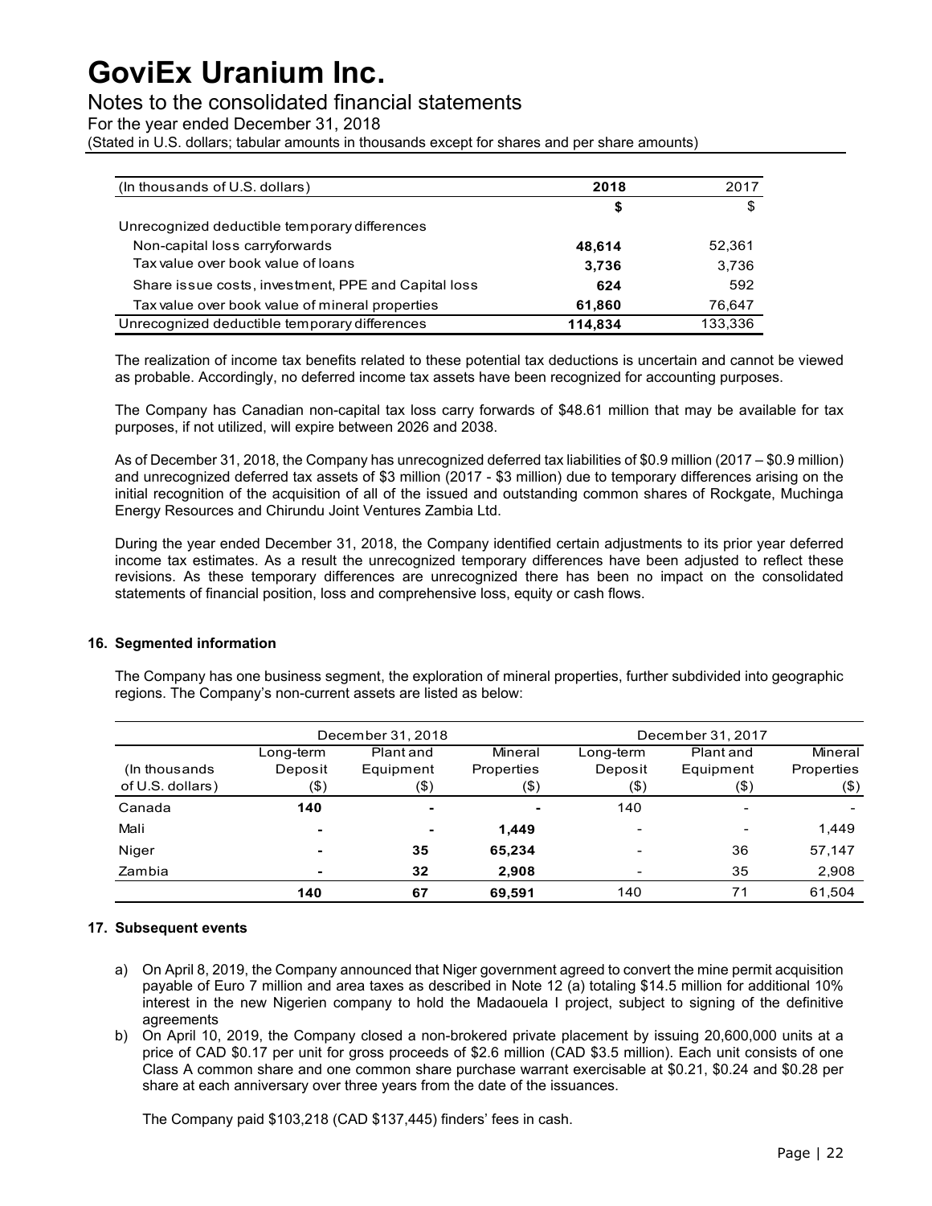| (In thousands of U.S. dollars) | **2018** | 2017 |
|---|---|---|
| | **$** | $ |
| Unrecognized deductible temporary differences | | |
| Non-capital loss carryforwards | **48,614** | 52,361 |
| Tax value over book value of loans | **3,736** | 3,736 |
| Share issue costs, investment, PPE and Capital loss | **624** | 592 |
| Tax value over book value of mineral properties | **61,860** | 76,647 |
| Unrecognized deductible temporary differences | **114,834** | 133,336 |

The realization of income tax benefits related to these potential tax deductions is uncertain and cannot be viewed as probable. Accordingly, no deferred income tax assets have been recognized for accounting purposes.

The Company has Canadian non-capital tax loss carry forwards of $48.61 million that may be available for tax purposes, if not utilized, will expire between 2026 and 2038.

As of December 31, 2018, the Company has unrecognized deferred tax liabilities of $0.9 million (2017 – $0.9 million) and unrecognized deferred tax assets of $3 million (2017 - $3 million) due to temporary differences arising on the initial recognition of the acquisition of all of the issued and outstanding common shares of Rockgate, Muchinga Energy Resources and Chirundu Joint Ventures Zambia Ltd.

During the year ended December 31, 2018, the Company identified certain adjustments to its prior year deferred income tax estimates. As a result the unrecognized temporary differences have been adjusted to reflect these revisions. As these temporary differences are unrecognized there has been no impact on the consolidated statements of financial position, loss and comprehensive loss, equity or cash flows.

## 16. Segmented information

The Company has one business segment, the exploration of mineral properties, further subdivided into geographic regions. The Company's non-current assets are listed as below:

| | December 31, 2018 | | | December 31, 2017 | | |
|---|---|---|---|---|---|---|
| (In thousands of U.S. dollars) | Long-term Deposit ($) | Plant and Equipment ($) | Mineral Properties ($) | Long-term Deposit ($) | Plant and Equipment ($) | Mineral Properties ($) |
| Canada | **140** | **-** | **-** | 140 | - | - |
| Mali | **-** | **-** | **1,449** | - | - | 1,449 |
| Niger | **-** | **35** | **65,234** | - | 36 | 57,147 |
| Zambia | **-** | **32** | **2,908** | - | 35 | 2,908 |
| | **140** | **67** | **69,591** | 140 | 71 | 61,504 |

## 17. Subsequent events

a) On April 8, 2019, the Company announced that Niger government agreed to convert the mine permit acquisition payable of Euro 7 million and area taxes as described in Note 12 (a) totaling $14.5 million for additional 10% interest in the new Nigerien company to hold the Madaouela I project, subject to signing of the definitive agreements

b) On April 10, 2019, the Company closed a non-brokered private placement by issuing 20,600,000 units at a price of CAD $0.17 per unit for gross proceeds of $2.6 million (CAD $3.5 million). Each unit consists of one Class A common share and one common share purchase warrant exercisable at $0.21, $0.24 and $0.28 per share at each anniversary over three years from the date of the issuances.

   The Company paid $103,218 (CAD $137,445) finders' fees in cash.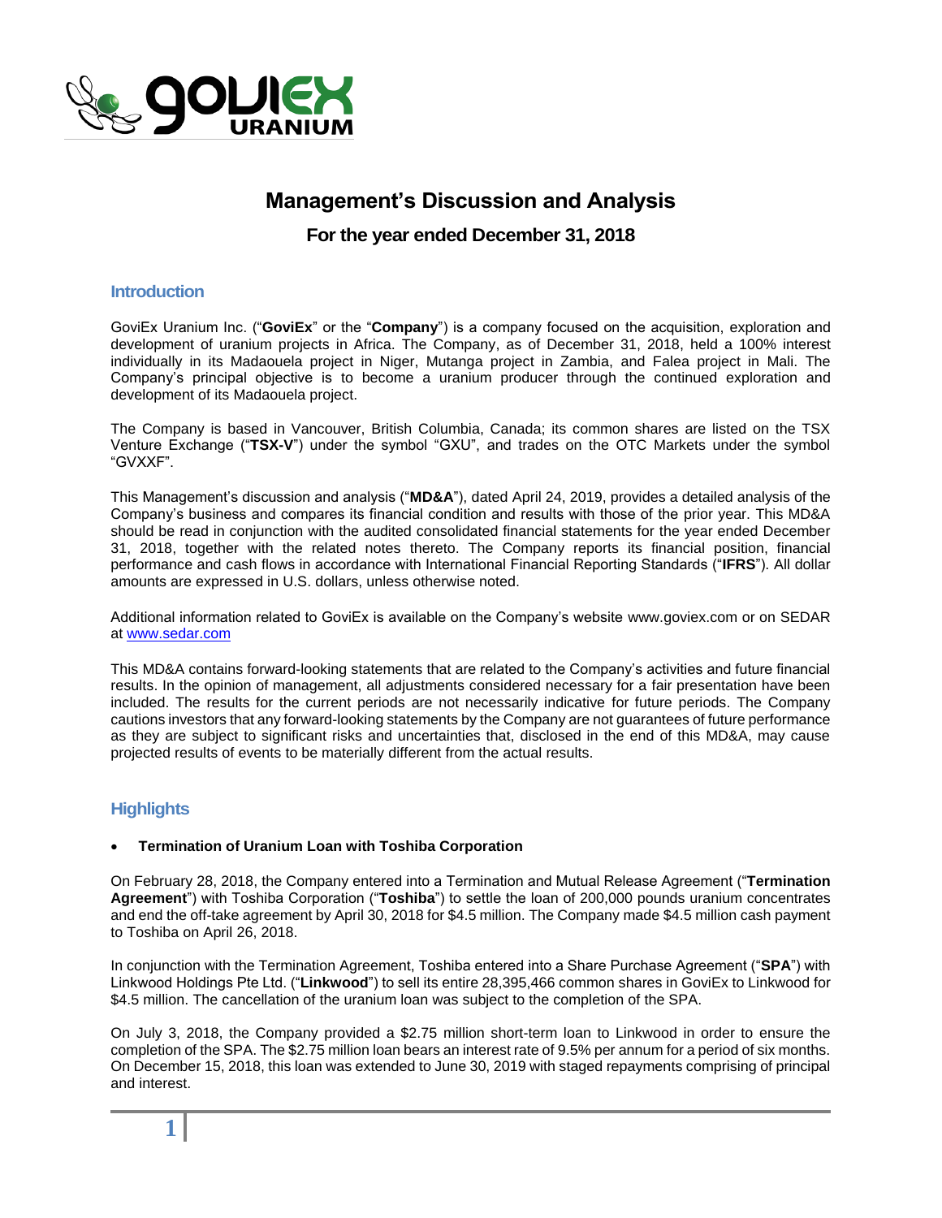# Management's Discussion and Analysis

## For the year ended December 31, 2018

### Introduction

GoviEx Uranium Inc. ("**GoviEx**" or the "**Company**") is a company focused on the acquisition, exploration and development of uranium projects in Africa. The Company, as of December 31, 2018, held a 100% interest individually in its Madaouela project in Niger, Mutanga project in Zambia, and Falea project in Mali. The Company's principal objective is to become a uranium producer through the continued exploration and development of its Madaouela project.

The Company is based in Vancouver, British Columbia, Canada; its common shares are listed on the TSX Venture Exchange ("**TSX-V**") under the symbol "GXU", and trades on the OTC Markets under the symbol "GVXXF".

This Management's discussion and analysis ("**MD&A**"), dated April 24, 2019, provides a detailed analysis of the Company's business and compares its financial condition and results with those of the prior year. This MD&A should be read in conjunction with the audited consolidated financial statements for the year ended December 31, 2018, together with the related notes thereto. The Company reports its financial position, financial performance and cash flows in accordance with International Financial Reporting Standards ("**IFRS**"). All dollar amounts are expressed in U.S. dollars, unless otherwise noted.

Additional information related to GoviEx is available on the Company's website www.goviex.com or on SEDAR at www.sedar.com

This MD&A contains forward-looking statements that are related to the Company's activities and future financial results. In the opinion of management, all adjustments considered necessary for a fair presentation have been included. The results for the current periods are not necessarily indicative for future periods. The Company cautions investors that any forward-looking statements by the Company are not guarantees of future performance as they are subject to significant risks and uncertainties that, disclosed in the end of this MD&A, may cause projected results of events to be materially different from the actual results.

### Highlights

- **Termination of Uranium Loan with Toshiba Corporation**

On February 28, 2018, the Company entered into a Termination and Mutual Release Agreement ("**Termination Agreement**") with Toshiba Corporation ("**Toshiba**") to settle the loan of 200,000 pounds uranium concentrates and end the off-take agreement by April 30, 2018 for $4.5 million. The Company made $4.5 million cash payment to Toshiba on April 26, 2018.

In conjunction with the Termination Agreement, Toshiba entered into a Share Purchase Agreement ("**SPA**") with Linkwood Holdings Pte Ltd. ("**Linkwood**") to sell its entire 28,395,466 common shares in GoviEx to Linkwood for $4.5 million. The cancellation of the uranium loan was subject to the completion of the SPA.

On July 3, 2018, the Company provided a $2.75 million short-term loan to Linkwood in order to ensure the completion of the SPA. The $2.75 million loan bears an interest rate of 9.5% per annum for a period of six months. On December 15, 2018, this loan was extended to June 30, 2019 with staged repayments comprising of principal and interest.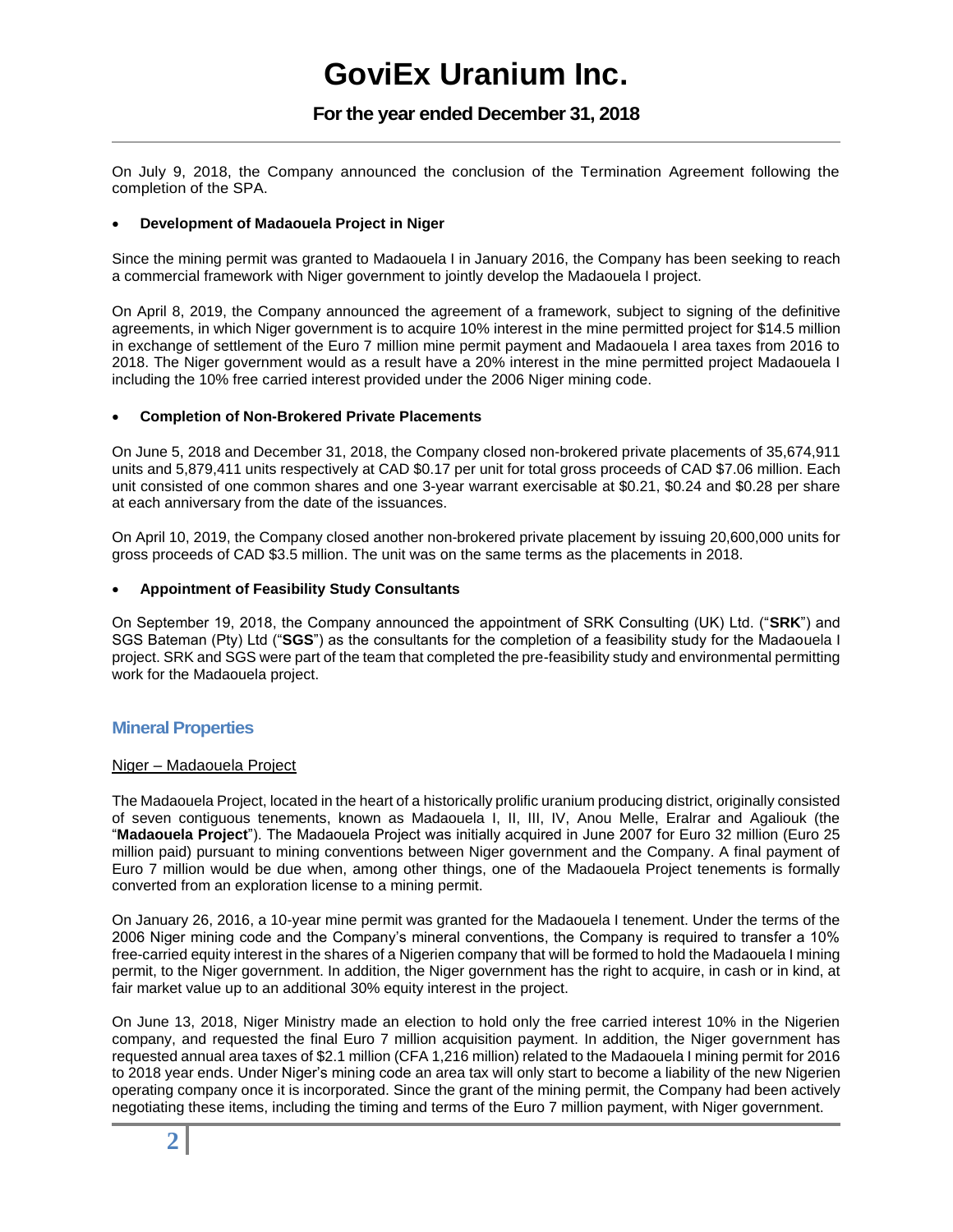On July 9, 2018, the Company announced the conclusion of the Termination Agreement following the completion of the SPA.

- **Development of Madaouela Project in Niger**

Since the mining permit was granted to Madaouela I in January 2016, the Company has been seeking to reach a commercial framework with Niger government to jointly develop the Madaouela I project.

On April 8, 2019, the Company announced the agreement of a framework, subject to signing of the definitive agreements, in which Niger government is to acquire 10% interest in the mine permitted project for $14.5 million in exchange of settlement of the Euro 7 million mine permit payment and Madaouela I area taxes from 2016 to 2018. The Niger government would as a result have a 20% interest in the mine permitted project Madaouela I including the 10% free carried interest provided under the 2006 Niger mining code.

- **Completion of Non-Brokered Private Placements**

On June 5, 2018 and December 31, 2018, the Company closed non-brokered private placements of 35,674,911 units and 5,879,411 units respectively at CAD $0.17 per unit for total gross proceeds of CAD $7.06 million. Each unit consisted of one common shares and one 3-year warrant exercisable at $0.21, $0.24 and $0.28 per share at each anniversary from the date of the issuances.

On April 10, 2019, the Company closed another non-brokered private placement by issuing 20,600,000 units for gross proceeds of CAD $3.5 million. The unit was on the same terms as the placements in 2018.

- **Appointment of Feasibility Study Consultants**

On September 19, 2018, the Company announced the appointment of SRK Consulting (UK) Ltd. ("**SRK**") and SGS Bateman (Pty) Ltd ("**SGS**") as the consultants for the completion of a feasibility study for the Madaouela I project. SRK and SGS were part of the team that completed the pre-feasibility study and environmental permitting work for the Madaouela project.

## Mineral Properties

Niger – Madaouela Project

The Madaouela Project, located in the heart of a historically prolific uranium producing district, originally consisted of seven contiguous tenements, known as Madaouela I, II, III, IV, Anou Melle, Eralrar and Agaliouk (the "**Madaouela Project**"). The Madaouela Project was initially acquired in June 2007 for Euro 32 million (Euro 25 million paid) pursuant to mining conventions between Niger government and the Company. A final payment of Euro 7 million would be due when, among other things, one of the Madaouela Project tenements is formally converted from an exploration license to a mining permit.

On January 26, 2016, a 10-year mine permit was granted for the Madaouela I tenement. Under the terms of the 2006 Niger mining code and the Company's mineral conventions, the Company is required to transfer a 10% free-carried equity interest in the shares of a Nigerien company that will be formed to hold the Madaouela I mining permit, to the Niger government. In addition, the Niger government has the right to acquire, in cash or in kind, at fair market value up to an additional 30% equity interest in the project.

On June 13, 2018, Niger Ministry made an election to hold only the free carried interest 10% in the Nigerien company, and requested the final Euro 7 million acquisition payment. In addition, the Niger government has requested annual area taxes of $2.1 million (CFA 1,216 million) related to the Madaouela I mining permit for 2016 to 2018 year ends. Under Niger's mining code an area tax will only start to become a liability of the new Nigerien operating company once it is incorporated. Since the grant of the mining permit, the Company had been actively negotiating these items, including the timing and terms of the Euro 7 million payment, with Niger government.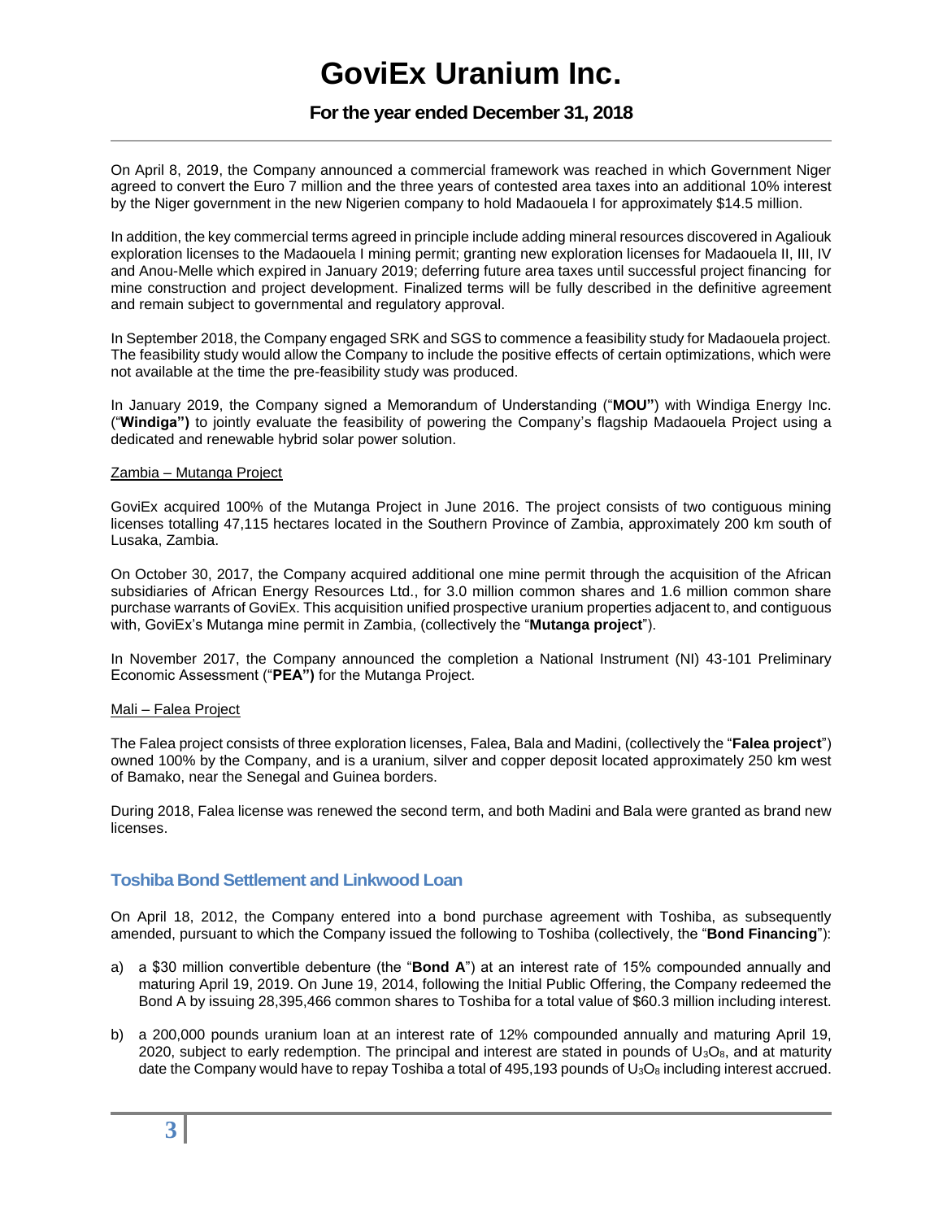On April 8, 2019, the Company announced a commercial framework was reached in which Government Niger agreed to convert the Euro 7 million and the three years of contested area taxes into an additional 10% interest by the Niger government in the new Nigerien company to hold Madaouela I for approximately $14.5 million.

In addition, the key commercial terms agreed in principle include adding mineral resources discovered in Agaliouk exploration licenses to the Madaouela I mining permit; granting new exploration licenses for Madaouela II, III, IV and Anou-Melle which expired in January 2019; deferring future area taxes until successful project financing for mine construction and project development. Finalized terms will be fully described in the definitive agreement and remain subject to governmental and regulatory approval.

In September 2018, the Company engaged SRK and SGS to commence a feasibility study for Madaouela project. The feasibility study would allow the Company to include the positive effects of certain optimizations, which were not available at the time the pre-feasibility study was produced.

In January 2019, the Company signed a Memorandum of Understanding ("**MOU"**) with Windiga Energy Inc. ("**Windiga")** to jointly evaluate the feasibility of powering the Company's flagship Madaouela Project using a dedicated and renewable hybrid solar power solution.

Zambia – Mutanga Project

GoviEx acquired 100% of the Mutanga Project in June 2016. The project consists of two contiguous mining licenses totalling 47,115 hectares located in the Southern Province of Zambia, approximately 200 km south of Lusaka, Zambia.

On October 30, 2017, the Company acquired additional one mine permit through the acquisition of the African subsidiaries of African Energy Resources Ltd., for 3.0 million common shares and 1.6 million common share purchase warrants of GoviEx. This acquisition unified prospective uranium properties adjacent to, and contiguous with, GoviEx's Mutanga mine permit in Zambia, (collectively the "**Mutanga project**").

In November 2017, the Company announced the completion a National Instrument (NI) 43-101 Preliminary Economic Assessment ("**PEA")** for the Mutanga Project.

Mali – Falea Project

The Falea project consists of three exploration licenses, Falea, Bala and Madini, (collectively the "**Falea project**") owned 100% by the Company, and is a uranium, silver and copper deposit located approximately 250 km west of Bamako, near the Senegal and Guinea borders.

During 2018, Falea license was renewed the second term, and both Madini and Bala were granted as brand new licenses.

## Toshiba Bond Settlement and Linkwood Loan

On April 18, 2012, the Company entered into a bond purchase agreement with Toshiba, as subsequently amended, pursuant to which the Company issued the following to Toshiba (collectively, the "**Bond Financing**"):

a) a $30 million convertible debenture (the "**Bond A**") at an interest rate of 15% compounded annually and maturing April 19, 2019. On June 19, 2014, following the Initial Public Offering, the Company redeemed the Bond A by issuing 28,395,466 common shares to Toshiba for a total value of $60.3 million including interest.

b) a 200,000 pounds uranium loan at an interest rate of 12% compounded annually and maturing April 19, 2020, subject to early redemption. The principal and interest are stated in pounds of $U_3O_8$, and at maturity date the Company would have to repay Toshiba a total of 495,193 pounds of $U_3O_8$ including interest accrued.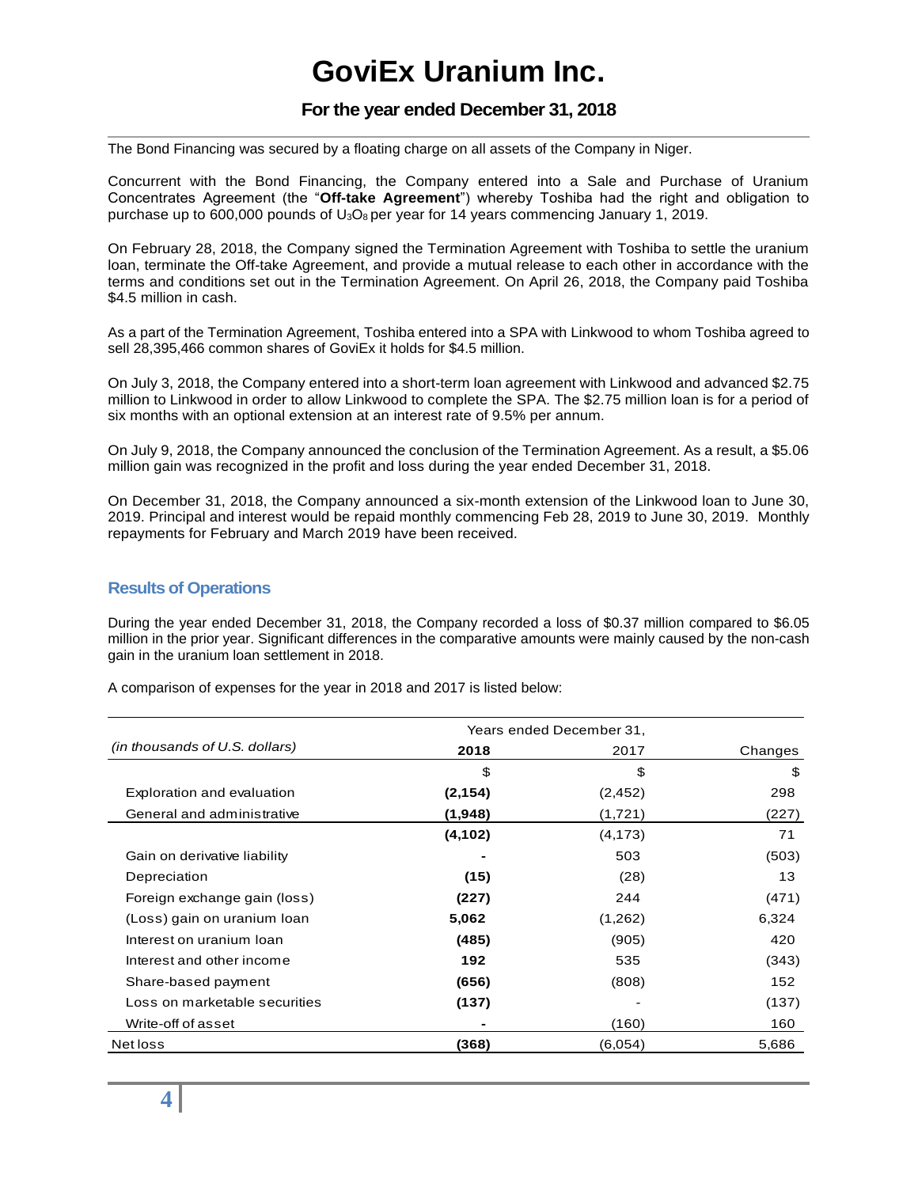The Bond Financing was secured by a floating charge on all assets of the Company in Niger.

Concurrent with the Bond Financing, the Company entered into a Sale and Purchase of Uranium Concentrates Agreement (the "**Off-take Agreement**") whereby Toshiba had the right and obligation to purchase up to 600,000 pounds of $U_3O_8$ per year for 14 years commencing January 1, 2019.

On February 28, 2018, the Company signed the Termination Agreement with Toshiba to settle the uranium loan, terminate the Off-take Agreement, and provide a mutual release to each other in accordance with the terms and conditions set out in the Termination Agreement. On April 26, 2018, the Company paid Toshiba $4.5 million in cash.

As a part of the Termination Agreement, Toshiba entered into a SPA with Linkwood to whom Toshiba agreed to sell 28,395,466 common shares of GoviEx it holds for $4.5 million.

On July 3, 2018, the Company entered into a short-term loan agreement with Linkwood and advanced $2.75 million to Linkwood in order to allow Linkwood to complete the SPA. The $2.75 million loan is for a period of six months with an optional extension at an interest rate of 9.5% per annum.

On July 9, 2018, the Company announced the conclusion of the Termination Agreement. As a result, a $5.06 million gain was recognized in the profit and loss during the year ended December 31, 2018.

On December 31, 2018, the Company announced a six-month extension of the Linkwood loan to June 30, 2019. Principal and interest would be repaid monthly commencing Feb 28, 2019 to June 30, 2019. Monthly repayments for February and March 2019 have been received.

## Results of Operations

During the year ended December 31, 2018, the Company recorded a loss of $0.37 million compared to $6.05 million in the prior year. Significant differences in the comparative amounts were mainly caused by the non-cash gain in the uranium loan settlement in 2018.

A comparison of expenses for the year in 2018 and 2017 is listed below:

| | Years ended December 31, | | |
|---|---|---|---|
| *(in thousands of U.S. dollars)* | **2018** | 2017 | Changes |
| | $ | $ | $ |
| Exploration and evaluation | **(2,154)** | (2,452) | 298 |
| General and administrative | **(1,948)** | (1,721) | (227) |
| | **(4,102)** | (4,173) | 71 |
| Gain on derivative liability | **-** | 503 | (503) |
| Depreciation | **(15)** | (28) | 13 |
| Foreign exchange gain (loss) | **(227)** | 244 | (471) |
| (Loss) gain on uranium loan | **5,062** | (1,262) | 6,324 |
| Interest on uranium loan | **(485)** | (905) | 420 |
| Interest and other income | **192** | 535 | (343) |
| Share-based payment | **(656)** | (808) | 152 |
| Loss on marketable securities | **(137)** | - | (137) |
| Write-off of asset | **-** | (160) | 160 |
| Net loss | **(368)** | (6,054) | 5,686 |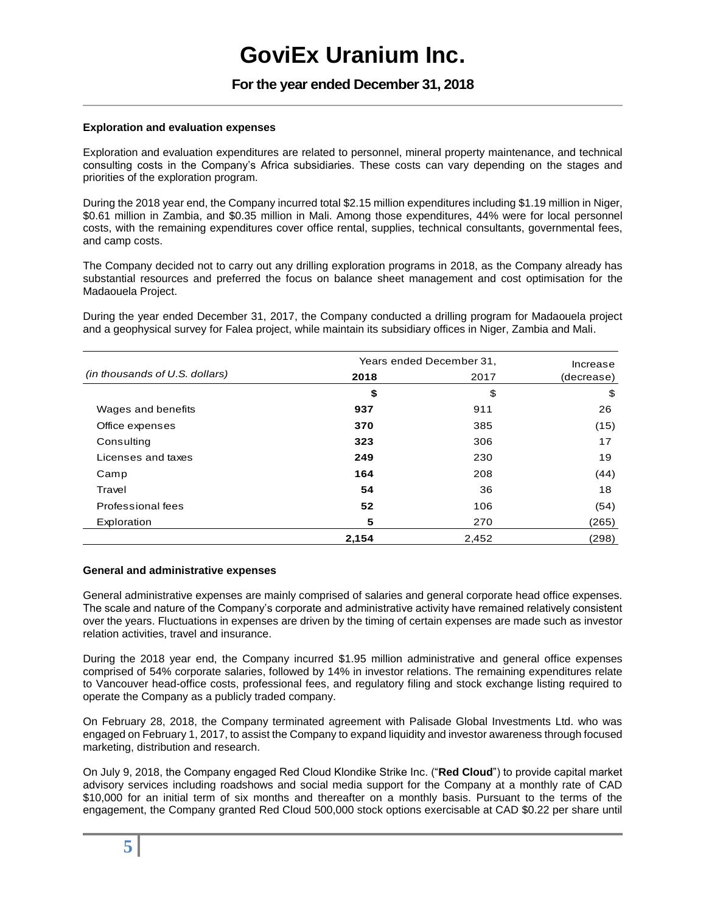#### Exploration and evaluation expenses

Exploration and evaluation expenditures are related to personnel, mineral property maintenance, and technical consulting costs in the Company's Africa subsidiaries. These costs can vary depending on the stages and priorities of the exploration program.

During the 2018 year end, the Company incurred total $2.15 million expenditures including $1.19 million in Niger, $0.61 million in Zambia, and $0.35 million in Mali. Among those expenditures, 44% were for local personnel costs, with the remaining expenditures cover office rental, supplies, technical consultants, governmental fees, and camp costs.

The Company decided not to carry out any drilling exploration programs in 2018, as the Company already has substantial resources and preferred the focus on balance sheet management and cost optimisation for the Madaouela Project.

During the year ended December 31, 2017, the Company conducted a drilling program for Madaouela project and a geophysical survey for Falea project, while maintain its subsidiary offices in Niger, Zambia and Mali.

| *(in thousands of U.S. dollars)* | Years ended December 31, | | Increase |
|---|---|---|---|
| | **2018** | 2017 | (decrease) |
| | **$** | $ | $ |
| Wages and benefits | **937** | 911 | 26 |
| Office expenses | **370** | 385 | (15) |
| Consulting | **323** | 306 | 17 |
| Licenses and taxes | **249** | 230 | 19 |
| Camp | **164** | 208 | (44) |
| Travel | **54** | 36 | 18 |
| Professional fees | **52** | 106 | (54) |
| Exploration | **5** | 270 | (265) |
| | **2,154** | 2,452 | (298) |

#### General and administrative expenses

General administrative expenses are mainly comprised of salaries and general corporate head office expenses. The scale and nature of the Company's corporate and administrative activity have remained relatively consistent over the years. Fluctuations in expenses are driven by the timing of certain expenses are made such as investor relation activities, travel and insurance.

During the 2018 year end, the Company incurred $1.95 million administrative and general office expenses comprised of 54% corporate salaries, followed by 14% in investor relations. The remaining expenditures relate to Vancouver head-office costs, professional fees, and regulatory filing and stock exchange listing required to operate the Company as a publicly traded company.

On February 28, 2018, the Company terminated agreement with Palisade Global Investments Ltd. who was engaged on February 1, 2017, to assist the Company to expand liquidity and investor awareness through focused marketing, distribution and research.

On July 9, 2018, the Company engaged Red Cloud Klondike Strike Inc. ("**Red Cloud**") to provide capital market advisory services including roadshows and social media support for the Company at a monthly rate of CAD $10,000 for an initial term of six months and thereafter on a monthly basis. Pursuant to the terms of the engagement, the Company granted Red Cloud 500,000 stock options exercisable at CAD $0.22 per share until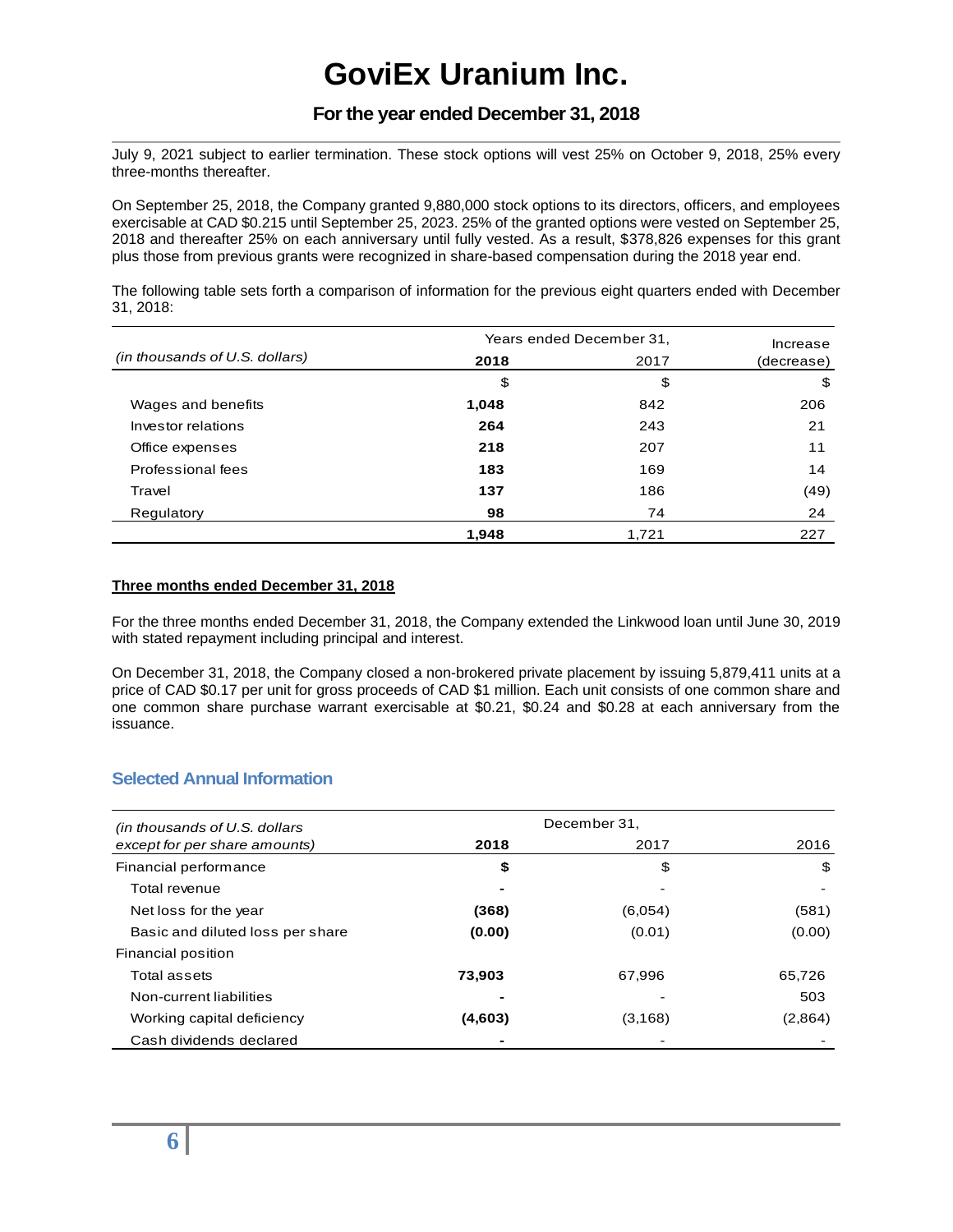July 9, 2021 subject to earlier termination. These stock options will vest 25% on October 9, 2018, 25% every three-months thereafter.

On September 25, 2018, the Company granted 9,880,000 stock options to its directors, officers, and employees exercisable at CAD $0.215 until September 25, 2023. 25% of the granted options were vested on September 25, 2018 and thereafter 25% on each anniversary until fully vested. As a result, $378,826 expenses for this grant plus those from previous grants were recognized in share-based compensation during the 2018 year end.

The following table sets forth a comparison of information for the previous eight quarters ended with December 31, 2018:

| *(in thousands of U.S. dollars)* | Years ended December 31, | | Increase |
|---|---|---|---|
| | **2018** | 2017 | (decrease) |
| | $ | $ | $ |
| Wages and benefits | **1,048** | 842 | 206 |
| Investor relations | **264** | 243 | 21 |
| Office expenses | **218** | 207 | 11 |
| Professional fees | **183** | 169 | 14 |
| Travel | **137** | 186 | (49) |
| Regulatory | **98** | 74 | 24 |
| | **1,948** | 1,721 | 227 |

**Three months ended December 31, 2018**

For the three months ended December 31, 2018, the Company extended the Linkwood loan until June 30, 2019 with stated repayment including principal and interest.

On December 31, 2018, the Company closed a non-brokered private placement by issuing 5,879,411 units at a price of CAD $0.17 per unit for gross proceeds of CAD $1 million. Each unit consists of one common share and one common share purchase warrant exercisable at $0.21, $0.24 and $0.28 at each anniversary from the issuance.

## Selected Annual Information

| *(in thousands of U.S. dollars except for per share amounts)* | December 31, | | |
|---|---|---|---|
| | **2018** | 2017 | 2016 |
| Financial performance | **$** | $ | $ |
| Total revenue | **-** | - | - |
| Net loss for the year | **(368)** | (6,054) | (581) |
| Basic and diluted loss per share | **(0.00)** | (0.01) | (0.00) |
| Financial position | | | |
| Total assets | **73,903** | 67,996 | 65,726 |
| Non-current liabilities | **-** | - | 503 |
| Working capital deficiency | **(4,603)** | (3,168) | (2,864) |
| Cash dividends declared | **-** | - | - |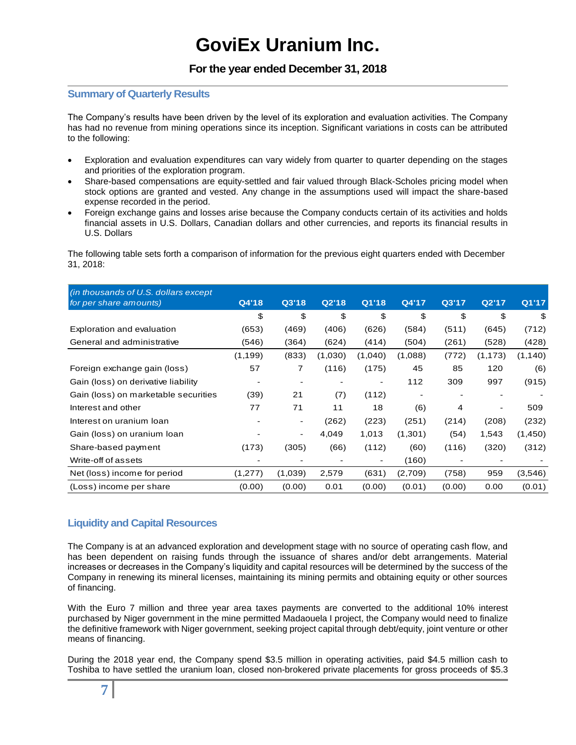# GoviEx Uranium Inc.

## For the year ended December 31, 2018

### Summary of Quarterly Results

The Company's results have been driven by the level of its exploration and evaluation activities. The Company has had no revenue from mining operations since its inception. Significant variations in costs can be attributed to the following:

- Exploration and evaluation expenditures can vary widely from quarter to quarter depending on the stages and priorities of the exploration program.
- Share-based compensations are equity-settled and fair valued through Black-Scholes pricing model when stock options are granted and vested. Any change in the assumptions used will impact the share-based expense recorded in the period.
- Foreign exchange gains and losses arise because the Company conducts certain of its activities and holds financial assets in U.S. Dollars, Canadian dollars and other currencies, and reports its financial results in U.S. Dollars

The following table sets forth a comparison of information for the previous eight quarters ended with December 31, 2018:

| *(in thousands of U.S. dollars except for per share amounts)* | Q4'18 | Q3'18 | Q2'18 | Q1'18 | Q4'17 | Q3'17 | Q2'17 | Q1'17 |
|---|---|---|---|---|---|---|---|---|
| | $ | $ | $ | $ | $ | $ | $ | $ |
| Exploration and evaluation | (653) | (469) | (406) | (626) | (584) | (511) | (645) | (712) |
| General and administrative | (546) | (364) | (624) | (414) | (504) | (261) | (528) | (428) |
| | (1,199) | (833) | (1,030) | (1,040) | (1,088) | (772) | (1,173) | (1,140) |
| Foreign exchange gain (loss) | 57 | 7 | (116) | (175) | 45 | 85 | 120 | (6) |
| Gain (loss) on derivative liability | - | - | - | - | 112 | 309 | 997 | (915) |
| Gain (loss) on marketable securities | (39) | 21 | (7) | (112) | - | - | - | - |
| Interest and other | 77 | 71 | 11 | 18 | (6) | 4 | - | 509 |
| Interest on uranium loan | - | - | (262) | (223) | (251) | (214) | (208) | (232) |
| Gain (loss) on uranium loan | - | - | 4,049 | 1,013 | (1,301) | (54) | 1,543 | (1,450) |
| Share-based payment | (173) | (305) | (66) | (112) | (60) | (116) | (320) | (312) |
| Write-off of assets | - | - | - | - | (160) | - | - | - |
| Net (loss) income for period | (1,277) | (1,039) | 2,579 | (631) | (2,709) | (758) | 959 | (3,546) |
| (Loss) income per share | (0.00) | (0.00) | 0.01 | (0.00) | (0.01) | (0.00) | 0.00 | (0.01) |

### Liquidity and Capital Resources

The Company is at an advanced exploration and development stage with no source of operating cash flow, and has been dependent on raising funds through the issuance of shares and/or debt arrangements. Material increases or decreases in the Company's liquidity and capital resources will be determined by the success of the Company in renewing its mineral licenses, maintaining its mining permits and obtaining equity or other sources of financing.

With the Euro 7 million and three year area taxes payments are converted to the additional 10% interest purchased by Niger government in the mine permitted Madaouela I project, the Company would need to finalize the definitive framework with Niger government, seeking project capital through debt/equity, joint venture or other means of financing.

During the 2018 year end, the Company spend $3.5 million in operating activities, paid $4.5 million cash to Toshiba to have settled the uranium loan, closed non-brokered private placements for gross proceeds of $5.3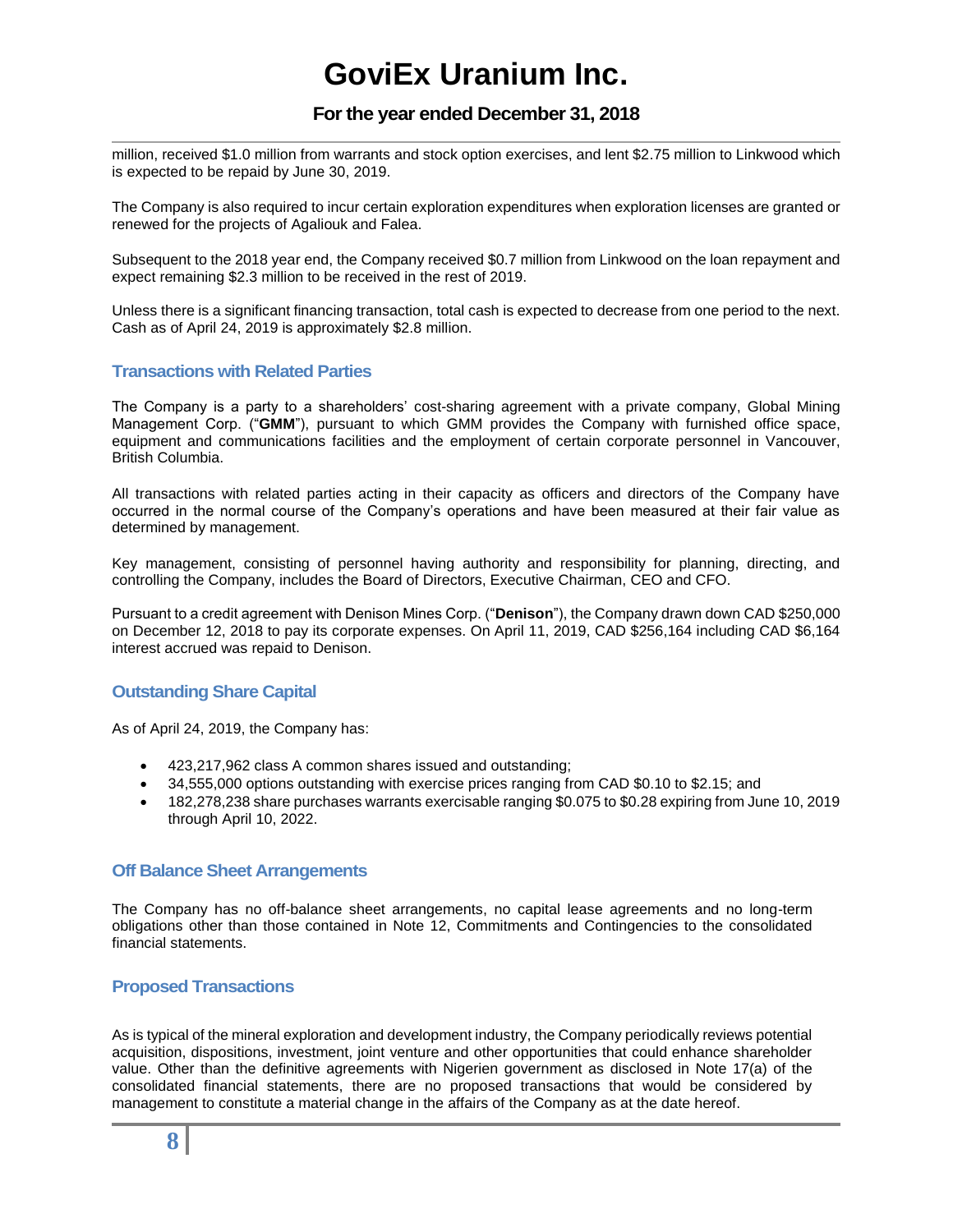million, received $1.0 million from warrants and stock option exercises, and lent $2.75 million to Linkwood which is expected to be repaid by June 30, 2019.

The Company is also required to incur certain exploration expenditures when exploration licenses are granted or renewed for the projects of Agaliouk and Falea.

Subsequent to the 2018 year end, the Company received $0.7 million from Linkwood on the loan repayment and expect remaining $2.3 million to be received in the rest of 2019.

Unless there is a significant financing transaction, total cash is expected to decrease from one period to the next. Cash as of April 24, 2019 is approximately $2.8 million.

## Transactions with Related Parties

The Company is a party to a shareholders' cost-sharing agreement with a private company, Global Mining Management Corp. ("**GMM**"), pursuant to which GMM provides the Company with furnished office space, equipment and communications facilities and the employment of certain corporate personnel in Vancouver, British Columbia.

All transactions with related parties acting in their capacity as officers and directors of the Company have occurred in the normal course of the Company's operations and have been measured at their fair value as determined by management.

Key management, consisting of personnel having authority and responsibility for planning, directing, and controlling the Company, includes the Board of Directors, Executive Chairman, CEO and CFO.

Pursuant to a credit agreement with Denison Mines Corp. ("**Denison**"), the Company drawn down CAD $250,000 on December 12, 2018 to pay its corporate expenses. On April 11, 2019, CAD $256,164 including CAD $6,164 interest accrued was repaid to Denison.

## Outstanding Share Capital

As of April 24, 2019, the Company has:

- 423,217,962 class A common shares issued and outstanding;
- 34,555,000 options outstanding with exercise prices ranging from CAD $0.10 to $2.15; and
- 182,278,238 share purchases warrants exercisable ranging $0.075 to $0.28 expiring from June 10, 2019 through April 10, 2022.

## Off Balance Sheet Arrangements

The Company has no off-balance sheet arrangements, no capital lease agreements and no long-term obligations other than those contained in Note 12, Commitments and Contingencies to the consolidated financial statements.

## Proposed Transactions

As is typical of the mineral exploration and development industry, the Company periodically reviews potential acquisition, dispositions, investment, joint venture and other opportunities that could enhance shareholder value. Other than the definitive agreements with Nigerien government as disclosed in Note 17(a) of the consolidated financial statements, there are no proposed transactions that would be considered by management to constitute a material change in the affairs of the Company as at the date hereof.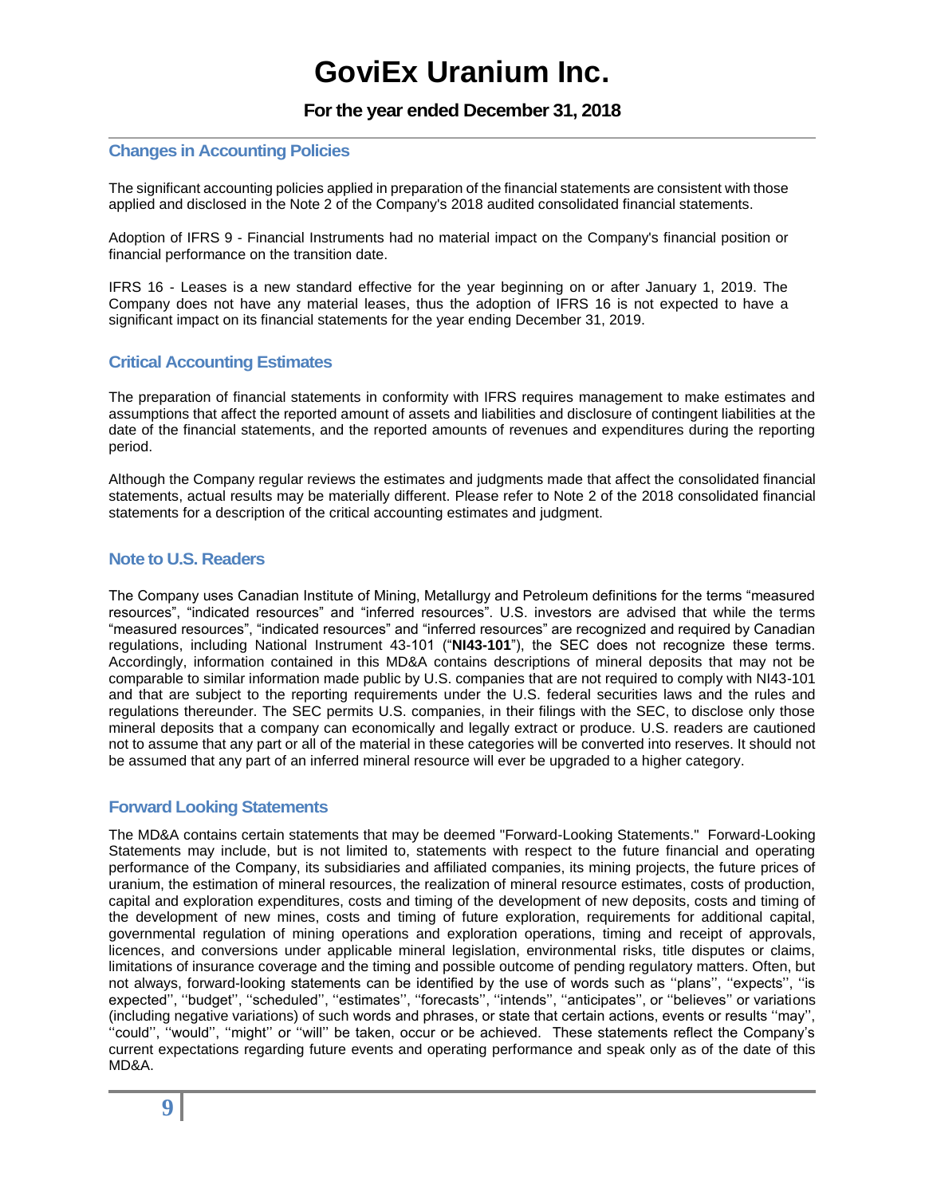## Changes in Accounting Policies

The significant accounting policies applied in preparation of the financial statements are consistent with those applied and disclosed in the Note 2 of the Company's 2018 audited consolidated financial statements.

Adoption of IFRS 9 - Financial Instruments had no material impact on the Company's financial position or financial performance on the transition date.

IFRS 16 - Leases is a new standard effective for the year beginning on or after January 1, 2019. The Company does not have any material leases, thus the adoption of IFRS 16 is not expected to have a significant impact on its financial statements for the year ending December 31, 2019.

## Critical Accounting Estimates

The preparation of financial statements in conformity with IFRS requires management to make estimates and assumptions that affect the reported amount of assets and liabilities and disclosure of contingent liabilities at the date of the financial statements, and the reported amounts of revenues and expenditures during the reporting period.

Although the Company regular reviews the estimates and judgments made that affect the consolidated financial statements, actual results may be materially different. Please refer to Note 2 of the 2018 consolidated financial statements for a description of the critical accounting estimates and judgment.

## Note to U.S. Readers

The Company uses Canadian Institute of Mining, Metallurgy and Petroleum definitions for the terms "measured resources", "indicated resources" and "inferred resources". U.S. investors are advised that while the terms "measured resources", "indicated resources" and "inferred resources" are recognized and required by Canadian regulations, including National Instrument 43-101 ("**NI43-101**"), the SEC does not recognize these terms. Accordingly, information contained in this MD&A contains descriptions of mineral deposits that may not be comparable to similar information made public by U.S. companies that are not required to comply with NI43-101 and that are subject to the reporting requirements under the U.S. federal securities laws and the rules and regulations thereunder. The SEC permits U.S. companies, in their filings with the SEC, to disclose only those mineral deposits that a company can economically and legally extract or produce. U.S. readers are cautioned not to assume that any part or all of the material in these categories will be converted into reserves. It should not be assumed that any part of an inferred mineral resource will ever be upgraded to a higher category.

## Forward Looking Statements

The MD&A contains certain statements that may be deemed "Forward-Looking Statements." Forward-Looking Statements may include, but is not limited to, statements with respect to the future financial and operating performance of the Company, its subsidiaries and affiliated companies, its mining projects, the future prices of uranium, the estimation of mineral resources, the realization of mineral resource estimates, costs of production, capital and exploration expenditures, costs and timing of the development of new deposits, costs and timing of the development of new mines, costs and timing of future exploration, requirements for additional capital, governmental regulation of mining operations and exploration operations, timing and receipt of approvals, licences, and conversions under applicable mineral legislation, environmental risks, title disputes or claims, limitations of insurance coverage and the timing and possible outcome of pending regulatory matters. Often, but not always, forward-looking statements can be identified by the use of words such as ''plans'', ''expects'', ''is expected'', ''budget'', ''scheduled'', ''estimates'', ''forecasts'', ''intends'', ''anticipates'', or ''believes'' or variations (including negative variations) of such words and phrases, or state that certain actions, events or results ''may'', ''could'', ''would'', ''might'' or ''will'' be taken, occur or be achieved. These statements reflect the Company's current expectations regarding future events and operating performance and speak only as of the date of this MD&A.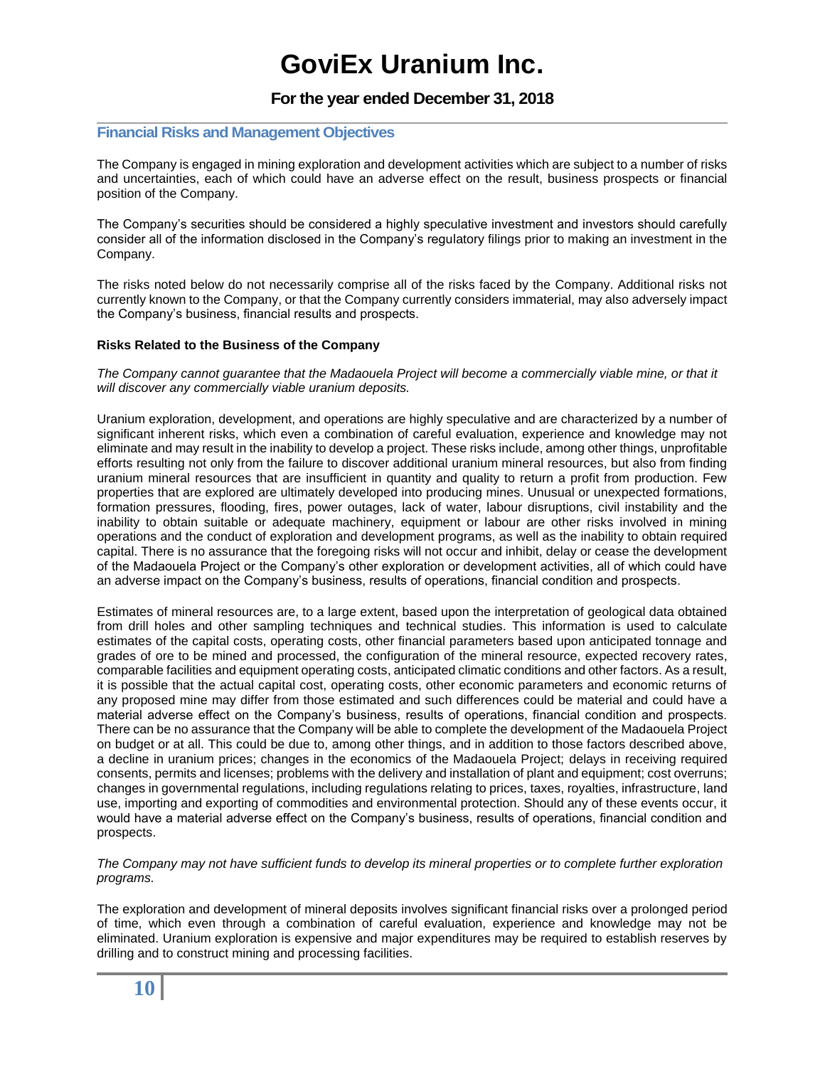## Financial Risks and Management Objectives

The Company is engaged in mining exploration and development activities which are subject to a number of risks and uncertainties, each of which could have an adverse effect on the result, business prospects or financial position of the Company.

The Company's securities should be considered a highly speculative investment and investors should carefully consider all of the information disclosed in the Company's regulatory filings prior to making an investment in the Company.

The risks noted below do not necessarily comprise all of the risks faced by the Company. Additional risks not currently known to the Company, or that the Company currently considers immaterial, may also adversely impact the Company's business, financial results and prospects.

### Risks Related to the Business of the Company

*The Company cannot guarantee that the Madaouela Project will become a commercially viable mine, or that it will discover any commercially viable uranium deposits.*

Uranium exploration, development, and operations are highly speculative and are characterized by a number of significant inherent risks, which even a combination of careful evaluation, experience and knowledge may not eliminate and may result in the inability to develop a project. These risks include, among other things, unprofitable efforts resulting not only from the failure to discover additional uranium mineral resources, but also from finding uranium mineral resources that are insufficient in quantity and quality to return a profit from production. Few properties that are explored are ultimately developed into producing mines. Unusual or unexpected formations, formation pressures, flooding, fires, power outages, lack of water, labour disruptions, civil instability and the inability to obtain suitable or adequate machinery, equipment or labour are other risks involved in mining operations and the conduct of exploration and development programs, as well as the inability to obtain required capital. There is no assurance that the foregoing risks will not occur and inhibit, delay or cease the development of the Madaouela Project or the Company's other exploration or development activities, all of which could have an adverse impact on the Company's business, results of operations, financial condition and prospects.

Estimates of mineral resources are, to a large extent, based upon the interpretation of geological data obtained from drill holes and other sampling techniques and technical studies. This information is used to calculate estimates of the capital costs, operating costs, other financial parameters based upon anticipated tonnage and grades of ore to be mined and processed, the configuration of the mineral resource, expected recovery rates, comparable facilities and equipment operating costs, anticipated climatic conditions and other factors. As a result, it is possible that the actual capital cost, operating costs, other economic parameters and economic returns of any proposed mine may differ from those estimated and such differences could be material and could have a material adverse effect on the Company's business, results of operations, financial condition and prospects. There can be no assurance that the Company will be able to complete the development of the Madaouela Project on budget or at all. This could be due to, among other things, and in addition to those factors described above, a decline in uranium prices; changes in the economics of the Madaouela Project; delays in receiving required consents, permits and licenses; problems with the delivery and installation of plant and equipment; cost overruns; changes in governmental regulations, including regulations relating to prices, taxes, royalties, infrastructure, land use, importing and exporting of commodities and environmental protection. Should any of these events occur, it would have a material adverse effect on the Company's business, results of operations, financial condition and prospects.

*The Company may not have sufficient funds to develop its mineral properties or to complete further exploration programs.*

The exploration and development of mineral deposits involves significant financial risks over a prolonged period of time, which even through a combination of careful evaluation, experience and knowledge may not be eliminated. Uranium exploration is expensive and major expenditures may be required to establish reserves by drilling and to construct mining and processing facilities.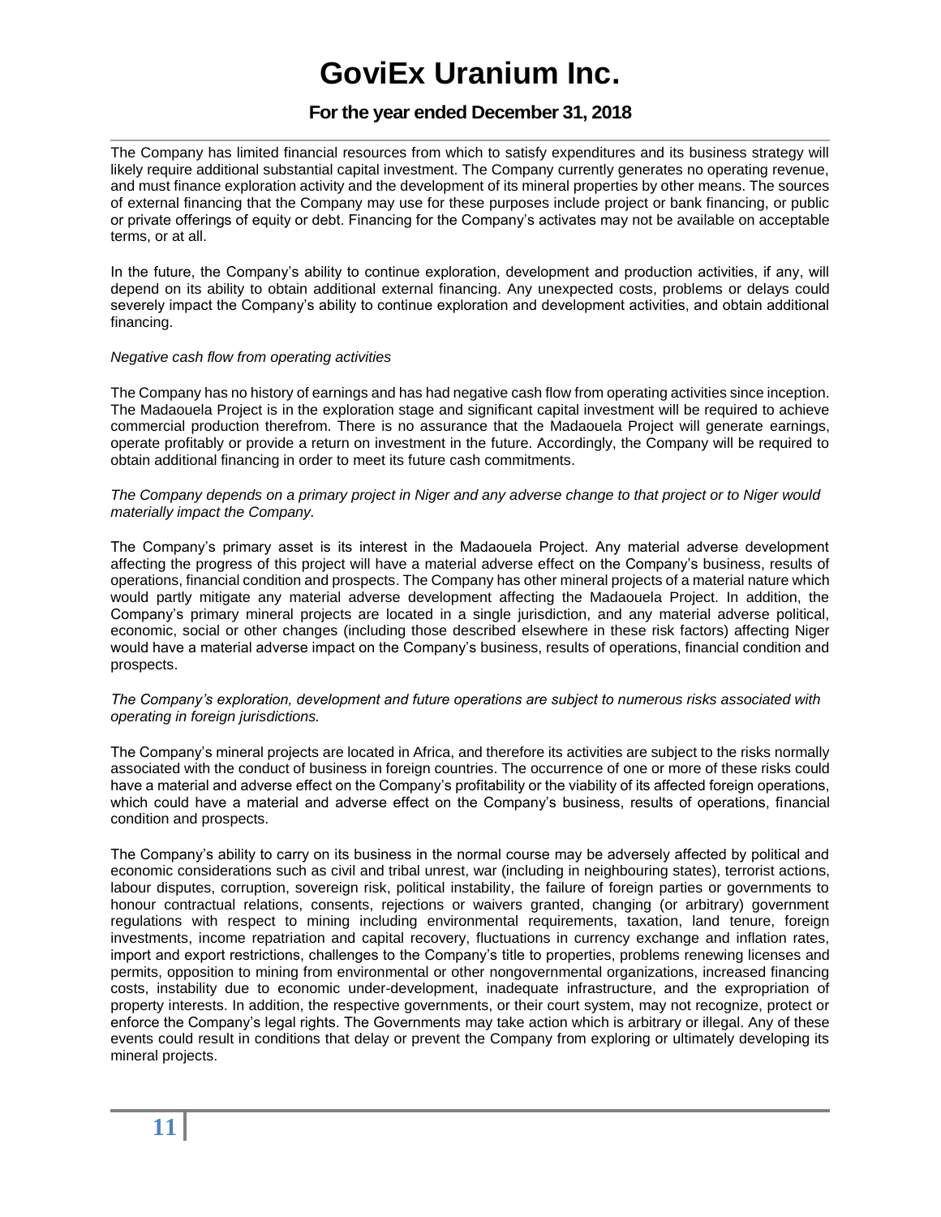The Company has limited financial resources from which to satisfy expenditures and its business strategy will likely require additional substantial capital investment. The Company currently generates no operating revenue, and must finance exploration activity and the development of its mineral properties by other means. The sources of external financing that the Company may use for these purposes include project or bank financing, or public or private offerings of equity or debt. Financing for the Company's activates may not be available on acceptable terms, or at all.

In the future, the Company's ability to continue exploration, development and production activities, if any, will depend on its ability to obtain additional external financing. Any unexpected costs, problems or delays could severely impact the Company's ability to continue exploration and development activities, and obtain additional financing.

*Negative cash flow from operating activities*

The Company has no history of earnings and has had negative cash flow from operating activities since inception. The Madaouela Project is in the exploration stage and significant capital investment will be required to achieve commercial production therefrom. There is no assurance that the Madaouela Project will generate earnings, operate profitably or provide a return on investment in the future. Accordingly, the Company will be required to obtain additional financing in order to meet its future cash commitments.

*The Company depends on a primary project in Niger and any adverse change to that project or to Niger would materially impact the Company.*

The Company's primary asset is its interest in the Madaouela Project. Any material adverse development affecting the progress of this project will have a material adverse effect on the Company's business, results of operations, financial condition and prospects. The Company has other mineral projects of a material nature which would partly mitigate any material adverse development affecting the Madaouela Project. In addition, the Company's primary mineral projects are located in a single jurisdiction, and any material adverse political, economic, social or other changes (including those described elsewhere in these risk factors) affecting Niger would have a material adverse impact on the Company's business, results of operations, financial condition and prospects.

*The Company's exploration, development and future operations are subject to numerous risks associated with operating in foreign jurisdictions.*

The Company's mineral projects are located in Africa, and therefore its activities are subject to the risks normally associated with the conduct of business in foreign countries. The occurrence of one or more of these risks could have a material and adverse effect on the Company's profitability or the viability of its affected foreign operations, which could have a material and adverse effect on the Company's business, results of operations, financial condition and prospects.

The Company's ability to carry on its business in the normal course may be adversely affected by political and economic considerations such as civil and tribal unrest, war (including in neighbouring states), terrorist actions, labour disputes, corruption, sovereign risk, political instability, the failure of foreign parties or governments to honour contractual relations, consents, rejections or waivers granted, changing (or arbitrary) government regulations with respect to mining including environmental requirements, taxation, land tenure, foreign investments, income repatriation and capital recovery, fluctuations in currency exchange and inflation rates, import and export restrictions, challenges to the Company's title to properties, problems renewing licenses and permits, opposition to mining from environmental or other nongovernmental organizations, increased financing costs, instability due to economic under-development, inadequate infrastructure, and the expropriation of property interests. In addition, the respective governments, or their court system, may not recognize, protect or enforce the Company's legal rights. The Governments may take action which is arbitrary or illegal. Any of these events could result in conditions that delay or prevent the Company from exploring or ultimately developing its mineral projects.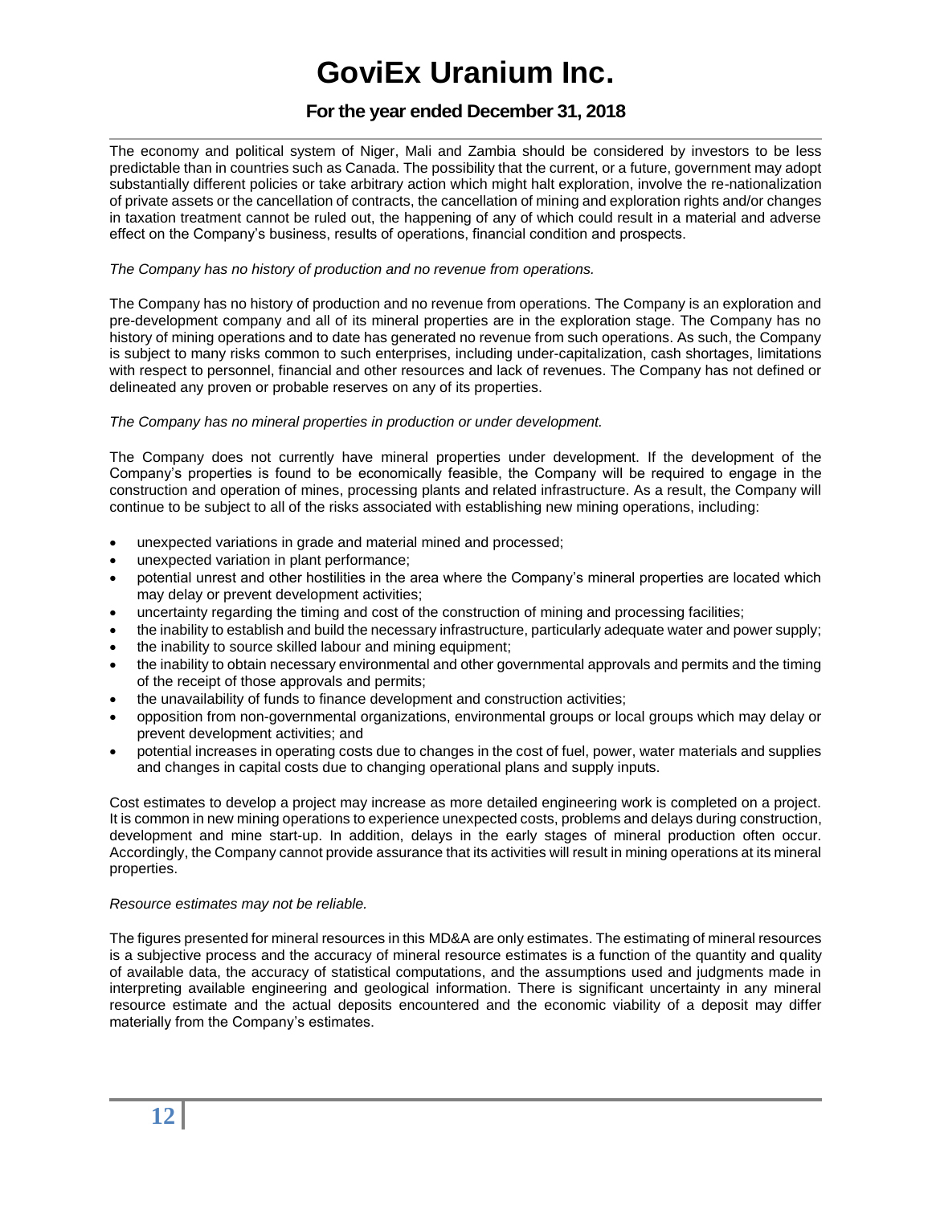The economy and political system of Niger, Mali and Zambia should be considered by investors to be less predictable than in countries such as Canada. The possibility that the current, or a future, government may adopt substantially different policies or take arbitrary action which might halt exploration, involve the re-nationalization of private assets or the cancellation of contracts, the cancellation of mining and exploration rights and/or changes in taxation treatment cannot be ruled out, the happening of any of which could result in a material and adverse effect on the Company's business, results of operations, financial condition and prospects.

*The Company has no history of production and no revenue from operations.*

The Company has no history of production and no revenue from operations. The Company is an exploration and pre-development company and all of its mineral properties are in the exploration stage. The Company has no history of mining operations and to date has generated no revenue from such operations. As such, the Company is subject to many risks common to such enterprises, including under-capitalization, cash shortages, limitations with respect to personnel, financial and other resources and lack of revenues. The Company has not defined or delineated any proven or probable reserves on any of its properties.

*The Company has no mineral properties in production or under development.*

The Company does not currently have mineral properties under development. If the development of the Company's properties is found to be economically feasible, the Company will be required to engage in the construction and operation of mines, processing plants and related infrastructure. As a result, the Company will continue to be subject to all of the risks associated with establishing new mining operations, including:

- unexpected variations in grade and material mined and processed;
- unexpected variation in plant performance;
- potential unrest and other hostilities in the area where the Company's mineral properties are located which may delay or prevent development activities;
- uncertainty regarding the timing and cost of the construction of mining and processing facilities;
- the inability to establish and build the necessary infrastructure, particularly adequate water and power supply;
- the inability to source skilled labour and mining equipment;
- the inability to obtain necessary environmental and other governmental approvals and permits and the timing of the receipt of those approvals and permits;
- the unavailability of funds to finance development and construction activities;
- opposition from non-governmental organizations, environmental groups or local groups which may delay or prevent development activities; and
- potential increases in operating costs due to changes in the cost of fuel, power, water materials and supplies and changes in capital costs due to changing operational plans and supply inputs.

Cost estimates to develop a project may increase as more detailed engineering work is completed on a project. It is common in new mining operations to experience unexpected costs, problems and delays during construction, development and mine start-up. In addition, delays in the early stages of mineral production often occur. Accordingly, the Company cannot provide assurance that its activities will result in mining operations at its mineral properties.

*Resource estimates may not be reliable.*

The figures presented for mineral resources in this MD&A are only estimates. The estimating of mineral resources is a subjective process and the accuracy of mineral resource estimates is a function of the quantity and quality of available data, the accuracy of statistical computations, and the assumptions used and judgments made in interpreting available engineering and geological information. There is significant uncertainty in any mineral resource estimate and the actual deposits encountered and the economic viability of a deposit may differ materially from the Company's estimates.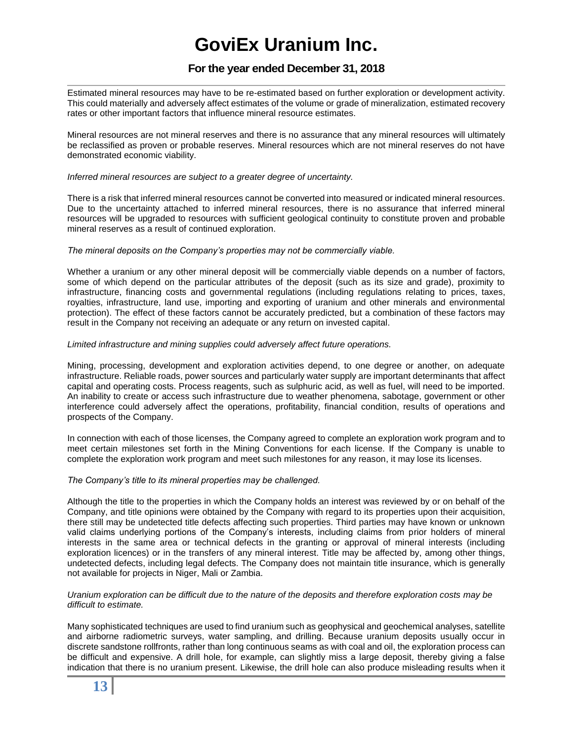Estimated mineral resources may have to be re-estimated based on further exploration or development activity. This could materially and adversely affect estimates of the volume or grade of mineralization, estimated recovery rates or other important factors that influence mineral resource estimates.

Mineral resources are not mineral reserves and there is no assurance that any mineral resources will ultimately be reclassified as proven or probable reserves. Mineral resources which are not mineral reserves do not have demonstrated economic viability.

*Inferred mineral resources are subject to a greater degree of uncertainty.*

There is a risk that inferred mineral resources cannot be converted into measured or indicated mineral resources. Due to the uncertainty attached to inferred mineral resources, there is no assurance that inferred mineral resources will be upgraded to resources with sufficient geological continuity to constitute proven and probable mineral reserves as a result of continued exploration.

*The mineral deposits on the Company's properties may not be commercially viable.*

Whether a uranium or any other mineral deposit will be commercially viable depends on a number of factors, some of which depend on the particular attributes of the deposit (such as its size and grade), proximity to infrastructure, financing costs and governmental regulations (including regulations relating to prices, taxes, royalties, infrastructure, land use, importing and exporting of uranium and other minerals and environmental protection). The effect of these factors cannot be accurately predicted, but a combination of these factors may result in the Company not receiving an adequate or any return on invested capital.

*Limited infrastructure and mining supplies could adversely affect future operations.*

Mining, processing, development and exploration activities depend, to one degree or another, on adequate infrastructure. Reliable roads, power sources and particularly water supply are important determinants that affect capital and operating costs. Process reagents, such as sulphuric acid, as well as fuel, will need to be imported. An inability to create or access such infrastructure due to weather phenomena, sabotage, government or other interference could adversely affect the operations, profitability, financial condition, results of operations and prospects of the Company.

In connection with each of those licenses, the Company agreed to complete an exploration work program and to meet certain milestones set forth in the Mining Conventions for each license. If the Company is unable to complete the exploration work program and meet such milestones for any reason, it may lose its licenses.

*The Company's title to its mineral properties may be challenged.*

Although the title to the properties in which the Company holds an interest was reviewed by or on behalf of the Company, and title opinions were obtained by the Company with regard to its properties upon their acquisition, there still may be undetected title defects affecting such properties. Third parties may have known or unknown valid claims underlying portions of the Company's interests, including claims from prior holders of mineral interests in the same area or technical defects in the granting or approval of mineral interests (including exploration licences) or in the transfers of any mineral interest. Title may be affected by, among other things, undetected defects, including legal defects. The Company does not maintain title insurance, which is generally not available for projects in Niger, Mali or Zambia.

*Uranium exploration can be difficult due to the nature of the deposits and therefore exploration costs may be difficult to estimate.*

Many sophisticated techniques are used to find uranium such as geophysical and geochemical analyses, satellite and airborne radiometric surveys, water sampling, and drilling. Because uranium deposits usually occur in discrete sandstone rollfronts, rather than long continuous seams as with coal and oil, the exploration process can be difficult and expensive. A drill hole, for example, can slightly miss a large deposit, thereby giving a false indication that there is no uranium present. Likewise, the drill hole can also produce misleading results when it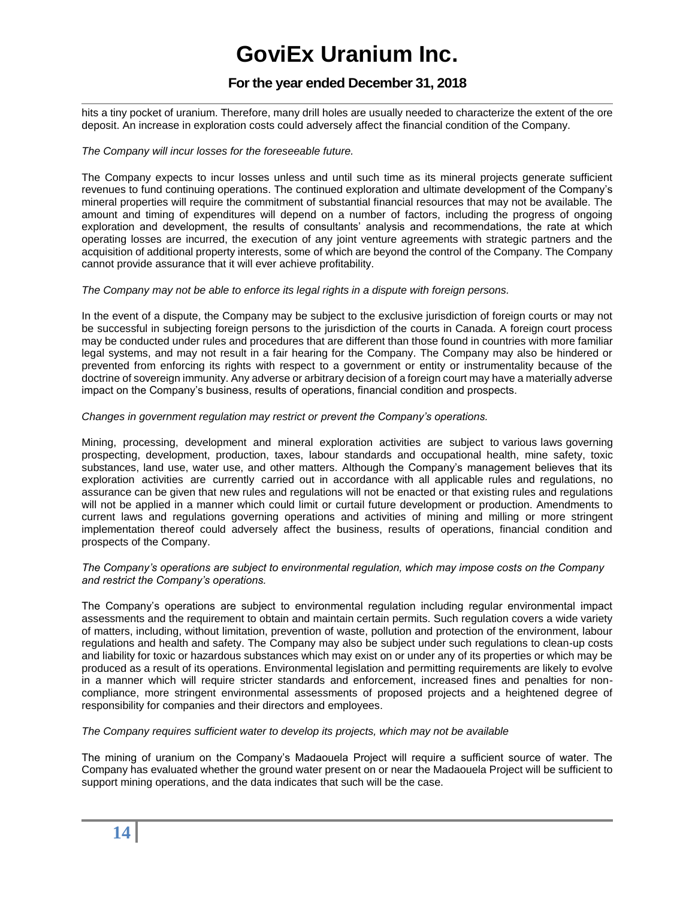hits a tiny pocket of uranium. Therefore, many drill holes are usually needed to characterize the extent of the ore deposit. An increase in exploration costs could adversely affect the financial condition of the Company.

*The Company will incur losses for the foreseeable future.*

The Company expects to incur losses unless and until such time as its mineral projects generate sufficient revenues to fund continuing operations. The continued exploration and ultimate development of the Company's mineral properties will require the commitment of substantial financial resources that may not be available. The amount and timing of expenditures will depend on a number of factors, including the progress of ongoing exploration and development, the results of consultants' analysis and recommendations, the rate at which operating losses are incurred, the execution of any joint venture agreements with strategic partners and the acquisition of additional property interests, some of which are beyond the control of the Company. The Company cannot provide assurance that it will ever achieve profitability.

*The Company may not be able to enforce its legal rights in a dispute with foreign persons.*

In the event of a dispute, the Company may be subject to the exclusive jurisdiction of foreign courts or may not be successful in subjecting foreign persons to the jurisdiction of the courts in Canada. A foreign court process may be conducted under rules and procedures that are different than those found in countries with more familiar legal systems, and may not result in a fair hearing for the Company. The Company may also be hindered or prevented from enforcing its rights with respect to a government or entity or instrumentality because of the doctrine of sovereign immunity. Any adverse or arbitrary decision of a foreign court may have a materially adverse impact on the Company's business, results of operations, financial condition and prospects.

*Changes in government regulation may restrict or prevent the Company's operations.*

Mining, processing, development and mineral exploration activities are subject to various laws governing prospecting, development, production, taxes, labour standards and occupational health, mine safety, toxic substances, land use, water use, and other matters. Although the Company's management believes that its exploration activities are currently carried out in accordance with all applicable rules and regulations, no assurance can be given that new rules and regulations will not be enacted or that existing rules and regulations will not be applied in a manner which could limit or curtail future development or production. Amendments to current laws and regulations governing operations and activities of mining and milling or more stringent implementation thereof could adversely affect the business, results of operations, financial condition and prospects of the Company.

*The Company's operations are subject to environmental regulation, which may impose costs on the Company and restrict the Company's operations.*

The Company's operations are subject to environmental regulation including regular environmental impact assessments and the requirement to obtain and maintain certain permits. Such regulation covers a wide variety of matters, including, without limitation, prevention of waste, pollution and protection of the environment, labour regulations and health and safety. The Company may also be subject under such regulations to clean-up costs and liability for toxic or hazardous substances which may exist on or under any of its properties or which may be produced as a result of its operations. Environmental legislation and permitting requirements are likely to evolve in a manner which will require stricter standards and enforcement, increased fines and penalties for non-compliance, more stringent environmental assessments of proposed projects and a heightened degree of responsibility for companies and their directors and employees.

*The Company requires sufficient water to develop its projects, which may not be available*

The mining of uranium on the Company's Madaouela Project will require a sufficient source of water. The Company has evaluated whether the ground water present on or near the Madaouela Project will be sufficient to support mining operations, and the data indicates that such will be the case.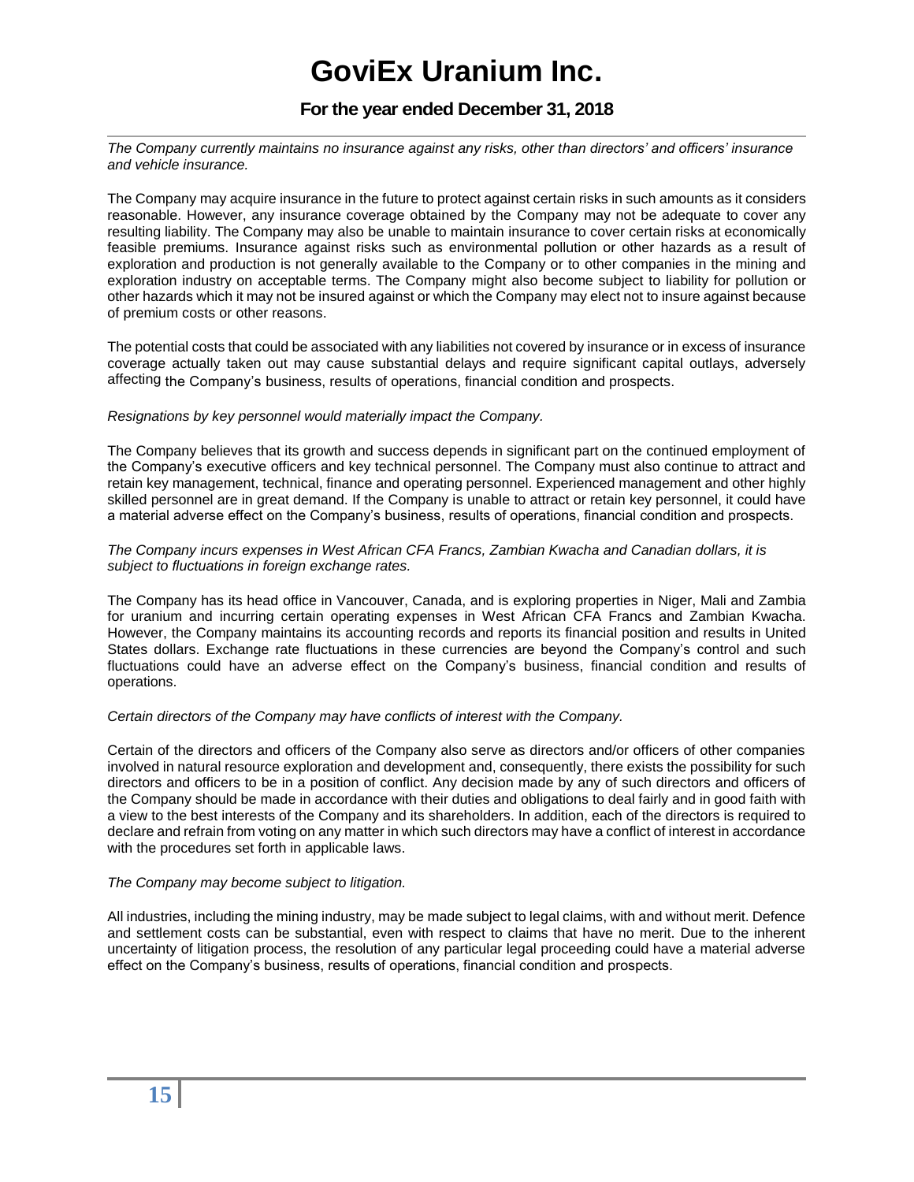*The Company currently maintains no insurance against any risks, other than directors' and officers' insurance and vehicle insurance.*

The Company may acquire insurance in the future to protect against certain risks in such amounts as it considers reasonable. However, any insurance coverage obtained by the Company may not be adequate to cover any resulting liability. The Company may also be unable to maintain insurance to cover certain risks at economically feasible premiums. Insurance against risks such as environmental pollution or other hazards as a result of exploration and production is not generally available to the Company or to other companies in the mining and exploration industry on acceptable terms. The Company might also become subject to liability for pollution or other hazards which it may not be insured against or which the Company may elect not to insure against because of premium costs or other reasons.

The potential costs that could be associated with any liabilities not covered by insurance or in excess of insurance coverage actually taken out may cause substantial delays and require significant capital outlays, adversely affecting the Company's business, results of operations, financial condition and prospects.

*Resignations by key personnel would materially impact the Company.*

The Company believes that its growth and success depends in significant part on the continued employment of the Company's executive officers and key technical personnel. The Company must also continue to attract and retain key management, technical, finance and operating personnel. Experienced management and other highly skilled personnel are in great demand. If the Company is unable to attract or retain key personnel, it could have a material adverse effect on the Company's business, results of operations, financial condition and prospects.

*The Company incurs expenses in West African CFA Francs, Zambian Kwacha and Canadian dollars, it is subject to fluctuations in foreign exchange rates.*

The Company has its head office in Vancouver, Canada, and is exploring properties in Niger, Mali and Zambia for uranium and incurring certain operating expenses in West African CFA Francs and Zambian Kwacha. However, the Company maintains its accounting records and reports its financial position and results in United States dollars. Exchange rate fluctuations in these currencies are beyond the Company's control and such fluctuations could have an adverse effect on the Company's business, financial condition and results of operations.

*Certain directors of the Company may have conflicts of interest with the Company.*

Certain of the directors and officers of the Company also serve as directors and/or officers of other companies involved in natural resource exploration and development and, consequently, there exists the possibility for such directors and officers to be in a position of conflict. Any decision made by any of such directors and officers of the Company should be made in accordance with their duties and obligations to deal fairly and in good faith with a view to the best interests of the Company and its shareholders. In addition, each of the directors is required to declare and refrain from voting on any matter in which such directors may have a conflict of interest in accordance with the procedures set forth in applicable laws.

*The Company may become subject to litigation.*

All industries, including the mining industry, may be made subject to legal claims, with and without merit. Defence and settlement costs can be substantial, even with respect to claims that have no merit. Due to the inherent uncertainty of litigation process, the resolution of any particular legal proceeding could have a material adverse effect on the Company's business, results of operations, financial condition and prospects.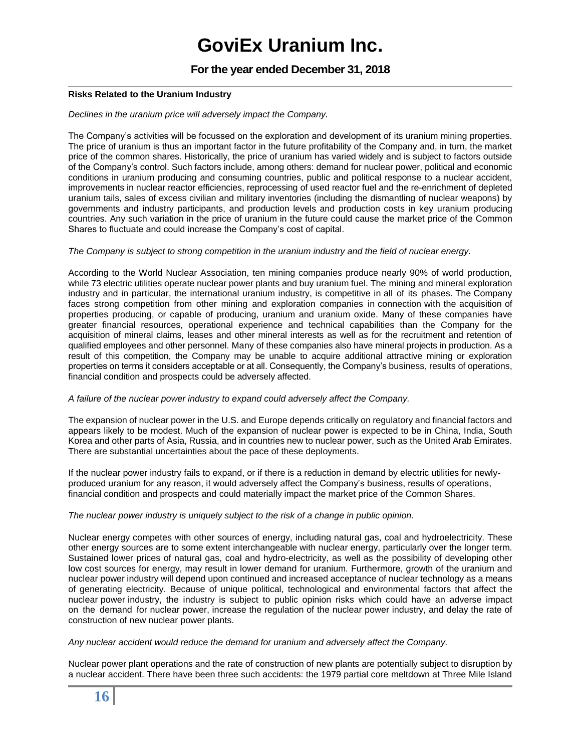**Risks Related to the Uranium Industry**

*Declines in the uranium price will adversely impact the Company.*

The Company's activities will be focussed on the exploration and development of its uranium mining properties. The price of uranium is thus an important factor in the future profitability of the Company and, in turn, the market price of the common shares. Historically, the price of uranium has varied widely and is subject to factors outside of the Company's control. Such factors include, among others: demand for nuclear power, political and economic conditions in uranium producing and consuming countries, public and political response to a nuclear accident, improvements in nuclear reactor efficiencies, reprocessing of used reactor fuel and the re-enrichment of depleted uranium tails, sales of excess civilian and military inventories (including the dismantling of nuclear weapons) by governments and industry participants, and production levels and production costs in key uranium producing countries. Any such variation in the price of uranium in the future could cause the market price of the Common Shares to fluctuate and could increase the Company's cost of capital.

*The Company is subject to strong competition in the uranium industry and the field of nuclear energy.*

According to the World Nuclear Association, ten mining companies produce nearly 90% of world production, while 73 electric utilities operate nuclear power plants and buy uranium fuel. The mining and mineral exploration industry and in particular, the international uranium industry, is competitive in all of its phases. The Company faces strong competition from other mining and exploration companies in connection with the acquisition of properties producing, or capable of producing, uranium and uranium oxide. Many of these companies have greater financial resources, operational experience and technical capabilities than the Company for the acquisition of mineral claims, leases and other mineral interests as well as for the recruitment and retention of qualified employees and other personnel. Many of these companies also have mineral projects in production. As a result of this competition, the Company may be unable to acquire additional attractive mining or exploration properties on terms it considers acceptable or at all. Consequently, the Company's business, results of operations, financial condition and prospects could be adversely affected.

*A failure of the nuclear power industry to expand could adversely affect the Company.*

The expansion of nuclear power in the U.S. and Europe depends critically on regulatory and financial factors and appears likely to be modest. Much of the expansion of nuclear power is expected to be in China, India, South Korea and other parts of Asia, Russia, and in countries new to nuclear power, such as the United Arab Emirates. There are substantial uncertainties about the pace of these deployments.

If the nuclear power industry fails to expand, or if there is a reduction in demand by electric utilities for newly-produced uranium for any reason, it would adversely affect the Company's business, results of operations, financial condition and prospects and could materially impact the market price of the Common Shares.

*The nuclear power industry is uniquely subject to the risk of a change in public opinion.*

Nuclear energy competes with other sources of energy, including natural gas, coal and hydroelectricity. These other energy sources are to some extent interchangeable with nuclear energy, particularly over the longer term. Sustained lower prices of natural gas, coal and hydro-electricity, as well as the possibility of developing other low cost sources for energy, may result in lower demand for uranium. Furthermore, growth of the uranium and nuclear power industry will depend upon continued and increased acceptance of nuclear technology as a means of generating electricity. Because of unique political, technological and environmental factors that affect the nuclear power industry, the industry is subject to public opinion risks which could have an adverse impact on the demand for nuclear power, increase the regulation of the nuclear power industry, and delay the rate of construction of new nuclear power plants.

*Any nuclear accident would reduce the demand for uranium and adversely affect the Company.*

Nuclear power plant operations and the rate of construction of new plants are potentially subject to disruption by a nuclear accident. There have been three such accidents: the 1979 partial core meltdown at Three Mile Island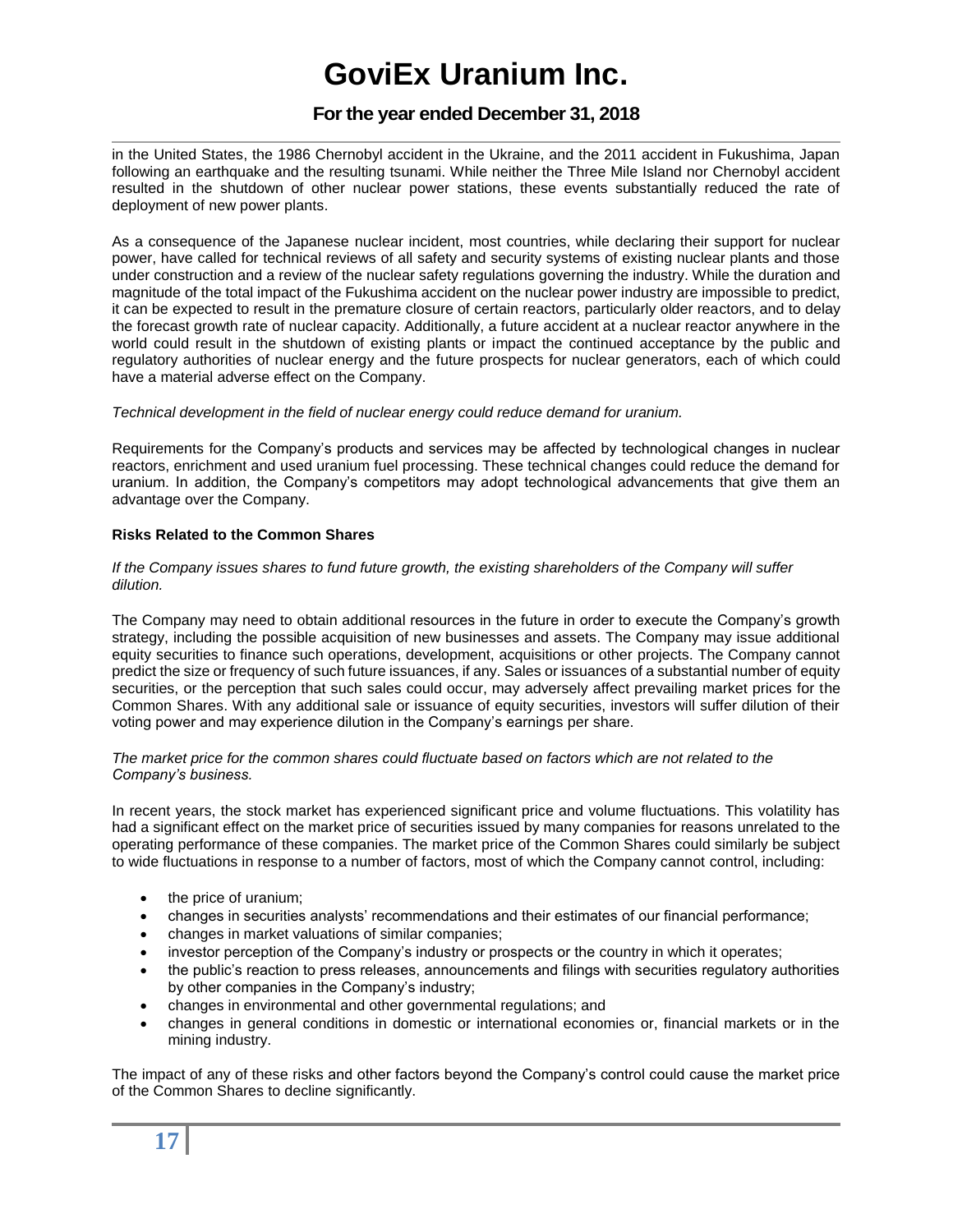in the United States, the 1986 Chernobyl accident in the Ukraine, and the 2011 accident in Fukushima, Japan following an earthquake and the resulting tsunami. While neither the Three Mile Island nor Chernobyl accident resulted in the shutdown of other nuclear power stations, these events substantially reduced the rate of deployment of new power plants.

As a consequence of the Japanese nuclear incident, most countries, while declaring their support for nuclear power, have called for technical reviews of all safety and security systems of existing nuclear plants and those under construction and a review of the nuclear safety regulations governing the industry. While the duration and magnitude of the total impact of the Fukushima accident on the nuclear power industry are impossible to predict, it can be expected to result in the premature closure of certain reactors, particularly older reactors, and to delay the forecast growth rate of nuclear capacity. Additionally, a future accident at a nuclear reactor anywhere in the world could result in the shutdown of existing plants or impact the continued acceptance by the public and regulatory authorities of nuclear energy and the future prospects for nuclear generators, each of which could have a material adverse effect on the Company.

*Technical development in the field of nuclear energy could reduce demand for uranium.*

Requirements for the Company's products and services may be affected by technological changes in nuclear reactors, enrichment and used uranium fuel processing. These technical changes could reduce the demand for uranium. In addition, the Company's competitors may adopt technological advancements that give them an advantage over the Company.

**Risks Related to the Common Shares**

*If the Company issues shares to fund future growth, the existing shareholders of the Company will suffer dilution.*

The Company may need to obtain additional resources in the future in order to execute the Company's growth strategy, including the possible acquisition of new businesses and assets. The Company may issue additional equity securities to finance such operations, development, acquisitions or other projects. The Company cannot predict the size or frequency of such future issuances, if any. Sales or issuances of a substantial number of equity securities, or the perception that such sales could occur, may adversely affect prevailing market prices for the Common Shares. With any additional sale or issuance of equity securities, investors will suffer dilution of their voting power and may experience dilution in the Company's earnings per share.

*The market price for the common shares could fluctuate based on factors which are not related to the Company's business.*

In recent years, the stock market has experienced significant price and volume fluctuations. This volatility has had a significant effect on the market price of securities issued by many companies for reasons unrelated to the operating performance of these companies. The market price of the Common Shares could similarly be subject to wide fluctuations in response to a number of factors, most of which the Company cannot control, including:

- the price of uranium;
- changes in securities analysts' recommendations and their estimates of our financial performance;
- changes in market valuations of similar companies;
- investor perception of the Company's industry or prospects or the country in which it operates;
- the public's reaction to press releases, announcements and filings with securities regulatory authorities by other companies in the Company's industry;
- changes in environmental and other governmental regulations; and
- changes in general conditions in domestic or international economies or, financial markets or in the mining industry.

The impact of any of these risks and other factors beyond the Company's control could cause the market price of the Common Shares to decline significantly.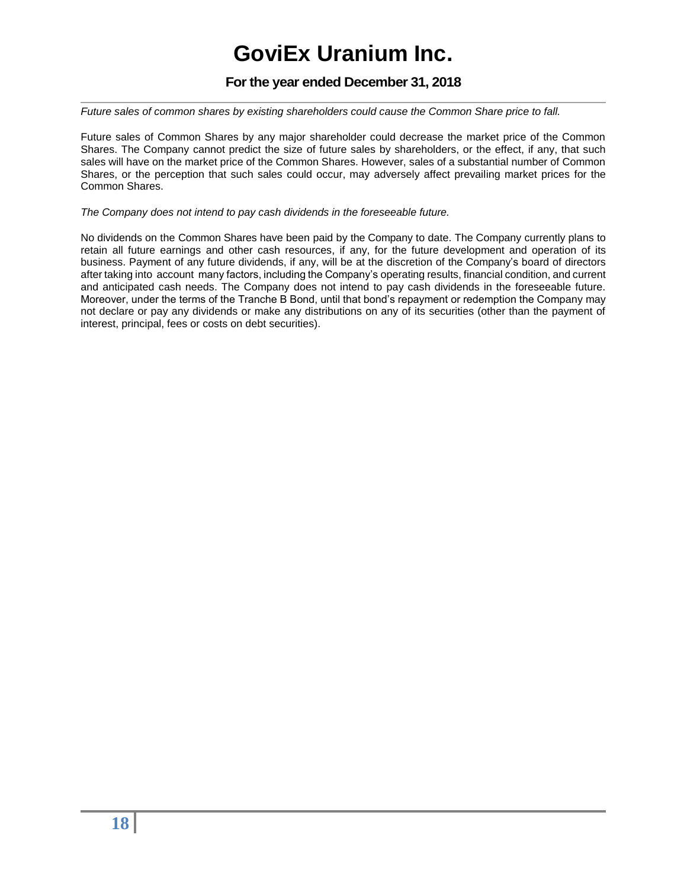*Future sales of common shares by existing shareholders could cause the Common Share price to fall.*

Future sales of Common Shares by any major shareholder could decrease the market price of the Common Shares. The Company cannot predict the size of future sales by shareholders, or the effect, if any, that such sales will have on the market price of the Common Shares. However, sales of a substantial number of Common Shares, or the perception that such sales could occur, may adversely affect prevailing market prices for the Common Shares.

*The Company does not intend to pay cash dividends in the foreseeable future.*

No dividends on the Common Shares have been paid by the Company to date. The Company currently plans to retain all future earnings and other cash resources, if any, for the future development and operation of its business. Payment of any future dividends, if any, will be at the discretion of the Company's board of directors after taking into account many factors, including the Company's operating results, financial condition, and current and anticipated cash needs. The Company does not intend to pay cash dividends in the foreseeable future. Moreover, under the terms of the Tranche B Bond, until that bond's repayment or redemption the Company may not declare or pay any dividends or make any distributions on any of its securities (other than the payment of interest, principal, fees or costs on debt securities).